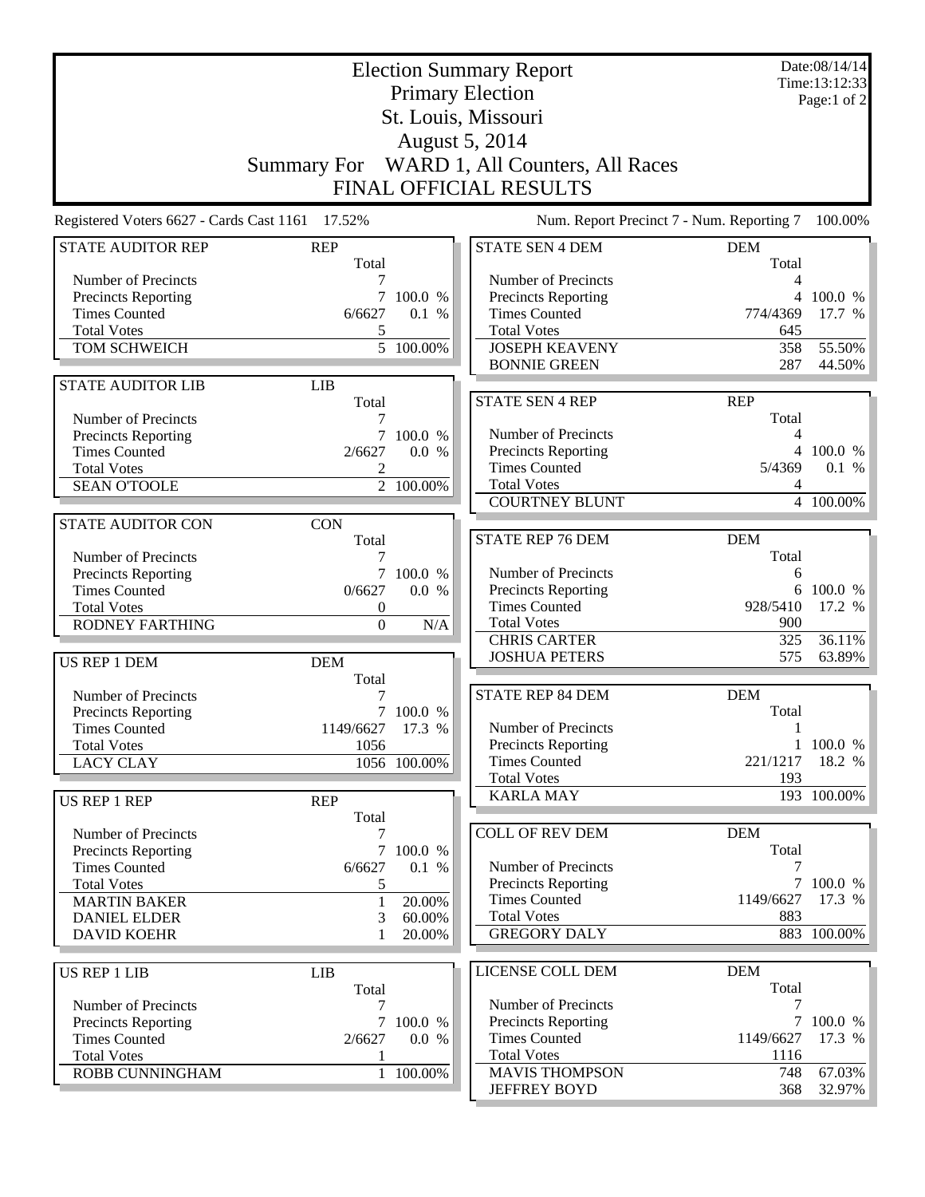# Election Summary Report

## Primary Election

## St. Louis, Missouri

## August 5, 2014

## Summary For WARD 1, All Counters, All Races

## FINAL OFFICIAL RESULTS

Date:08/14/14
Time:13:12:33

Registered Voters 6627 - Cards Cast 1161 17.52%

Num. Report Precinct 7 - Num. Reporting 7 100.00%

| STATE AUDITOR REP | REP Total | |
|---|---|---|
| Number of Precincts | 7 | |
| Precincts Reporting | 7 | 100.0 % |
| Times Counted | 6/6627 | 0.1 % |
| Total Votes | 5 | |
| TOM SCHWEICH | 5 | 100.00% |

| STATE AUDITOR LIB | LIB Total | |
|---|---|---|
| Number of Precincts | 7 | |
| Precincts Reporting | 7 | 100.0 % |
| Times Counted | 2/6627 | 0.0 % |
| Total Votes | 2 | |
| SEAN O'TOOLE | 2 | 100.00% |

| STATE AUDITOR CON | CON Total | |
|---|---|---|
| Number of Precincts | 7 | |
| Precincts Reporting | 7 | 100.0 % |
| Times Counted | 0/6627 | 0.0 % |
| Total Votes | 0 | |
| RODNEY FARTHING | 0 | N/A |

| US REP 1 DEM | DEM Total | |
|---|---|---|
| Number of Precincts | 7 | |
| Precincts Reporting | 7 | 100.0 % |
| Times Counted | 1149/6627 | 17.3 % |
| Total Votes | 1056 | |
| LACY CLAY | 1056 | 100.00% |

| US REP 1 REP | REP Total | |
|---|---|---|
| Number of Precincts | 7 | |
| Precincts Reporting | 7 | 100.0 % |
| Times Counted | 6/6627 | 0.1 % |
| Total Votes | 5 | |
| MARTIN BAKER | 1 | 20.00% |
| DANIEL ELDER | 3 | 60.00% |
| DAVID KOEHR | 1 | 20.00% |

| US REP 1 LIB | LIB Total | |
|---|---|---|
| Number of Precincts | 7 | |
| Precincts Reporting | 7 | 100.0 % |
| Times Counted | 2/6627 | 0.0 % |
| Total Votes | 1 | |
| ROBB CUNNINGHAM | 1 | 100.00% |

| STATE SEN 4 DEM | DEM Total | |
|---|---|---|
| Number of Precincts | 4 | |
| Precincts Reporting | 4 | 100.0 % |
| Times Counted | 774/4369 | 17.7 % |
| Total Votes | 645 | |
| JOSEPH KEAVENY | 358 | 55.50% |
| BONNIE GREEN | 287 | 44.50% |

| STATE SEN 4 REP | REP Total | |
|---|---|---|
| Number of Precincts | 4 | |
| Precincts Reporting | 4 | 100.0 % |
| Times Counted | 5/4369 | 0.1 % |
| Total Votes | 4 | |
| COURTNEY BLUNT | 4 | 100.00% |

| STATE REP 76 DEM | DEM Total | |
|---|---|---|
| Number of Precincts | 6 | |
| Precincts Reporting | 6 | 100.0 % |
| Times Counted | 928/5410 | 17.2 % |
| Total Votes | 900 | |
| CHRIS CARTER | 325 | 36.11% |
| JOSHUA PETERS | 575 | 63.89% |

| STATE REP 84 DEM | DEM Total | |
|---|---|---|
| Number of Precincts | 1 | |
| Precincts Reporting | 1 | 100.0 % |
| Times Counted | 221/1217 | 18.2 % |
| Total Votes | 193 | |
| KARLA MAY | 193 | 100.00% |

| COLL OF REV DEM | DEM Total | |
|---|---|---|
| Number of Precincts | 7 | |
| Precincts Reporting | 7 | 100.0 % |
| Times Counted | 1149/6627 | 17.3 % |
| Total Votes | 883 | |
| GREGORY DALY | 883 | 100.00% |

| LICENSE COLL DEM | DEM Total | |
|---|---|---|
| Number of Precincts | 7 | |
| Precincts Reporting | 7 | 100.0 % |
| Times Counted | 1149/6627 | 17.3 % |
| Total Votes | 1116 | |
| MAVIS THOMPSON | 748 | 67.03% |
| JEFFREY BOYD | 368 | 32.97% |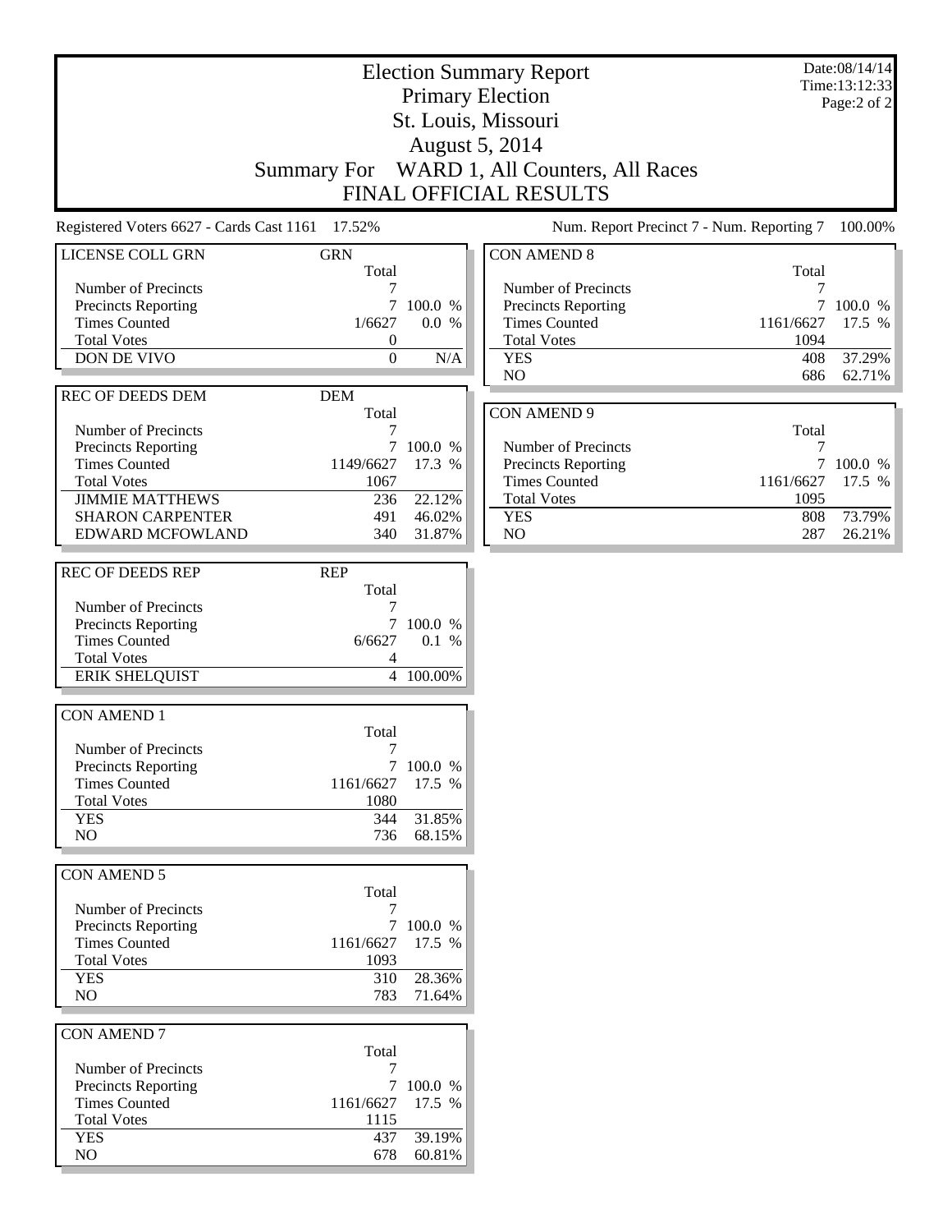# Election Summary Report
## Primary Election
## St. Louis, Missouri
## August 5, 2014
## Summary For WARD 1, All Counters, All Races
## FINAL OFFICIAL RESULTS

Date:08/14/14
Time:13:12:33
Page:2 of 2

Registered Voters 6627 - Cards Cast 1161 17.52%

Num. Report Precinct 7 - Num. Reporting 7 100.00%

### LICENSE COLL GRN

| GRN | Total | |
|---|---|---|
| Number of Precincts | 7 | |
| Precincts Reporting | 7 | 100.0 % |
| Times Counted | 1/6627 | 0.0 % |
| Total Votes | 0 | |
| DON DE VIVO | 0 | N/A |

### REC OF DEEDS DEM

| DEM | Total | |
|---|---|---|
| Number of Precincts | 7 | |
| Precincts Reporting | 7 | 100.0 % |
| Times Counted | 1149/6627 | 17.3 % |
| Total Votes | 1067 | |
| JIMMIE MATTHEWS | 236 | 22.12% |
| SHARON CARPENTER | 491 | 46.02% |
| EDWARD MCFOWLAND | 340 | 31.87% |

### REC OF DEEDS REP

| REP | Total | |
|---|---|---|
| Number of Precincts | 7 | |
| Precincts Reporting | 7 | 100.0 % |
| Times Counted | 6/6627 | 0.1 % |
| Total Votes | 4 | |
| ERIK SHELQUIST | 4 | 100.00% |

### CON AMEND 1

| | Total | |
|---|---|---|
| Number of Precincts | 7 | |
| Precincts Reporting | 7 | 100.0 % |
| Times Counted | 1161/6627 | 17.5 % |
| Total Votes | 1080 | |
| YES | 344 | 31.85% |
| NO | 736 | 68.15% |

### CON AMEND 5

| | Total | |
|---|---|---|
| Number of Precincts | 7 | |
| Precincts Reporting | 7 | 100.0 % |
| Times Counted | 1161/6627 | 17.5 % |
| Total Votes | 1093 | |
| YES | 310 | 28.36% |
| NO | 783 | 71.64% |

### CON AMEND 7

| | Total | |
|---|---|---|
| Number of Precincts | 7 | |
| Precincts Reporting | 7 | 100.0 % |
| Times Counted | 1161/6627 | 17.5 % |
| Total Votes | 1115 | |
| YES | 437 | 39.19% |
| NO | 678 | 60.81% |

### CON AMEND 8

| | Total | |
|---|---|---|
| Number of Precincts | 7 | |
| Precincts Reporting | 7 | 100.0 % |
| Times Counted | 1161/6627 | 17.5 % |
| Total Votes | 1094 | |
| YES | 408 | 37.29% |
| NO | 686 | 62.71% |

### CON AMEND 9

| | Total | |
|---|---|---|
| Number of Precincts | 7 | |
| Precincts Reporting | 7 | 100.0 % |
| Times Counted | 1161/6627 | 17.5 % |
| Total Votes | 1095 | |
| YES | 808 | 73.79% |
| NO | 287 | 26.21% |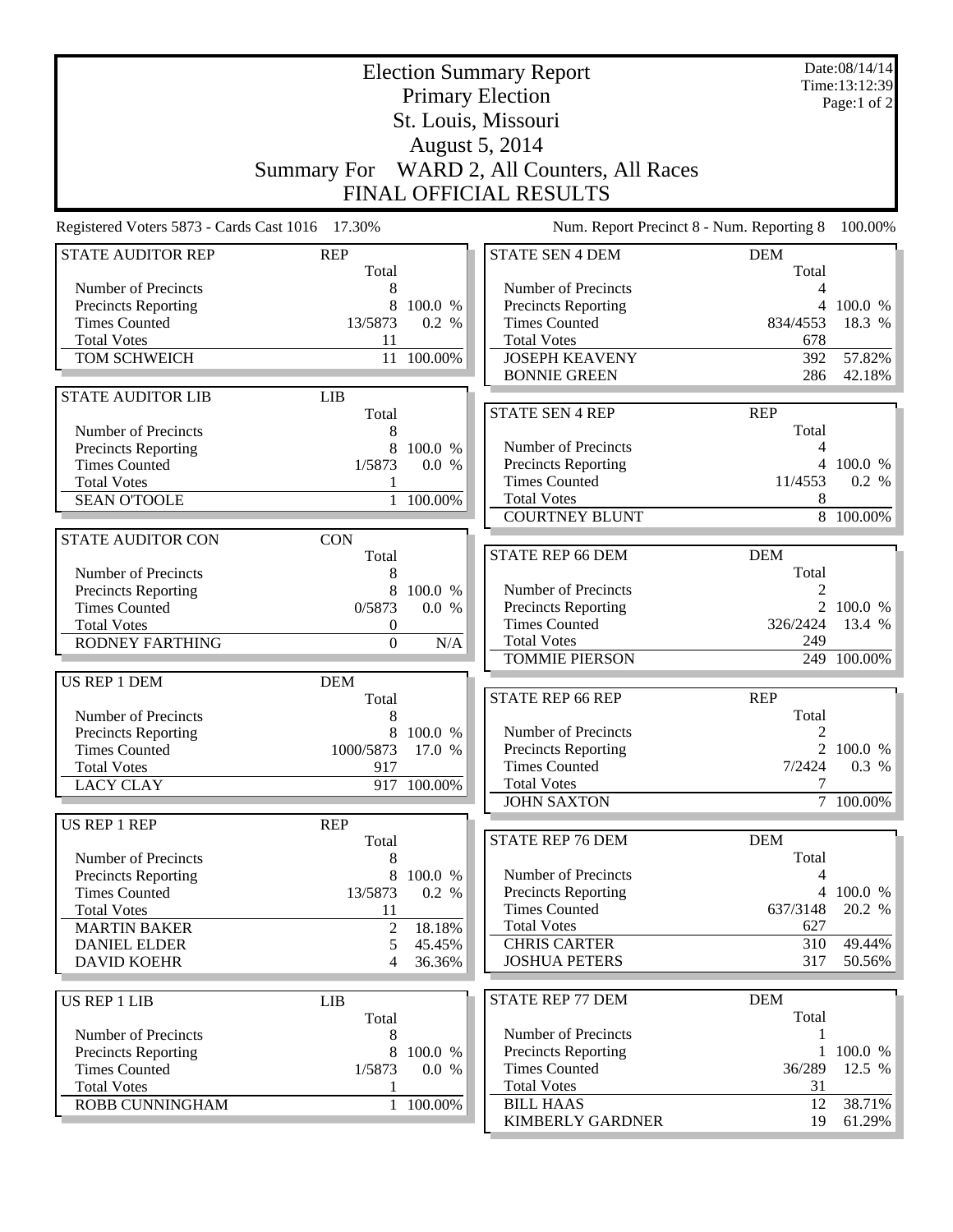# Election Summary Report

Primary Election
St. Louis, Missouri
August 5, 2014

Summary For WARD 2, All Counters, All Races

FINAL OFFICIAL RESULTS

Date:08/14/14
Time:13:12:39

Registered Voters 5873 - Cards Cast 1016 17.30%

Num. Report Precinct 8 - Num. Reporting 8 100.00%

| STATE AUDITOR REP | REP Total | |
|---|---|---|
| Number of Precincts | 8 | |
| Precincts Reporting | 8 | 100.0 % |
| Times Counted | 13/5873 | 0.2 % |
| Total Votes | 11 | |
| TOM SCHWEICH | 11 | 100.00% |

| STATE AUDITOR LIB | LIB Total | |
|---|---|---|
| Number of Precincts | 8 | |
| Precincts Reporting | 8 | 100.0 % |
| Times Counted | 1/5873 | 0.0 % |
| Total Votes | 1 | |
| SEAN O'TOOLE | 1 | 100.00% |

| STATE AUDITOR CON | CON Total | |
|---|---|---|
| Number of Precincts | 8 | |
| Precincts Reporting | 8 | 100.0 % |
| Times Counted | 0/5873 | 0.0 % |
| Total Votes | 0 | |
| RODNEY FARTHING | 0 | N/A |

| US REP 1 DEM | DEM Total | |
|---|---|---|
| Number of Precincts | 8 | |
| Precincts Reporting | 8 | 100.0 % |
| Times Counted | 1000/5873 | 17.0 % |
| Total Votes | 917 | |
| LACY CLAY | 917 | 100.00% |

| US REP 1 REP | REP Total | |
|---|---|---|
| Number of Precincts | 8 | |
| Precincts Reporting | 8 | 100.0 % |
| Times Counted | 13/5873 | 0.2 % |
| Total Votes | 11 | |
| MARTIN BAKER | 2 | 18.18% |
| DANIEL ELDER | 5 | 45.45% |
| DAVID KOEHR | 4 | 36.36% |

| US REP 1 LIB | LIB Total | |
|---|---|---|
| Number of Precincts | 8 | |
| Precincts Reporting | 8 | 100.0 % |
| Times Counted | 1/5873 | 0.0 % |
| Total Votes | 1 | |
| ROBB CUNNINGHAM | 1 | 100.00% |

| STATE SEN 4 DEM | DEM Total | |
|---|---|---|
| Number of Precincts | 4 | |
| Precincts Reporting | 4 | 100.0 % |
| Times Counted | 834/4553 | 18.3 % |
| Total Votes | 678 | |
| JOSEPH KEAVENY | 392 | 57.82% |
| BONNIE GREEN | 286 | 42.18% |

| STATE SEN 4 REP | REP Total | |
|---|---|---|
| Number of Precincts | 4 | |
| Precincts Reporting | 4 | 100.0 % |
| Times Counted | 11/4553 | 0.2 % |
| Total Votes | 8 | |
| COURTNEY BLUNT | 8 | 100.00% |

| STATE REP 66 DEM | DEM Total | |
|---|---|---|
| Number of Precincts | 2 | |
| Precincts Reporting | 2 | 100.0 % |
| Times Counted | 326/2424 | 13.4 % |
| Total Votes | 249 | |
| TOMMIE PIERSON | 249 | 100.00% |

| STATE REP 66 REP | REP Total | |
|---|---|---|
| Number of Precincts | 2 | |
| Precincts Reporting | 2 | 100.0 % |
| Times Counted | 7/2424 | 0.3 % |
| Total Votes | 7 | |
| JOHN SAXTON | 7 | 100.00% |

| STATE REP 76 DEM | DEM Total | |
|---|---|---|
| Number of Precincts | 4 | |
| Precincts Reporting | 4 | 100.0 % |
| Times Counted | 637/3148 | 20.2 % |
| Total Votes | 627 | |
| CHRIS CARTER | 310 | 49.44% |
| JOSHUA PETERS | 317 | 50.56% |

| STATE REP 77 DEM | DEM Total | |
|---|---|---|
| Number of Precincts | 1 | |
| Precincts Reporting | 1 | 100.0 % |
| Times Counted | 36/289 | 12.5 % |
| Total Votes | 31 | |
| BILL HAAS | 12 | 38.71% |
| KIMBERLY GARDNER | 19 | 61.29% |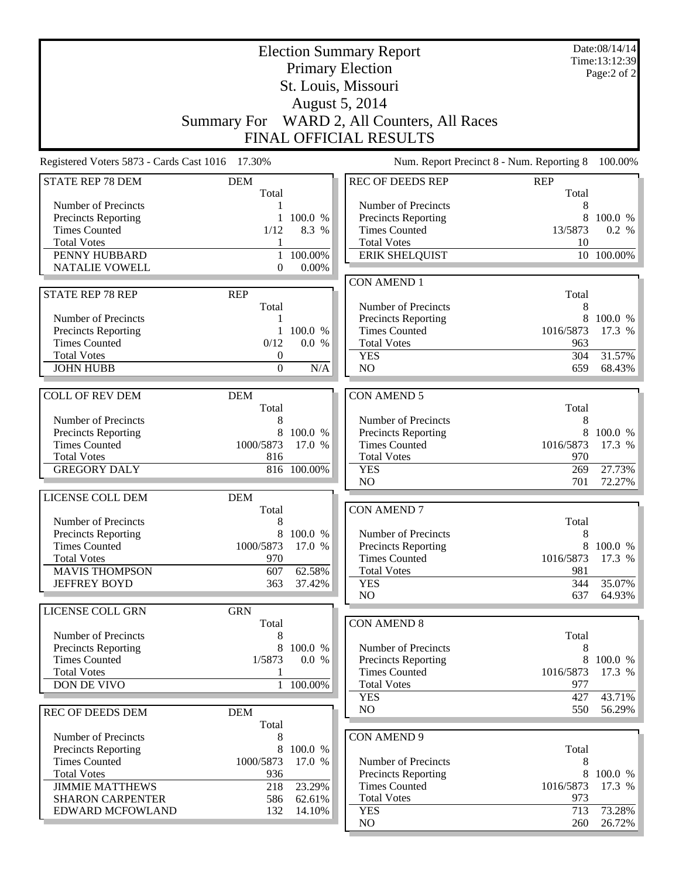# Election Summary Report

## Primary Election

## St. Louis, Missouri

## August 5, 2014

## Summary For WARD 2, All Counters, All Races

## FINAL OFFICIAL RESULTS

Date:08/14/14
Time:13:12:39
Page:2 of 2

Registered Voters 5873 - Cards Cast 1016 17.30%

Num. Report Precinct 8 - Num. Reporting 8 100.00%

| STATE REP 78 DEM | DEM Total | |
|---|---|---|
| Number of Precincts | 1 | |
| Precincts Reporting | 1 | 100.0 % |
| Times Counted | 1/12 | 8.3 % |
| Total Votes | 1 | |
| PENNY HUBBARD | 1 | 100.00% |
| NATALIE VOWELL | 0 | 0.00% |

| STATE REP 78 REP | REP Total | |
|---|---|---|
| Number of Precincts | 1 | |
| Precincts Reporting | 1 | 100.0 % |
| Times Counted | 0/12 | 0.0 % |
| Total Votes | 0 | |
| JOHN HUBB | 0 | N/A |

| COLL OF REV DEM | DEM Total | |
|---|---|---|
| Number of Precincts | 8 | |
| Precincts Reporting | 8 | 100.0 % |
| Times Counted | 1000/5873 | 17.0 % |
| Total Votes | 816 | |
| GREGORY DALY | 816 | 100.00% |

| LICENSE COLL DEM | DEM Total | |
|---|---|---|
| Number of Precincts | 8 | |
| Precincts Reporting | 8 | 100.0 % |
| Times Counted | 1000/5873 | 17.0 % |
| Total Votes | 970 | |
| MAVIS THOMPSON | 607 | 62.58% |
| JEFFREY BOYD | 363 | 37.42% |

| LICENSE COLL GRN | GRN Total | |
|---|---|---|
| Number of Precincts | 8 | |
| Precincts Reporting | 8 | 100.0 % |
| Times Counted | 1/5873 | 0.0 % |
| Total Votes | 1 | |
| DON DE VIVO | 1 | 100.00% |

| REC OF DEEDS DEM | DEM Total | |
|---|---|---|
| Number of Precincts | 8 | |
| Precincts Reporting | 8 | 100.0 % |
| Times Counted | 1000/5873 | 17.0 % |
| Total Votes | 936 | |
| JIMMIE MATTHEWS | 218 | 23.29% |
| SHARON CARPENTER | 586 | 62.61% |
| EDWARD MCFOWLAND | 132 | 14.10% |

| REC OF DEEDS REP | REP Total | |
|---|---|---|
| Number of Precincts | 8 | |
| Precincts Reporting | 8 | 100.0 % |
| Times Counted | 13/5873 | 0.2 % |
| Total Votes | 10 | |
| ERIK SHELQUIST | 10 | 100.00% |

| CON AMEND 1 | Total | |
|---|---|---|
| Number of Precincts | 8 | |
| Precincts Reporting | 8 | 100.0 % |
| Times Counted | 1016/5873 | 17.3 % |
| Total Votes | 963 | |
| YES | 304 | 31.57% |
| NO | 659 | 68.43% |

| CON AMEND 5 | Total | |
|---|---|---|
| Number of Precincts | 8 | |
| Precincts Reporting | 8 | 100.0 % |
| Times Counted | 1016/5873 | 17.3 % |
| Total Votes | 970 | |
| YES | 269 | 27.73% |
| NO | 701 | 72.27% |

| CON AMEND 7 | Total | |
|---|---|---|
| Number of Precincts | 8 | |
| Precincts Reporting | 8 | 100.0 % |
| Times Counted | 1016/5873 | 17.3 % |
| Total Votes | 981 | |
| YES | 344 | 35.07% |
| NO | 637 | 64.93% |

| CON AMEND 8 | Total | |
|---|---|---|
| Number of Precincts | 8 | |
| Precincts Reporting | 8 | 100.0 % |
| Times Counted | 1016/5873 | 17.3 % |
| Total Votes | 977 | |
| YES | 427 | 43.71% |
| NO | 550 | 56.29% |

| CON AMEND 9 | Total | |
|---|---|---|
| Number of Precincts | 8 | |
| Precincts Reporting | 8 | 100.0 % |
| Times Counted | 1016/5873 | 17.3 % |
| Total Votes | 973 | |
| YES | 713 | 73.28% |
| NO | 260 | 26.72% |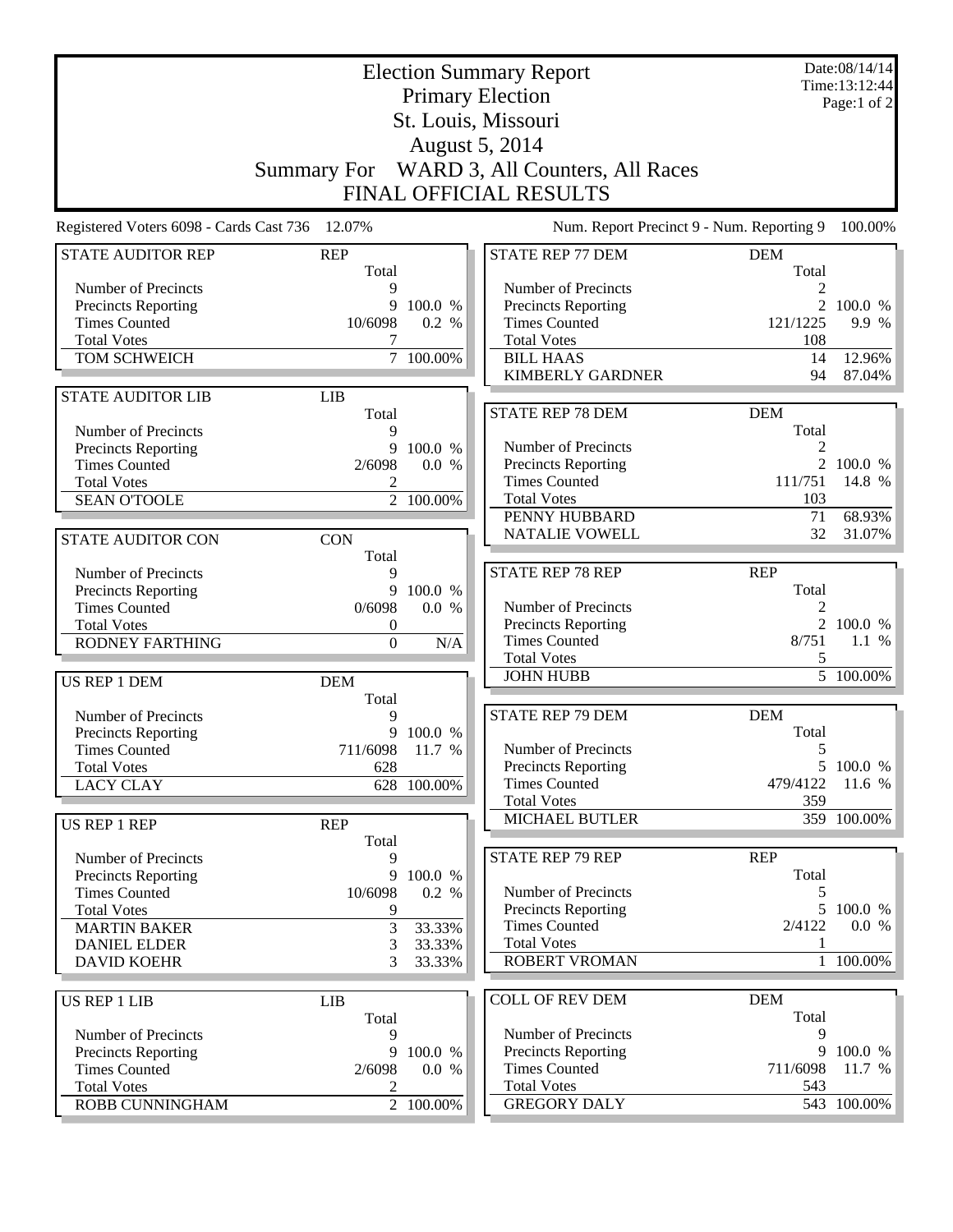# Election Summary Report

## Primary Election

## St. Louis, Missouri

## August 5, 2014

## Summary For WARD 3, All Counters, All Races

## FINAL OFFICIAL RESULTS

Date:08/14/14
Time:13:12:44
Page:1 of 2

Registered Voters 6098 - Cards Cast 736 12.07%

Num. Report Precinct 9 - Num. Reporting 9 100.00%

| STATE AUDITOR REP | REP | |
|---|---|---|
| | Total | |
| Number of Precincts | 9 | |
| Precincts Reporting | 9 | 100.0 % |
| Times Counted | 10/6098 | 0.2 % |
| Total Votes | 7 | |
| TOM SCHWEICH | 7 | 100.00% |

| STATE AUDITOR LIB | LIB | |
|---|---|---|
| | Total | |
| Number of Precincts | 9 | |
| Precincts Reporting | 9 | 100.0 % |
| Times Counted | 2/6098 | 0.0 % |
| Total Votes | 2 | |
| SEAN O'TOOLE | 2 | 100.00% |

| STATE AUDITOR CON | CON | |
|---|---|---|
| | Total | |
| Number of Precincts | 9 | |
| Precincts Reporting | 9 | 100.0 % |
| Times Counted | 0/6098 | 0.0 % |
| Total Votes | 0 | |
| RODNEY FARTHING | 0 | N/A |

| US REP 1 DEM | DEM | |
|---|---|---|
| | Total | |
| Number of Precincts | 9 | |
| Precincts Reporting | 9 | 100.0 % |
| Times Counted | 711/6098 | 11.7 % |
| Total Votes | 628 | |
| LACY CLAY | 628 | 100.00% |

| US REP 1 REP | REP | |
|---|---|---|
| | Total | |
| Number of Precincts | 9 | |
| Precincts Reporting | 9 | 100.0 % |
| Times Counted | 10/6098 | 0.2 % |
| Total Votes | 9 | |
| MARTIN BAKER | 3 | 33.33% |
| DANIEL ELDER | 3 | 33.33% |
| DAVID KOEHR | 3 | 33.33% |

| US REP 1 LIB | LIB | |
|---|---|---|
| | Total | |
| Number of Precincts | 9 | |
| Precincts Reporting | 9 | 100.0 % |
| Times Counted | 2/6098 | 0.0 % |
| Total Votes | 2 | |
| ROBB CUNNINGHAM | 2 | 100.00% |

| STATE REP 77 DEM | DEM | |
|---|---|---|
| | Total | |
| Number of Precincts | 2 | |
| Precincts Reporting | 2 | 100.0 % |
| Times Counted | 121/1225 | 9.9 % |
| Total Votes | 108 | |
| BILL HAAS | 14 | 12.96% |
| KIMBERLY GARDNER | 94 | 87.04% |

| STATE REP 78 DEM | DEM | |
|---|---|---|
| | Total | |
| Number of Precincts | 2 | |
| Precincts Reporting | 2 | 100.0 % |
| Times Counted | 111/751 | 14.8 % |
| Total Votes | 103 | |
| PENNY HUBBARD | 71 | 68.93% |
| NATALIE VOWELL | 32 | 31.07% |

| STATE REP 78 REP | REP | |
|---|---|---|
| | Total | |
| Number of Precincts | 2 | |
| Precincts Reporting | 2 | 100.0 % |
| Times Counted | 8/751 | 1.1 % |
| Total Votes | 5 | |
| JOHN HUBB | 5 | 100.00% |

| STATE REP 79 DEM | DEM | |
|---|---|---|
| | Total | |
| Number of Precincts | 5 | |
| Precincts Reporting | 5 | 100.0 % |
| Times Counted | 479/4122 | 11.6 % |
| Total Votes | 359 | |
| MICHAEL BUTLER | 359 | 100.00% |

| STATE REP 79 REP | REP | |
|---|---|---|
| | Total | |
| Number of Precincts | 5 | |
| Precincts Reporting | 5 | 100.0 % |
| Times Counted | 2/4122 | 0.0 % |
| Total Votes | 1 | |
| ROBERT VROMAN | 1 | 100.00% |

| COLL OF REV DEM | DEM | |
|---|---|---|
| | Total | |
| Number of Precincts | 9 | |
| Precincts Reporting | 9 | 100.0 % |
| Times Counted | 711/6098 | 11.7 % |
| Total Votes | 543 | |
| GREGORY DALY | 543 | 100.00% |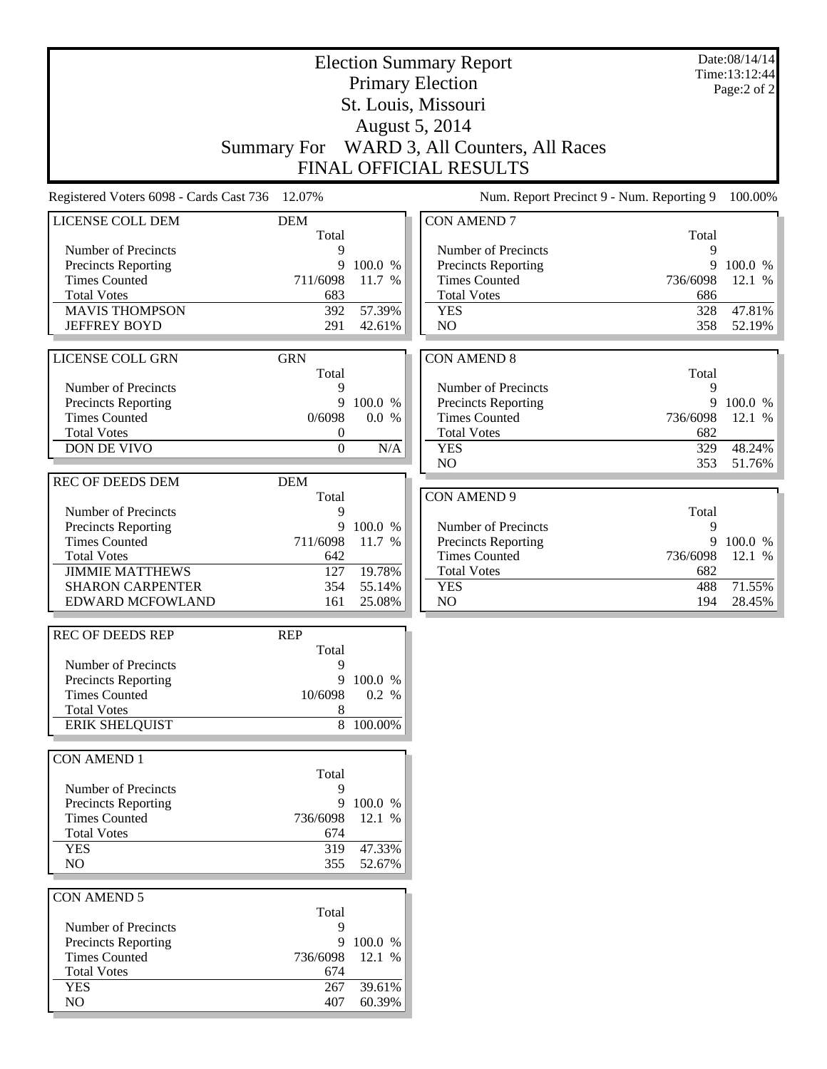# Election Summary Report

## Primary Election

## St. Louis, Missouri

## August 5, 2014

## Summary For WARD 3, All Counters, All Races

## FINAL OFFICIAL RESULTS

Date:08/14/14
Time:13:12:44

Registered Voters 6098 - Cards Cast 736 12.07%

Num. Report Precinct 9 - Num. Reporting 9 100.00%

| LICENSE COLL DEM | DEM | |
|---|---|---|
| | Total | |
| Number of Precincts | 9 | |
| Precincts Reporting | 9 | 100.0 % |
| Times Counted | 711/6098 | 11.7 % |
| Total Votes | 683 | |
| MAVIS THOMPSON | 392 | 57.39% |
| JEFFREY BOYD | 291 | 42.61% |

| LICENSE COLL GRN | GRN | |
|---|---|---|
| | Total | |
| Number of Precincts | 9 | |
| Precincts Reporting | 9 | 100.0 % |
| Times Counted | 0/6098 | 0.0 % |
| Total Votes | 0 | |
| DON DE VIVO | 0 | N/A |

| REC OF DEEDS DEM | DEM | |
|---|---|---|
| | Total | |
| Number of Precincts | 9 | |
| Precincts Reporting | 9 | 100.0 % |
| Times Counted | 711/6098 | 11.7 % |
| Total Votes | 642 | |
| JIMMIE MATTHEWS | 127 | 19.78% |
| SHARON CARPENTER | 354 | 55.14% |
| EDWARD MCFOWLAND | 161 | 25.08% |

| REC OF DEEDS REP | REP | |
|---|---|---|
| | Total | |
| Number of Precincts | 9 | |
| Precincts Reporting | 9 | 100.0 % |
| Times Counted | 10/6098 | 0.2 % |
| Total Votes | 8 | |
| ERIK SHELQUIST | 8 | 100.00% |

| CON AMEND 1 | | |
|---|---|---|
| | Total | |
| Number of Precincts | 9 | |
| Precincts Reporting | 9 | 100.0 % |
| Times Counted | 736/6098 | 12.1 % |
| Total Votes | 674 | |
| YES | 319 | 47.33% |
| NO | 355 | 52.67% |

| CON AMEND 5 | | |
|---|---|---|
| | Total | |
| Number of Precincts | 9 | |
| Precincts Reporting | 9 | 100.0 % |
| Times Counted | 736/6098 | 12.1 % |
| Total Votes | 674 | |
| YES | 267 | 39.61% |
| NO | 407 | 60.39% |

| CON AMEND 7 | | |
|---|---|---|
| | Total | |
| Number of Precincts | 9 | |
| Precincts Reporting | 9 | 100.0 % |
| Times Counted | 736/6098 | 12.1 % |
| Total Votes | 686 | |
| YES | 328 | 47.81% |
| NO | 358 | 52.19% |

| CON AMEND 8 | | |
|---|---|---|
| | Total | |
| Number of Precincts | 9 | |
| Precincts Reporting | 9 | 100.0 % |
| Times Counted | 736/6098 | 12.1 % |
| Total Votes | 682 | |
| YES | 329 | 48.24% |
| NO | 353 | 51.76% |

| CON AMEND 9 | | |
|---|---|---|
| | Total | |
| Number of Precincts | 9 | |
| Precincts Reporting | 9 | 100.0 % |
| Times Counted | 736/6098 | 12.1 % |
| Total Votes | 682 | |
| YES | 488 | 71.55% |
| NO | 194 | 28.45% |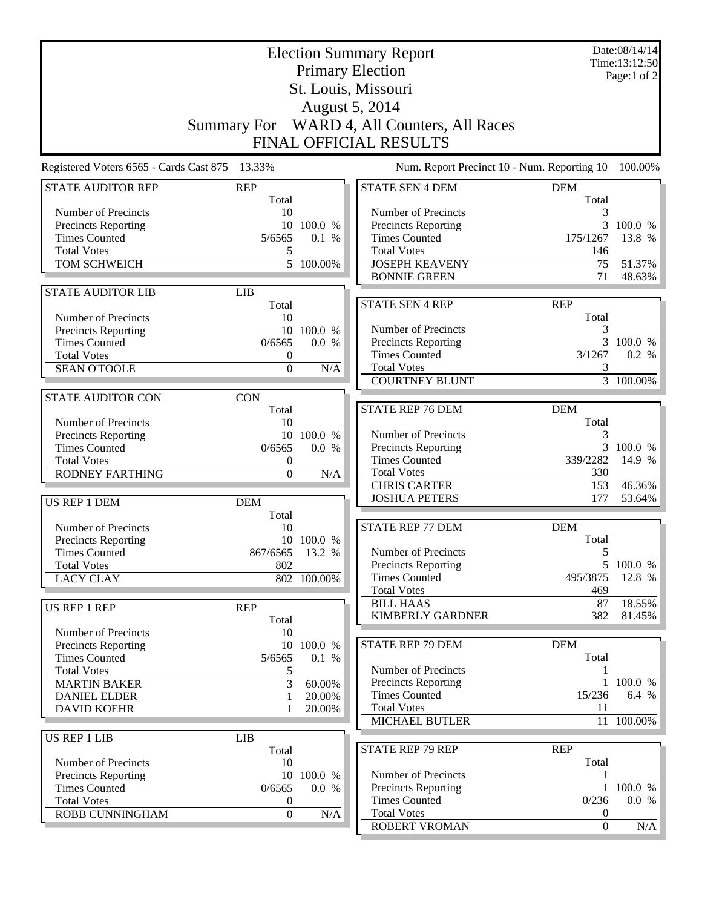# Election Summary Report

## Primary Election

## St. Louis, Missouri

## August 5, 2014

## Summary For WARD 4, All Counters, All Races

## FINAL OFFICIAL RESULTS

Date:08/14/14
Time:13:12:50
Page:1 of 2

Registered Voters 6565 - Cards Cast 875 13.33%

Num. Report Precinct 10 - Num. Reporting 10 100.00%

| STATE AUDITOR REP | REP | |
|---|---|---|
| | Total | |
| Number of Precincts | 10 | |
| Precincts Reporting | 10 | 100.0 % |
| Times Counted | 5/6565 | 0.1 % |
| Total Votes | 5 | |
| TOM SCHWEICH | 5 | 100.00% |

| STATE AUDITOR LIB | LIB | |
|---|---|---|
| | Total | |
| Number of Precincts | 10 | |
| Precincts Reporting | 10 | 100.0 % |
| Times Counted | 0/6565 | 0.0 % |
| Total Votes | 0 | |
| SEAN O'TOOLE | 0 | N/A |

| STATE AUDITOR CON | CON | |
|---|---|---|
| | Total | |
| Number of Precincts | 10 | |
| Precincts Reporting | 10 | 100.0 % |
| Times Counted | 0/6565 | 0.0 % |
| Total Votes | 0 | |
| RODNEY FARTHING | 0 | N/A |

| US REP 1 DEM | DEM | |
|---|---|---|
| | Total | |
| Number of Precincts | 10 | |
| Precincts Reporting | 10 | 100.0 % |
| Times Counted | 867/6565 | 13.2 % |
| Total Votes | 802 | |
| LACY CLAY | 802 | 100.00% |

| US REP 1 REP | REP | |
|---|---|---|
| | Total | |
| Number of Precincts | 10 | |
| Precincts Reporting | 10 | 100.0 % |
| Times Counted | 5/6565 | 0.1 % |
| Total Votes | 5 | |
| MARTIN BAKER | 3 | 60.00% |
| DANIEL ELDER | 1 | 20.00% |
| DAVID KOEHR | 1 | 20.00% |

| US REP 1 LIB | LIB | |
|---|---|---|
| | Total | |
| Number of Precincts | 10 | |
| Precincts Reporting | 10 | 100.0 % |
| Times Counted | 0/6565 | 0.0 % |
| Total Votes | 0 | |
| ROBB CUNNINGHAM | 0 | N/A |

| STATE SEN 4 DEM | DEM | |
|---|---|---|
| | Total | |
| Number of Precincts | 3 | |
| Precincts Reporting | 3 | 100.0 % |
| Times Counted | 175/1267 | 13.8 % |
| Total Votes | 146 | |
| JOSEPH KEAVENY | 75 | 51.37% |
| BONNIE GREEN | 71 | 48.63% |

| STATE SEN 4 REP | REP | |
|---|---|---|
| | Total | |
| Number of Precincts | 3 | |
| Precincts Reporting | 3 | 100.0 % |
| Times Counted | 3/1267 | 0.2 % |
| Total Votes | 3 | |
| COURTNEY BLUNT | 3 | 100.00% |

| STATE REP 76 DEM | DEM | |
|---|---|---|
| | Total | |
| Number of Precincts | 3 | |
| Precincts Reporting | 3 | 100.0 % |
| Times Counted | 339/2282 | 14.9 % |
| Total Votes | 330 | |
| CHRIS CARTER | 153 | 46.36% |
| JOSHUA PETERS | 177 | 53.64% |

| STATE REP 77 DEM | DEM | |
|---|---|---|
| | Total | |
| Number of Precincts | 5 | |
| Precincts Reporting | 5 | 100.0 % |
| Times Counted | 495/3875 | 12.8 % |
| Total Votes | 469 | |
| BILL HAAS | 87 | 18.55% |
| KIMBERLY GARDNER | 382 | 81.45% |

| STATE REP 79 DEM | DEM | |
|---|---|---|
| | Total | |
| Number of Precincts | 1 | |
| Precincts Reporting | 1 | 100.0 % |
| Times Counted | 15/236 | 6.4 % |
| Total Votes | 11 | |
| MICHAEL BUTLER | 11 | 100.00% |

| STATE REP 79 REP | REP | |
|---|---|---|
| | Total | |
| Number of Precincts | 1 | |
| Precincts Reporting | 1 | 100.0 % |
| Times Counted | 0/236 | 0.0 % |
| Total Votes | 0 | |
| ROBERT VROMAN | 0 | N/A |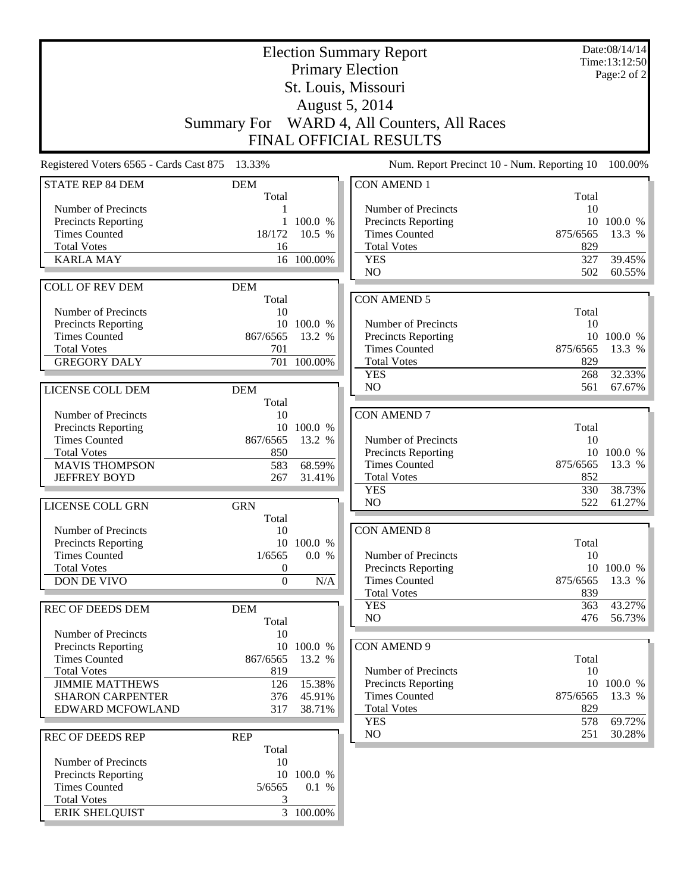# Election Summary Report

Primary Election
St. Louis, Missouri
August 5, 2014

Summary For WARD 4, All Counters, All Races

FINAL OFFICIAL RESULTS

Date:08/14/14
Time:13:12:50

Registered Voters 6565 - Cards Cast 875 13.33%

Num. Report Precinct 10 - Num. Reporting 10 100.00%

| STATE REP 84 DEM | DEM Total | |
|---|---|---|
| Number of Precincts | 1 | |
| Precincts Reporting | 1 | 100.0 % |
| Times Counted | 18/172 | 10.5 % |
| Total Votes | 16 | |
| KARLA MAY | 16 | 100.00% |

| COLL OF REV DEM | DEM Total | |
|---|---|---|
| Number of Precincts | 10 | |
| Precincts Reporting | 10 | 100.0 % |
| Times Counted | 867/6565 | 13.2 % |
| Total Votes | 701 | |
| GREGORY DALY | 701 | 100.00% |

| LICENSE COLL DEM | DEM Total | |
|---|---|---|
| Number of Precincts | 10 | |
| Precincts Reporting | 10 | 100.0 % |
| Times Counted | 867/6565 | 13.2 % |
| Total Votes | 850 | |
| MAVIS THOMPSON | 583 | 68.59% |
| JEFFREY BOYD | 267 | 31.41% |

| LICENSE COLL GRN | GRN Total | |
|---|---|---|
| Number of Precincts | 10 | |
| Precincts Reporting | 10 | 100.0 % |
| Times Counted | 1/6565 | 0.0 % |
| Total Votes | 0 | |
| DON DE VIVO | 0 | N/A |

| REC OF DEEDS DEM | DEM Total | |
|---|---|---|
| Number of Precincts | 10 | |
| Precincts Reporting | 10 | 100.0 % |
| Times Counted | 867/6565 | 13.2 % |
| Total Votes | 819 | |
| JIMMIE MATTHEWS | 126 | 15.38% |
| SHARON CARPENTER | 376 | 45.91% |
| EDWARD MCFOWLAND | 317 | 38.71% |

| REC OF DEEDS REP | REP Total | |
|---|---|---|
| Number of Precincts | 10 | |
| Precincts Reporting | 10 | 100.0 % |
| Times Counted | 5/6565 | 0.1 % |
| Total Votes | 3 | |
| ERIK SHELQUIST | 3 | 100.00% |

| CON AMEND 1 | Total | |
|---|---|---|
| Number of Precincts | 10 | |
| Precincts Reporting | 10 | 100.0 % |
| Times Counted | 875/6565 | 13.3 % |
| Total Votes | 829 | |
| YES | 327 | 39.45% |
| NO | 502 | 60.55% |

| CON AMEND 5 | Total | |
|---|---|---|
| Number of Precincts | 10 | |
| Precincts Reporting | 10 | 100.0 % |
| Times Counted | 875/6565 | 13.3 % |
| Total Votes | 829 | |
| YES | 268 | 32.33% |
| NO | 561 | 67.67% |

| CON AMEND 7 | Total | |
|---|---|---|
| Number of Precincts | 10 | |
| Precincts Reporting | 10 | 100.0 % |
| Times Counted | 875/6565 | 13.3 % |
| Total Votes | 852 | |
| YES | 330 | 38.73% |
| NO | 522 | 61.27% |

| CON AMEND 8 | Total | |
|---|---|---|
| Number of Precincts | 10 | |
| Precincts Reporting | 10 | 100.0 % |
| Times Counted | 875/6565 | 13.3 % |
| Total Votes | 839 | |
| YES | 363 | 43.27% |
| NO | 476 | 56.73% |

| CON AMEND 9 | Total | |
|---|---|---|
| Number of Precincts | 10 | |
| Precincts Reporting | 10 | 100.0 % |
| Times Counted | 875/6565 | 13.3 % |
| Total Votes | 829 | |
| YES | 578 | 69.72% |
| NO | 251 | 30.28% |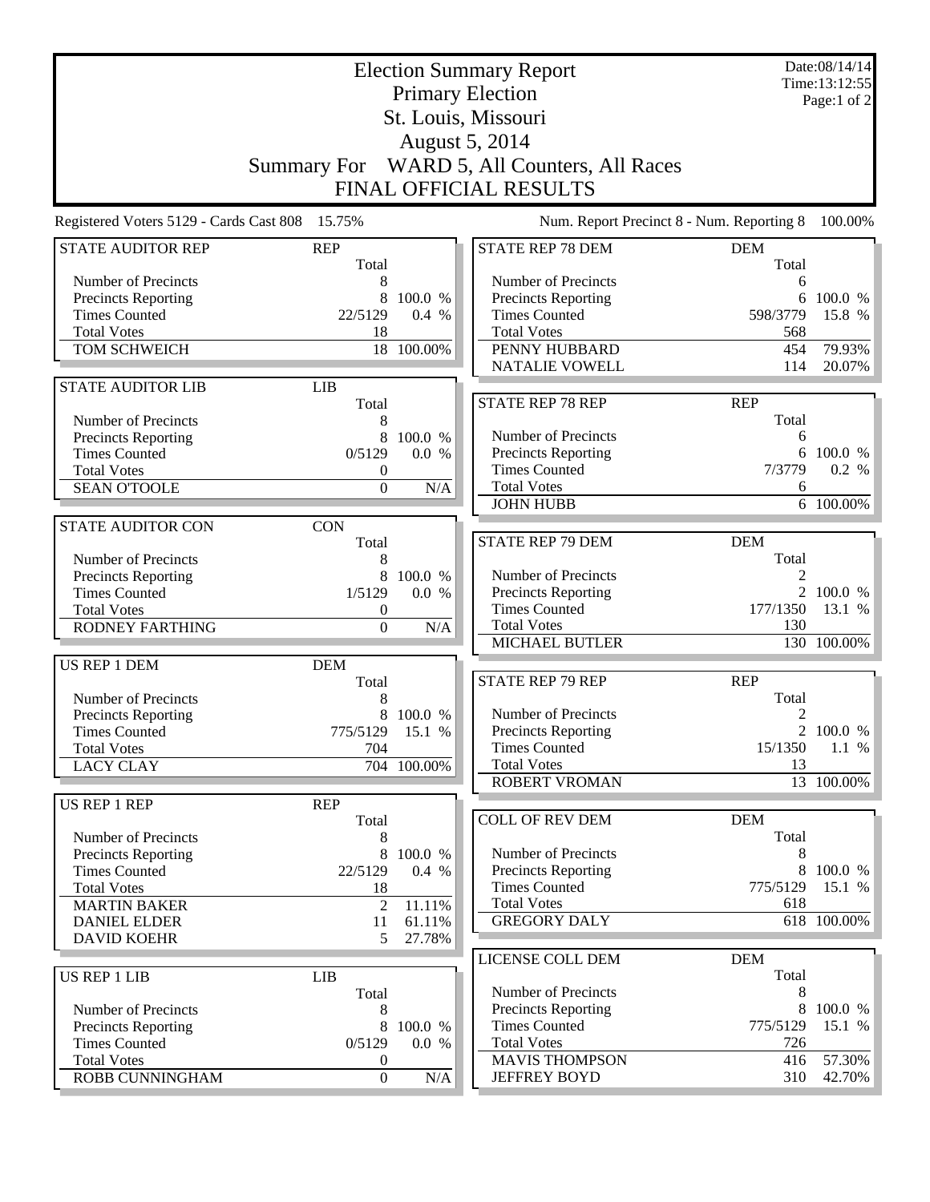# Election Summary Report

## Primary Election

## St. Louis, Missouri

## August 5, 2014

## Summary For WARD 5, All Counters, All Races

## FINAL OFFICIAL RESULTS

Date:08/14/14
Time:13:12:55
Page:1 of 2

Registered Voters 5129 - Cards Cast 808 15.75%

Num. Report Precinct 8 - Num. Reporting 8 100.00%

| STATE AUDITOR REP | REP Total | |
|---|---|---|
| Number of Precincts | 8 | |
| Precincts Reporting | 8 | 100.0 % |
| Times Counted | 22/5129 | 0.4 % |
| Total Votes | 18 | |
| TOM SCHWEICH | 18 | 100.00% |

| STATE AUDITOR LIB | LIB Total | |
|---|---|---|
| Number of Precincts | 8 | |
| Precincts Reporting | 8 | 100.0 % |
| Times Counted | 0/5129 | 0.0 % |
| Total Votes | 0 | |
| SEAN O'TOOLE | 0 | N/A |

| STATE AUDITOR CON | CON Total | |
|---|---|---|
| Number of Precincts | 8 | |
| Precincts Reporting | 8 | 100.0 % |
| Times Counted | 1/5129 | 0.0 % |
| Total Votes | 0 | |
| RODNEY FARTHING | 0 | N/A |

| US REP 1 DEM | DEM Total | |
|---|---|---|
| Number of Precincts | 8 | |
| Precincts Reporting | 8 | 100.0 % |
| Times Counted | 775/5129 | 15.1 % |
| Total Votes | 704 | |
| LACY CLAY | 704 | 100.00% |

| US REP 1 REP | REP Total | |
|---|---|---|
| Number of Precincts | 8 | |
| Precincts Reporting | 8 | 100.0 % |
| Times Counted | 22/5129 | 0.4 % |
| Total Votes | 18 | |
| MARTIN BAKER | 2 | 11.11% |
| DANIEL ELDER | 11 | 61.11% |
| DAVID KOEHR | 5 | 27.78% |

| US REP 1 LIB | LIB Total | |
|---|---|---|
| Number of Precincts | 8 | |
| Precincts Reporting | 8 | 100.0 % |
| Times Counted | 0/5129 | 0.0 % |
| Total Votes | 0 | |
| ROBB CUNNINGHAM | 0 | N/A |

| STATE REP 78 DEM | DEM Total | |
|---|---|---|
| Number of Precincts | 6 | |
| Precincts Reporting | 6 | 100.0 % |
| Times Counted | 598/3779 | 15.8 % |
| Total Votes | 568 | |
| PENNY HUBBARD | 454 | 79.93% |
| NATALIE VOWELL | 114 | 20.07% |

| STATE REP 78 REP | REP Total | |
|---|---|---|
| Number of Precincts | 6 | |
| Precincts Reporting | 6 | 100.0 % |
| Times Counted | 7/3779 | 0.2 % |
| Total Votes | 6 | |
| JOHN HUBB | 6 | 100.00% |

| STATE REP 79 DEM | DEM Total | |
|---|---|---|
| Number of Precincts | 2 | |
| Precincts Reporting | 2 | 100.0 % |
| Times Counted | 177/1350 | 13.1 % |
| Total Votes | 130 | |
| MICHAEL BUTLER | 130 | 100.00% |

| STATE REP 79 REP | REP Total | |
|---|---|---|
| Number of Precincts | 2 | |
| Precincts Reporting | 2 | 100.0 % |
| Times Counted | 15/1350 | 1.1 % |
| Total Votes | 13 | |
| ROBERT VROMAN | 13 | 100.00% |

| COLL OF REV DEM | DEM Total | |
|---|---|---|
| Number of Precincts | 8 | |
| Precincts Reporting | 8 | 100.0 % |
| Times Counted | 775/5129 | 15.1 % |
| Total Votes | 618 | |
| GREGORY DALY | 618 | 100.00% |

| LICENSE COLL DEM | DEM Total | |
|---|---|---|
| Number of Precincts | 8 | |
| Precincts Reporting | 8 | 100.0 % |
| Times Counted | 775/5129 | 15.1 % |
| Total Votes | 726 | |
| MAVIS THOMPSON | 416 | 57.30% |
| JEFFREY BOYD | 310 | 42.70% |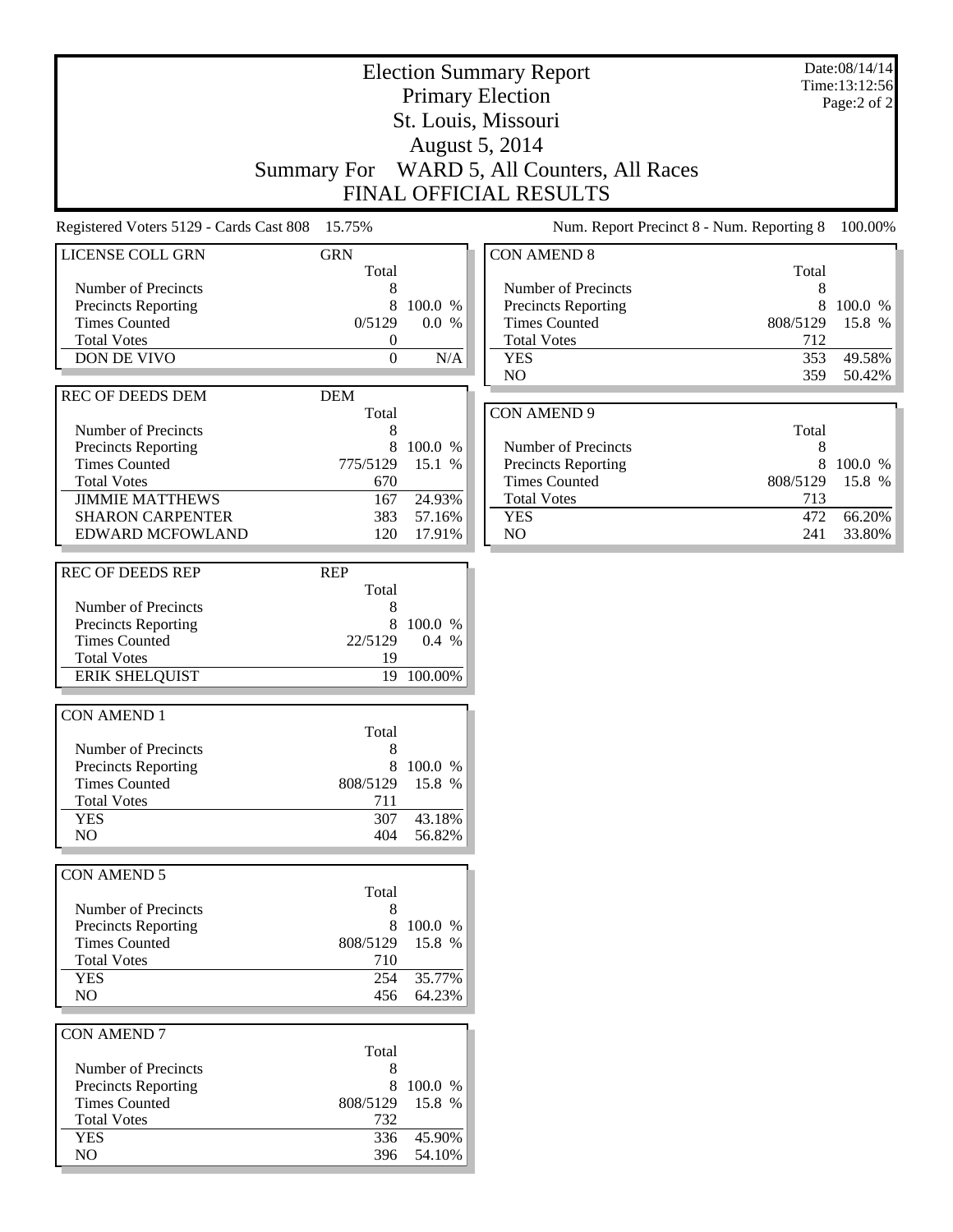# Election Summary Report

## Primary Election

## St. Louis, Missouri

## August 5, 2014

## Summary For WARD 5, All Counters, All Races

## FINAL OFFICIAL RESULTS

Date:08/14/14
Time:13:12:56
Page:2 of 2

Registered Voters 5129 - Cards Cast 808 15.75%

Num. Report Precinct 8 - Num. Reporting 8 100.00%

| LICENSE COLL GRN | GRN | |
|---|---|---|
| | Total | |
| Number of Precincts | 8 | |
| Precincts Reporting | 8 | 100.0 % |
| Times Counted | 0/5129 | 0.0 % |
| Total Votes | 0 | |
| DON DE VIVO | 0 | N/A |

| REC OF DEEDS DEM | DEM | |
|---|---|---|
| | Total | |
| Number of Precincts | 8 | |
| Precincts Reporting | 8 | 100.0 % |
| Times Counted | 775/5129 | 15.1 % |
| Total Votes | 670 | |
| JIMMIE MATTHEWS | 167 | 24.93% |
| SHARON CARPENTER | 383 | 57.16% |
| EDWARD MCFOWLAND | 120 | 17.91% |

| REC OF DEEDS REP | REP | |
|---|---|---|
| | Total | |
| Number of Precincts | 8 | |
| Precincts Reporting | 8 | 100.0 % |
| Times Counted | 22/5129 | 0.4 % |
| Total Votes | 19 | |
| ERIK SHELQUIST | 19 | 100.00% |

| CON AMEND 1 | | |
|---|---|---|
| | Total | |
| Number of Precincts | 8 | |
| Precincts Reporting | 8 | 100.0 % |
| Times Counted | 808/5129 | 15.8 % |
| Total Votes | 711 | |
| YES | 307 | 43.18% |
| NO | 404 | 56.82% |

| CON AMEND 5 | | |
|---|---|---|
| | Total | |
| Number of Precincts | 8 | |
| Precincts Reporting | 8 | 100.0 % |
| Times Counted | 808/5129 | 15.8 % |
| Total Votes | 710 | |
| YES | 254 | 35.77% |
| NO | 456 | 64.23% |

| CON AMEND 7 | | |
|---|---|---|
| | Total | |
| Number of Precincts | 8 | |
| Precincts Reporting | 8 | 100.0 % |
| Times Counted | 808/5129 | 15.8 % |
| Total Votes | 732 | |
| YES | 336 | 45.90% |
| NO | 396 | 54.10% |

| CON AMEND 8 | | |
|---|---|---|
| | Total | |
| Number of Precincts | 8 | |
| Precincts Reporting | 8 | 100.0 % |
| Times Counted | 808/5129 | 15.8 % |
| Total Votes | 712 | |
| YES | 353 | 49.58% |
| NO | 359 | 50.42% |

| CON AMEND 9 | | |
|---|---|---|
| | Total | |
| Number of Precincts | 8 | |
| Precincts Reporting | 8 | 100.0 % |
| Times Counted | 808/5129 | 15.8 % |
| Total Votes | 713 | |
| YES | 472 | 66.20% |
| NO | 241 | 33.80% |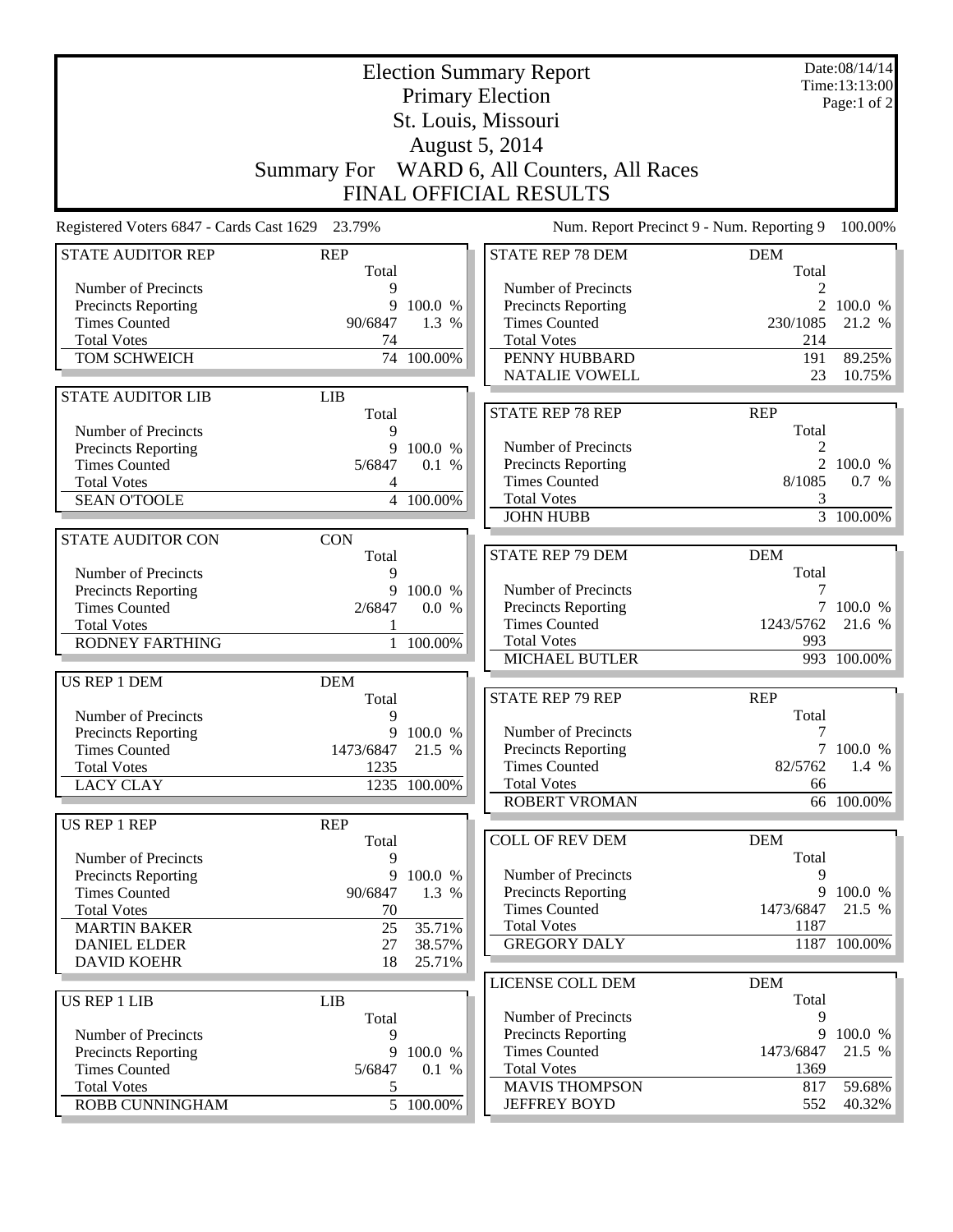# Election Summary Report

Primary Election
St. Louis, Missouri
August 5, 2014
Summary For WARD 6, All Counters, All Races
FINAL OFFICIAL RESULTS

Date:08/14/14
Time:13:13:00

Registered Voters 6847 - Cards Cast 1629 23.79%

Num. Report Precinct 9 - Num. Reporting 9 100.00%

| STATE AUDITOR REP | REP | |
|---|---|---|
| | Total | |
| Number of Precincts | 9 | |
| Precincts Reporting | 9 | 100.0 % |
| Times Counted | 90/6847 | 1.3 % |
| Total Votes | 74 | |
| TOM SCHWEICH | 74 | 100.00% |

| STATE AUDITOR LIB | LIB | |
|---|---|---|
| | Total | |
| Number of Precincts | 9 | |
| Precincts Reporting | 9 | 100.0 % |
| Times Counted | 5/6847 | 0.1 % |
| Total Votes | 4 | |
| SEAN O'TOOLE | 4 | 100.00% |

| STATE AUDITOR CON | CON | |
|---|---|---|
| | Total | |
| Number of Precincts | 9 | |
| Precincts Reporting | 9 | 100.0 % |
| Times Counted | 2/6847 | 0.0 % |
| Total Votes | 1 | |
| RODNEY FARTHING | 1 | 100.00% |

| US REP 1 DEM | DEM | |
|---|---|---|
| | Total | |
| Number of Precincts | 9 | |
| Precincts Reporting | 9 | 100.0 % |
| Times Counted | 1473/6847 | 21.5 % |
| Total Votes | 1235 | |
| LACY CLAY | 1235 | 100.00% |

| US REP 1 REP | REP | |
|---|---|---|
| | Total | |
| Number of Precincts | 9 | |
| Precincts Reporting | 9 | 100.0 % |
| Times Counted | 90/6847 | 1.3 % |
| Total Votes | 70 | |
| MARTIN BAKER | 25 | 35.71% |
| DANIEL ELDER | 27 | 38.57% |
| DAVID KOEHR | 18 | 25.71% |

| US REP 1 LIB | LIB | |
|---|---|---|
| | Total | |
| Number of Precincts | 9 | |
| Precincts Reporting | 9 | 100.0 % |
| Times Counted | 5/6847 | 0.1 % |
| Total Votes | 5 | |
| ROBB CUNNINGHAM | 5 | 100.00% |

| STATE REP 78 DEM | DEM | |
|---|---|---|
| | Total | |
| Number of Precincts | 2 | |
| Precincts Reporting | 2 | 100.0 % |
| Times Counted | 230/1085 | 21.2 % |
| Total Votes | 214 | |
| PENNY HUBBARD | 191 | 89.25% |
| NATALIE VOWELL | 23 | 10.75% |

| STATE REP 78 REP | REP | |
|---|---|---|
| | Total | |
| Number of Precincts | 2 | |
| Precincts Reporting | 2 | 100.0 % |
| Times Counted | 8/1085 | 0.7 % |
| Total Votes | 3 | |
| JOHN HUBB | 3 | 100.00% |

| STATE REP 79 DEM | DEM | |
|---|---|---|
| | Total | |
| Number of Precincts | 7 | |
| Precincts Reporting | 7 | 100.0 % |
| Times Counted | 1243/5762 | 21.6 % |
| Total Votes | 993 | |
| MICHAEL BUTLER | 993 | 100.00% |

| STATE REP 79 REP | REP | |
|---|---|---|
| | Total | |
| Number of Precincts | 7 | |
| Precincts Reporting | 7 | 100.0 % |
| Times Counted | 82/5762 | 1.4 % |
| Total Votes | 66 | |
| ROBERT VROMAN | 66 | 100.00% |

| COLL OF REV DEM | DEM | |
|---|---|---|
| | Total | |
| Number of Precincts | 9 | |
| Precincts Reporting | 9 | 100.0 % |
| Times Counted | 1473/6847 | 21.5 % |
| Total Votes | 1187 | |
| GREGORY DALY | 1187 | 100.00% |

| LICENSE COLL DEM | DEM | |
|---|---|---|
| | Total | |
| Number of Precincts | 9 | |
| Precincts Reporting | 9 | 100.0 % |
| Times Counted | 1473/6847 | 21.5 % |
| Total Votes | 1369 | |
| MAVIS THOMPSON | 817 | 59.68% |
| JEFFREY BOYD | 552 | 40.32% |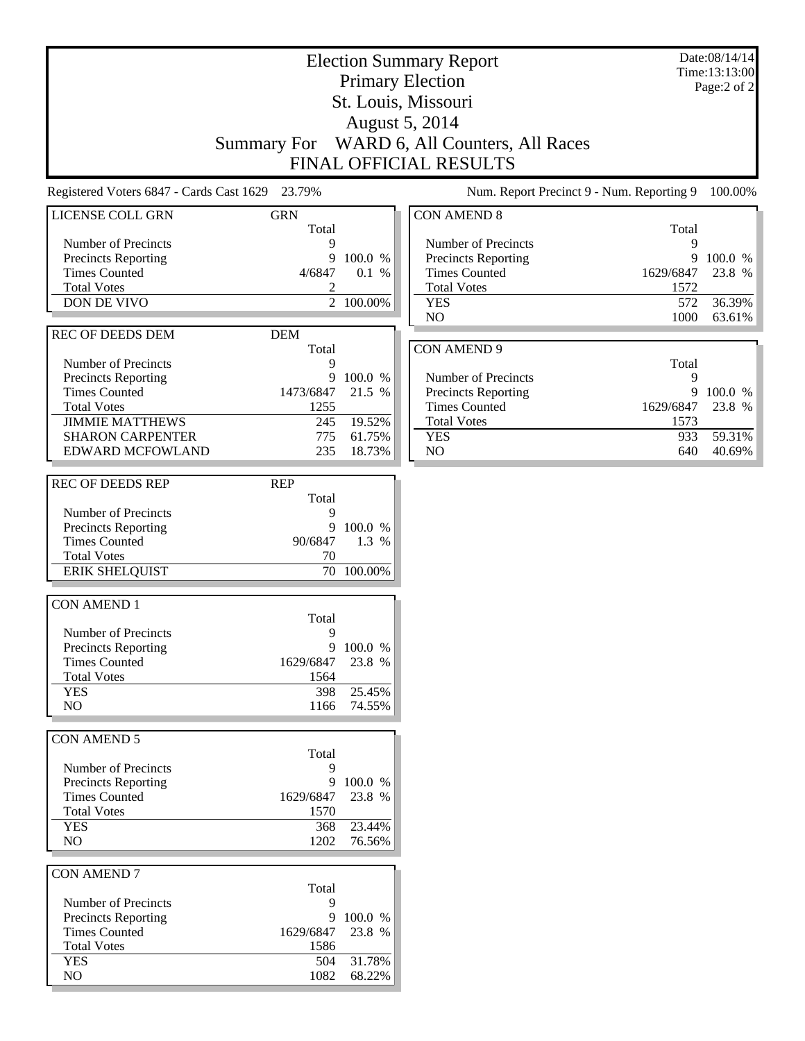# Election Summary Report

## Primary Election

## St. Louis, Missouri

## August 5, 2014

## Summary For WARD 6, All Counters, All Races

## FINAL OFFICIAL RESULTS

Date:08/14/14
Time:13:13:00

Registered Voters 6847 - Cards Cast 1629 23.79%

Num. Report Precinct 9 - Num. Reporting 9 100.00%

### LICENSE COLL GRN

| GRN | Total | |
|---|---|---|
| Number of Precincts | 9 | |
| Precincts Reporting | 9 | 100.0 % |
| Times Counted | 4/6847 | 0.1 % |
| Total Votes | 2 | |
| DON DE VIVO | 2 | 100.00% |

### REC OF DEEDS DEM

| DEM | Total | |
|---|---|---|
| Number of Precincts | 9 | |
| Precincts Reporting | 9 | 100.0 % |
| Times Counted | 1473/6847 | 21.5 % |
| Total Votes | 1255 | |
| JIMMIE MATTHEWS | 245 | 19.52% |
| SHARON CARPENTER | 775 | 61.75% |
| EDWARD MCFOWLAND | 235 | 18.73% |

### REC OF DEEDS REP

| REP | Total | |
|---|---|---|
| Number of Precincts | 9 | |
| Precincts Reporting | 9 | 100.0 % |
| Times Counted | 90/6847 | 1.3 % |
| Total Votes | 70 | |
| ERIK SHELQUIST | 70 | 100.00% |

### CON AMEND 1

| | Total | |
|---|---|---|
| Number of Precincts | 9 | |
| Precincts Reporting | 9 | 100.0 % |
| Times Counted | 1629/6847 | 23.8 % |
| Total Votes | 1564 | |
| YES | 398 | 25.45% |
| NO | 1166 | 74.55% |

### CON AMEND 5

| | Total | |
|---|---|---|
| Number of Precincts | 9 | |
| Precincts Reporting | 9 | 100.0 % |
| Times Counted | 1629/6847 | 23.8 % |
| Total Votes | 1570 | |
| YES | 368 | 23.44% |
| NO | 1202 | 76.56% |

### CON AMEND 7

| | Total | |
|---|---|---|
| Number of Precincts | 9 | |
| Precincts Reporting | 9 | 100.0 % |
| Times Counted | 1629/6847 | 23.8 % |
| Total Votes | 1586 | |
| YES | 504 | 31.78% |
| NO | 1082 | 68.22% |

### CON AMEND 8

| | Total | |
|---|---|---|
| Number of Precincts | 9 | |
| Precincts Reporting | 9 | 100.0 % |
| Times Counted | 1629/6847 | 23.8 % |
| Total Votes | 1572 | |
| YES | 572 | 36.39% |
| NO | 1000 | 63.61% |

### CON AMEND 9

| | Total | |
|---|---|---|
| Number of Precincts | 9 | |
| Precincts Reporting | 9 | 100.0 % |
| Times Counted | 1629/6847 | 23.8 % |
| Total Votes | 1573 | |
| YES | 933 | 59.31% |
| NO | 640 | 40.69% |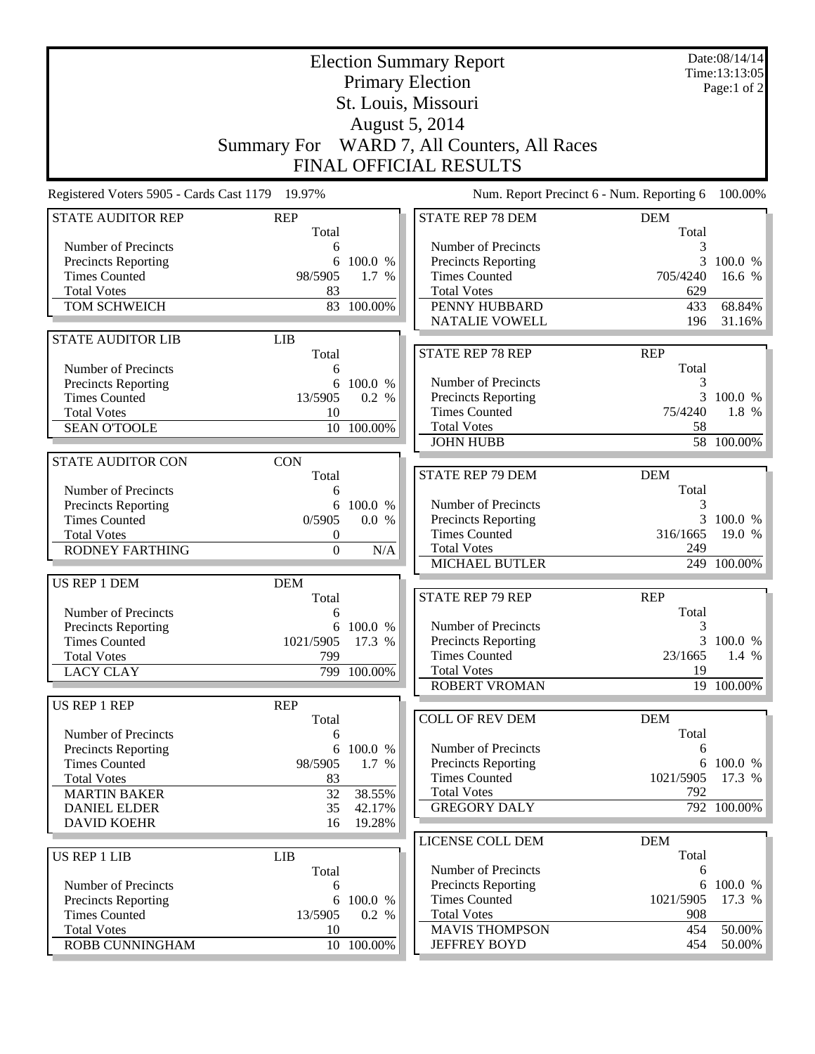# Election Summary Report

Primary Election
St. Louis, Missouri
August 5, 2014
Summary For WARD 7, All Counters, All Races
FINAL OFFICIAL RESULTS

Date:08/14/14
Time:13:13:05
Page:1 of 2

Registered Voters 5905 - Cards Cast 1179 19.97%

Num. Report Precinct 6 - Num. Reporting 6 100.00%

| STATE AUDITOR REP | REP Total | |
|---|---|---|
| Number of Precincts | 6 | |
| Precincts Reporting | 6 | 100.0 % |
| Times Counted | 98/5905 | 1.7 % |
| Total Votes | 83 | |
| TOM SCHWEICH | 83 | 100.00% |

| STATE AUDITOR LIB | LIB Total | |
|---|---|---|
| Number of Precincts | 6 | |
| Precincts Reporting | 6 | 100.0 % |
| Times Counted | 13/5905 | 0.2 % |
| Total Votes | 10 | |
| SEAN O'TOOLE | 10 | 100.00% |

| STATE AUDITOR CON | CON Total | |
|---|---|---|
| Number of Precincts | 6 | |
| Precincts Reporting | 6 | 100.0 % |
| Times Counted | 0/5905 | 0.0 % |
| Total Votes | 0 | |
| RODNEY FARTHING | 0 | N/A |

| US REP 1 DEM | DEM Total | |
|---|---|---|
| Number of Precincts | 6 | |
| Precincts Reporting | 6 | 100.0 % |
| Times Counted | 1021/5905 | 17.3 % |
| Total Votes | 799 | |
| LACY CLAY | 799 | 100.00% |

| US REP 1 REP | REP Total | |
|---|---|---|
| Number of Precincts | 6 | |
| Precincts Reporting | 6 | 100.0 % |
| Times Counted | 98/5905 | 1.7 % |
| Total Votes | 83 | |
| MARTIN BAKER | 32 | 38.55% |
| DANIEL ELDER | 35 | 42.17% |
| DAVID KOEHR | 16 | 19.28% |

| US REP 1 LIB | LIB Total | |
|---|---|---|
| Number of Precincts | 6 | |
| Precincts Reporting | 6 | 100.0 % |
| Times Counted | 13/5905 | 0.2 % |
| Total Votes | 10 | |
| ROBB CUNNINGHAM | 10 | 100.00% |

| STATE REP 78 DEM | DEM Total | |
|---|---|---|
| Number of Precincts | 3 | |
| Precincts Reporting | 3 | 100.0 % |
| Times Counted | 705/4240 | 16.6 % |
| Total Votes | 629 | |
| PENNY HUBBARD | 433 | 68.84% |
| NATALIE VOWELL | 196 | 31.16% |

| STATE REP 78 REP | REP Total | |
|---|---|---|
| Number of Precincts | 3 | |
| Precincts Reporting | 3 | 100.0 % |
| Times Counted | 75/4240 | 1.8 % |
| Total Votes | 58 | |
| JOHN HUBB | 58 | 100.00% |

| STATE REP 79 DEM | DEM Total | |
|---|---|---|
| Number of Precincts | 3 | |
| Precincts Reporting | 3 | 100.0 % |
| Times Counted | 316/1665 | 19.0 % |
| Total Votes | 249 | |
| MICHAEL BUTLER | 249 | 100.00% |

| STATE REP 79 REP | REP Total | |
|---|---|---|
| Number of Precincts | 3 | |
| Precincts Reporting | 3 | 100.0 % |
| Times Counted | 23/1665 | 1.4 % |
| Total Votes | 19 | |
| ROBERT VROMAN | 19 | 100.00% |

| COLL OF REV DEM | DEM Total | |
|---|---|---|
| Number of Precincts | 6 | |
| Precincts Reporting | 6 | 100.0 % |
| Times Counted | 1021/5905 | 17.3 % |
| Total Votes | 792 | |
| GREGORY DALY | 792 | 100.00% |

| LICENSE COLL DEM | DEM Total | |
|---|---|---|
| Number of Precincts | 6 | |
| Precincts Reporting | 6 | 100.0 % |
| Times Counted | 1021/5905 | 17.3 % |
| Total Votes | 908 | |
| MAVIS THOMPSON | 454 | 50.00% |
| JEFFREY BOYD | 454 | 50.00% |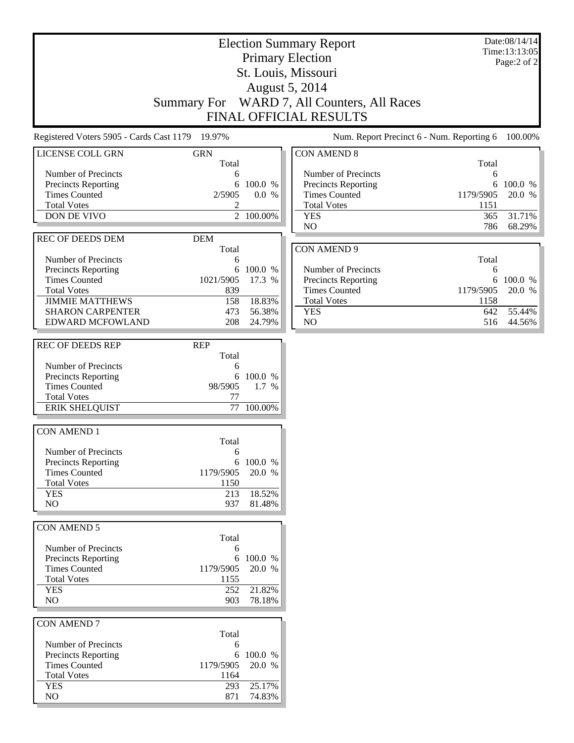# Election Summary Report

## Primary Election

## St. Louis, Missouri

## August 5, 2014

## Summary For WARD 7, All Counters, All Races

## FINAL OFFICIAL RESULTS

Date:08/14/14
Time:13:13:05

Registered Voters 5905 - Cards Cast 1179 19.97%

Num. Report Precinct 6 - Num. Reporting 6 100.00%

| LICENSE COLL GRN | GRN Total | |
|---|---|---|
| Number of Precincts | 6 | |
| Precincts Reporting | 6 | 100.0 % |
| Times Counted | 2/5905 | 0.0 % |
| Total Votes | 2 | |
| DON DE VIVO | 2 | 100.00% |

| REC OF DEEDS DEM | DEM Total | |
|---|---|---|
| Number of Precincts | 6 | |
| Precincts Reporting | 6 | 100.0 % |
| Times Counted | 1021/5905 | 17.3 % |
| Total Votes | 839 | |
| JIMMIE MATTHEWS | 158 | 18.83% |
| SHARON CARPENTER | 473 | 56.38% |
| EDWARD MCFOWLAND | 208 | 24.79% |

| REC OF DEEDS REP | REP Total | |
|---|---|---|
| Number of Precincts | 6 | |
| Precincts Reporting | 6 | 100.0 % |
| Times Counted | 98/5905 | 1.7 % |
| Total Votes | 77 | |
| ERIK SHELQUIST | 77 | 100.00% |

| CON AMEND 1 | Total | |
|---|---|---|
| Number of Precincts | 6 | |
| Precincts Reporting | 6 | 100.0 % |
| Times Counted | 1179/5905 | 20.0 % |
| Total Votes | 1150 | |
| YES | 213 | 18.52% |
| NO | 937 | 81.48% |

| CON AMEND 5 | Total | |
|---|---|---|
| Number of Precincts | 6 | |
| Precincts Reporting | 6 | 100.0 % |
| Times Counted | 1179/5905 | 20.0 % |
| Total Votes | 1155 | |
| YES | 252 | 21.82% |
| NO | 903 | 78.18% |

| CON AMEND 7 | Total | |
|---|---|---|
| Number of Precincts | 6 | |
| Precincts Reporting | 6 | 100.0 % |
| Times Counted | 1179/5905 | 20.0 % |
| Total Votes | 1164 | |
| YES | 293 | 25.17% |
| NO | 871 | 74.83% |

| CON AMEND 8 | Total | |
|---|---|---|
| Number of Precincts | 6 | |
| Precincts Reporting | 6 | 100.0 % |
| Times Counted | 1179/5905 | 20.0 % |
| Total Votes | 1151 | |
| YES | 365 | 31.71% |
| NO | 786 | 68.29% |

| CON AMEND 9 | Total | |
|---|---|---|
| Number of Precincts | 6 | |
| Precincts Reporting | 6 | 100.0 % |
| Times Counted | 1179/5905 | 20.0 % |
| Total Votes | 1158 | |
| YES | 642 | 55.44% |
| NO | 516 | 44.56% |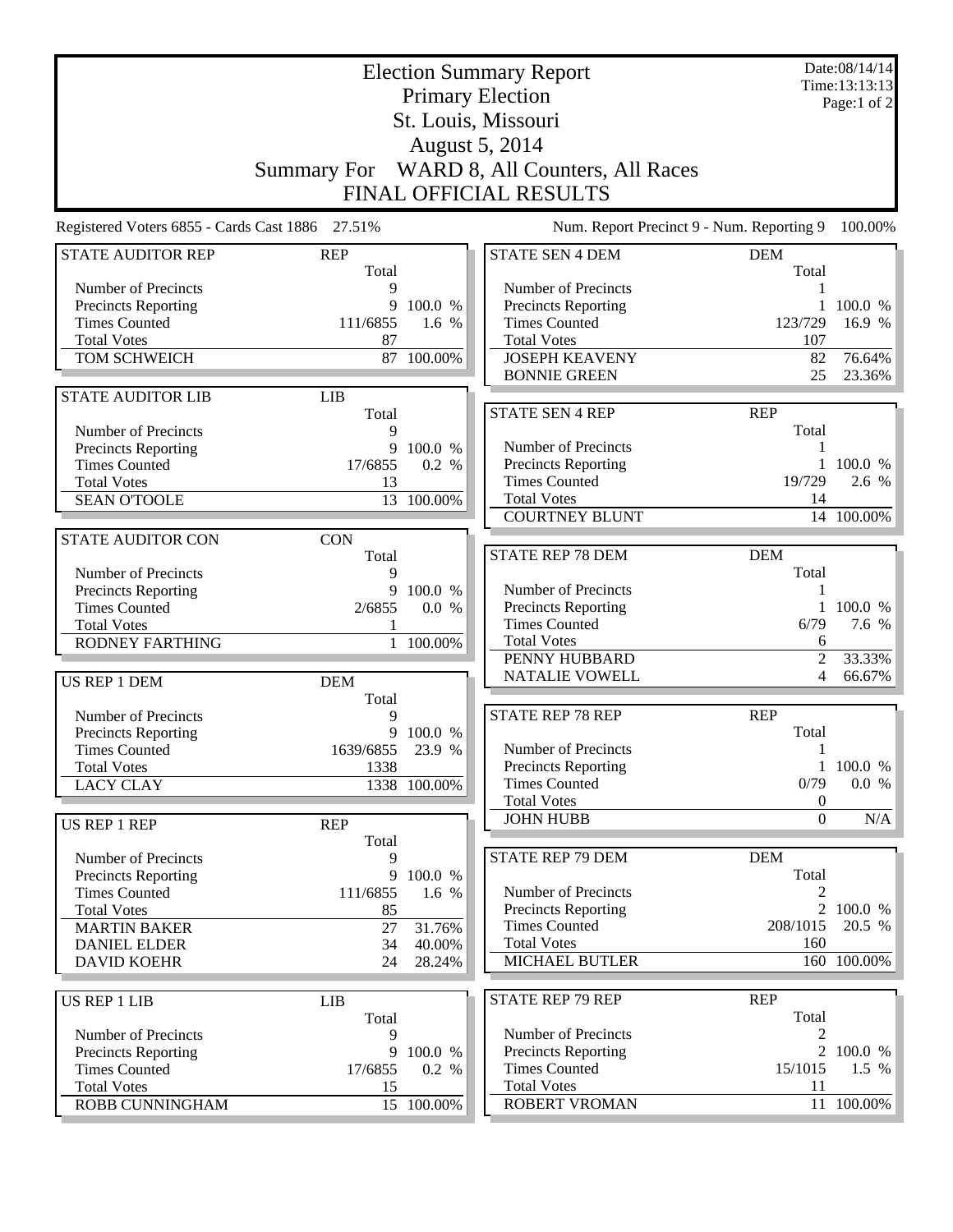# Election Summary Report

## Primary Election

## St. Louis, Missouri

## August 5, 2014

## Summary For WARD 8, All Counters, All Races

## FINAL OFFICIAL RESULTS

Date:08/14/14
Time:13:13:13
Page:1 of 2

Registered Voters 6855 - Cards Cast 1886 27.51%

Num. Report Precinct 9 - Num. Reporting 9 100.00%

| STATE AUDITOR REP | REP | |
|---|---|---|
| | Total | |
| Number of Precincts | 9 | |
| Precincts Reporting | 9 | 100.0 % |
| Times Counted | 111/6855 | 1.6 % |
| Total Votes | 87 | |
| TOM SCHWEICH | 87 | 100.00% |

| STATE AUDITOR LIB | LIB | |
|---|---|---|
| | Total | |
| Number of Precincts | 9 | |
| Precincts Reporting | 9 | 100.0 % |
| Times Counted | 17/6855 | 0.2 % |
| Total Votes | 13 | |
| SEAN O'TOOLE | 13 | 100.00% |

| STATE AUDITOR CON | CON | |
|---|---|---|
| | Total | |
| Number of Precincts | 9 | |
| Precincts Reporting | 9 | 100.0 % |
| Times Counted | 2/6855 | 0.0 % |
| Total Votes | 1 | |
| RODNEY FARTHING | 1 | 100.00% |

| US REP 1 DEM | DEM | |
|---|---|---|
| | Total | |
| Number of Precincts | 9 | |
| Precincts Reporting | 9 | 100.0 % |
| Times Counted | 1639/6855 | 23.9 % |
| Total Votes | 1338 | |
| LACY CLAY | 1338 | 100.00% |

| US REP 1 REP | REP | |
|---|---|---|
| | Total | |
| Number of Precincts | 9 | |
| Precincts Reporting | 9 | 100.0 % |
| Times Counted | 111/6855 | 1.6 % |
| Total Votes | 85 | |
| MARTIN BAKER | 27 | 31.76% |
| DANIEL ELDER | 34 | 40.00% |
| DAVID KOEHR | 24 | 28.24% |

| US REP 1 LIB | LIB | |
|---|---|---|
| | Total | |
| Number of Precincts | 9 | |
| Precincts Reporting | 9 | 100.0 % |
| Times Counted | 17/6855 | 0.2 % |
| Total Votes | 15 | |
| ROBB CUNNINGHAM | 15 | 100.00% |

| STATE SEN 4 DEM | DEM | |
|---|---|---|
| | Total | |
| Number of Precincts | 1 | |
| Precincts Reporting | 1 | 100.0 % |
| Times Counted | 123/729 | 16.9 % |
| Total Votes | 107 | |
| JOSEPH KEAVENY | 82 | 76.64% |
| BONNIE GREEN | 25 | 23.36% |

| STATE SEN 4 REP | REP | |
|---|---|---|
| | Total | |
| Number of Precincts | 1 | |
| Precincts Reporting | 1 | 100.0 % |
| Times Counted | 19/729 | 2.6 % |
| Total Votes | 14 | |
| COURTNEY BLUNT | 14 | 100.00% |

| STATE REP 78 DEM | DEM | |
|---|---|---|
| | Total | |
| Number of Precincts | 1 | |
| Precincts Reporting | 1 | 100.0 % |
| Times Counted | 6/79 | 7.6 % |
| Total Votes | 6 | |
| PENNY HUBBARD | 2 | 33.33% |
| NATALIE VOWELL | 4 | 66.67% |

| STATE REP 78 REP | REP | |
|---|---|---|
| | Total | |
| Number of Precincts | 1 | |
| Precincts Reporting | 1 | 100.0 % |
| Times Counted | 0/79 | 0.0 % |
| Total Votes | 0 | |
| JOHN HUBB | 0 | N/A |

| STATE REP 79 DEM | DEM | |
|---|---|---|
| | Total | |
| Number of Precincts | 2 | |
| Precincts Reporting | 2 | 100.0 % |
| Times Counted | 208/1015 | 20.5 % |
| Total Votes | 160 | |
| MICHAEL BUTLER | 160 | 100.00% |

| STATE REP 79 REP | REP | |
|---|---|---|
| | Total | |
| Number of Precincts | 2 | |
| Precincts Reporting | 2 | 100.0 % |
| Times Counted | 15/1015 | 1.5 % |
| Total Votes | 11 | |
| ROBERT VROMAN | 11 | 100.00% |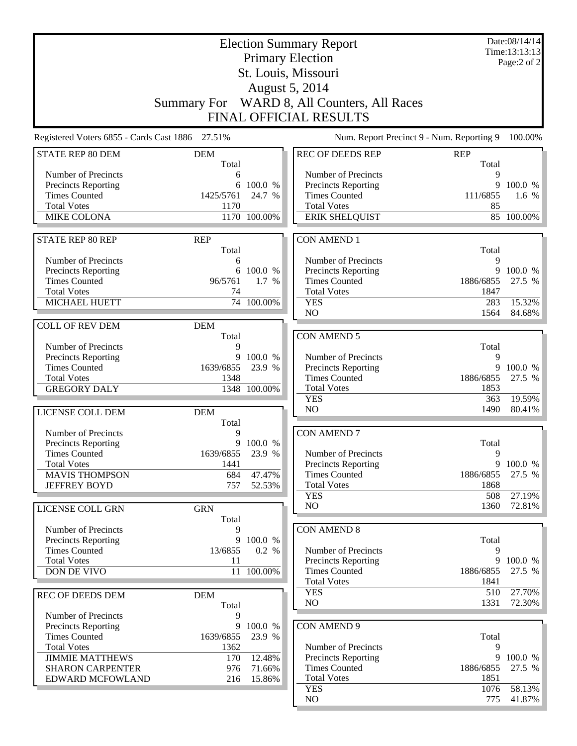# Election Summary Report

## Primary Election

## St. Louis, Missouri

## August 5, 2014

## Summary For WARD 8, All Counters, All Races

## FINAL OFFICIAL RESULTS

Date:08/14/14
Time:13:13:13

Registered Voters 6855 - Cards Cast 1886 27.51%

Num. Report Precinct 9 - Num. Reporting 9 100.00%

### STATE REP 80 DEM

| | DEM Total | |
|---|---|---|
| Number of Precincts | 6 | |
| Precincts Reporting | 6 | 100.0 % |
| Times Counted | 1425/5761 | 24.7 % |
| Total Votes | 1170 | |
| MIKE COLONA | 1170 | 100.00% |

### STATE REP 80 REP

| | REP Total | |
|---|---|---|
| Number of Precincts | 6 | |
| Precincts Reporting | 6 | 100.0 % |
| Times Counted | 96/5761 | 1.7 % |
| Total Votes | 74 | |
| MICHAEL HUETT | 74 | 100.00% |

### COLL OF REV DEM

| | DEM Total | |
|---|---|---|
| Number of Precincts | 9 | |
| Precincts Reporting | 9 | 100.0 % |
| Times Counted | 1639/6855 | 23.9 % |
| Total Votes | 1348 | |
| GREGORY DALY | 1348 | 100.00% |

### LICENSE COLL DEM

| | DEM Total | |
|---|---|---|
| Number of Precincts | 9 | |
| Precincts Reporting | 9 | 100.0 % |
| Times Counted | 1639/6855 | 23.9 % |
| Total Votes | 1441 | |
| MAVIS THOMPSON | 684 | 47.47% |
| JEFFREY BOYD | 757 | 52.53% |

### LICENSE COLL GRN

| | GRN Total | |
|---|---|---|
| Number of Precincts | 9 | |
| Precincts Reporting | 9 | 100.0 % |
| Times Counted | 13/6855 | 0.2 % |
| Total Votes | 11 | |
| DON DE VIVO | 11 | 100.00% |

### REC OF DEEDS DEM

| | DEM Total | |
|---|---|---|
| Number of Precincts | 9 | |
| Precincts Reporting | 9 | 100.0 % |
| Times Counted | 1639/6855 | 23.9 % |
| Total Votes | 1362 | |
| JIMMIE MATTHEWS | 170 | 12.48% |
| SHARON CARPENTER | 976 | 71.66% |
| EDWARD MCFOWLAND | 216 | 15.86% |

### REC OF DEEDS REP

| | REP Total | |
|---|---|---|
| Number of Precincts | 9 | |
| Precincts Reporting | 9 | 100.0 % |
| Times Counted | 111/6855 | 1.6 % |
| Total Votes | 85 | |
| ERIK SHELQUIST | 85 | 100.00% |

### CON AMEND 1

| | Total | |
|---|---|---|
| Number of Precincts | 9 | |
| Precincts Reporting | 9 | 100.0 % |
| Times Counted | 1886/6855 | 27.5 % |
| Total Votes | 1847 | |
| YES | 283 | 15.32% |
| NO | 1564 | 84.68% |

### CON AMEND 5

| | Total | |
|---|---|---|
| Number of Precincts | 9 | |
| Precincts Reporting | 9 | 100.0 % |
| Times Counted | 1886/6855 | 27.5 % |
| Total Votes | 1853 | |
| YES | 363 | 19.59% |
| NO | 1490 | 80.41% |

### CON AMEND 7

| | Total | |
|---|---|---|
| Number of Precincts | 9 | |
| Precincts Reporting | 9 | 100.0 % |
| Times Counted | 1886/6855 | 27.5 % |
| Total Votes | 1868 | |
| YES | 508 | 27.19% |
| NO | 1360 | 72.81% |

### CON AMEND 8

| | Total | |
|---|---|---|
| Number of Precincts | 9 | |
| Precincts Reporting | 9 | 100.0 % |
| Times Counted | 1886/6855 | 27.5 % |
| Total Votes | 1841 | |
| YES | 510 | 27.70% |
| NO | 1331 | 72.30% |

### CON AMEND 9

| | Total | |
|---|---|---|
| Number of Precincts | 9 | |
| Precincts Reporting | 9 | 100.0 % |
| Times Counted | 1886/6855 | 27.5 % |
| Total Votes | 1851 | |
| YES | 1076 | 58.13% |
| NO | 775 | 41.87% |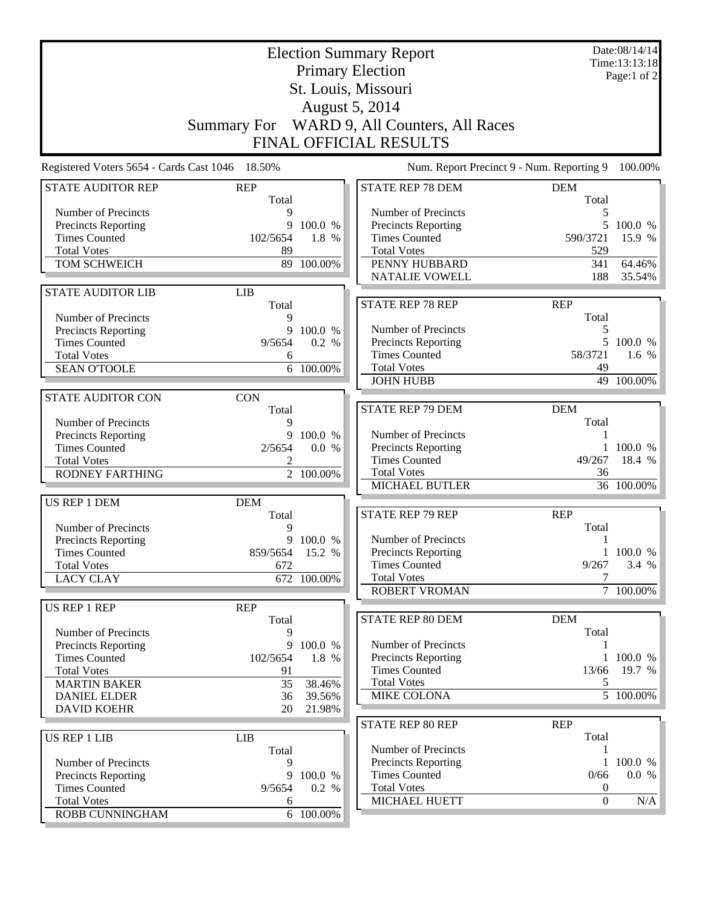# Election Summary Report

## Primary Election

## St. Louis, Missouri

## August 5, 2014

## Summary For WARD 9, All Counters, All Races

## FINAL OFFICIAL RESULTS

Date:08/14/14
Time:13:13:18
Page:1 of 2

Registered Voters 5654 - Cards Cast 1046 18.50%

Num. Report Precinct 9 - Num. Reporting 9 100.00%

| STATE AUDITOR REP | REP | |
|---|---|---|
| | Total | |
| Number of Precincts | 9 | |
| Precincts Reporting | 9 | 100.0 % |
| Times Counted | 102/5654 | 1.8 % |
| Total Votes | 89 | |
| TOM SCHWEICH | 89 | 100.00% |

| STATE AUDITOR LIB | LIB | |
|---|---|---|
| | Total | |
| Number of Precincts | 9 | |
| Precincts Reporting | 9 | 100.0 % |
| Times Counted | 9/5654 | 0.2 % |
| Total Votes | 6 | |
| SEAN O'TOOLE | 6 | 100.00% |

| STATE AUDITOR CON | CON | |
|---|---|---|
| | Total | |
| Number of Precincts | 9 | |
| Precincts Reporting | 9 | 100.0 % |
| Times Counted | 2/5654 | 0.0 % |
| Total Votes | 2 | |
| RODNEY FARTHING | 2 | 100.00% |

| US REP 1 DEM | DEM | |
|---|---|---|
| | Total | |
| Number of Precincts | 9 | |
| Precincts Reporting | 9 | 100.0 % |
| Times Counted | 859/5654 | 15.2 % |
| Total Votes | 672 | |
| LACY CLAY | 672 | 100.00% |

| US REP 1 REP | REP | |
|---|---|---|
| | Total | |
| Number of Precincts | 9 | |
| Precincts Reporting | 9 | 100.0 % |
| Times Counted | 102/5654 | 1.8 % |
| Total Votes | 91 | |
| MARTIN BAKER | 35 | 38.46% |
| DANIEL ELDER | 36 | 39.56% |
| DAVID KOEHR | 20 | 21.98% |

| US REP 1 LIB | LIB | |
|---|---|---|
| | Total | |
| Number of Precincts | 9 | |
| Precincts Reporting | 9 | 100.0 % |
| Times Counted | 9/5654 | 0.2 % |
| Total Votes | 6 | |
| ROBB CUNNINGHAM | 6 | 100.00% |

| STATE REP 78 DEM | DEM | |
|---|---|---|
| | Total | |
| Number of Precincts | 5 | |
| Precincts Reporting | 5 | 100.0 % |
| Times Counted | 590/3721 | 15.9 % |
| Total Votes | 529 | |
| PENNY HUBBARD | 341 | 64.46% |
| NATALIE VOWELL | 188 | 35.54% |

| STATE REP 78 REP | REP | |
|---|---|---|
| | Total | |
| Number of Precincts | 5 | |
| Precincts Reporting | 5 | 100.0 % |
| Times Counted | 58/3721 | 1.6 % |
| Total Votes | 49 | |
| JOHN HUBB | 49 | 100.00% |

| STATE REP 79 DEM | DEM | |
|---|---|---|
| | Total | |
| Number of Precincts | 1 | |
| Precincts Reporting | 1 | 100.0 % |
| Times Counted | 49/267 | 18.4 % |
| Total Votes | 36 | |
| MICHAEL BUTLER | 36 | 100.00% |

| STATE REP 79 REP | REP | |
|---|---|---|
| | Total | |
| Number of Precincts | 1 | |
| Precincts Reporting | 1 | 100.0 % |
| Times Counted | 9/267 | 3.4 % |
| Total Votes | 7 | |
| ROBERT VROMAN | 7 | 100.00% |

| STATE REP 80 DEM | DEM | |
|---|---|---|
| | Total | |
| Number of Precincts | 1 | |
| Precincts Reporting | 1 | 100.0 % |
| Times Counted | 13/66 | 19.7 % |
| Total Votes | 5 | |
| MIKE COLONA | 5 | 100.00% |

| STATE REP 80 REP | REP | |
|---|---|---|
| | Total | |
| Number of Precincts | 1 | |
| Precincts Reporting | 1 | 100.0 % |
| Times Counted | 0/66 | 0.0 % |
| Total Votes | 0 | |
| MICHAEL HUETT | 0 | N/A |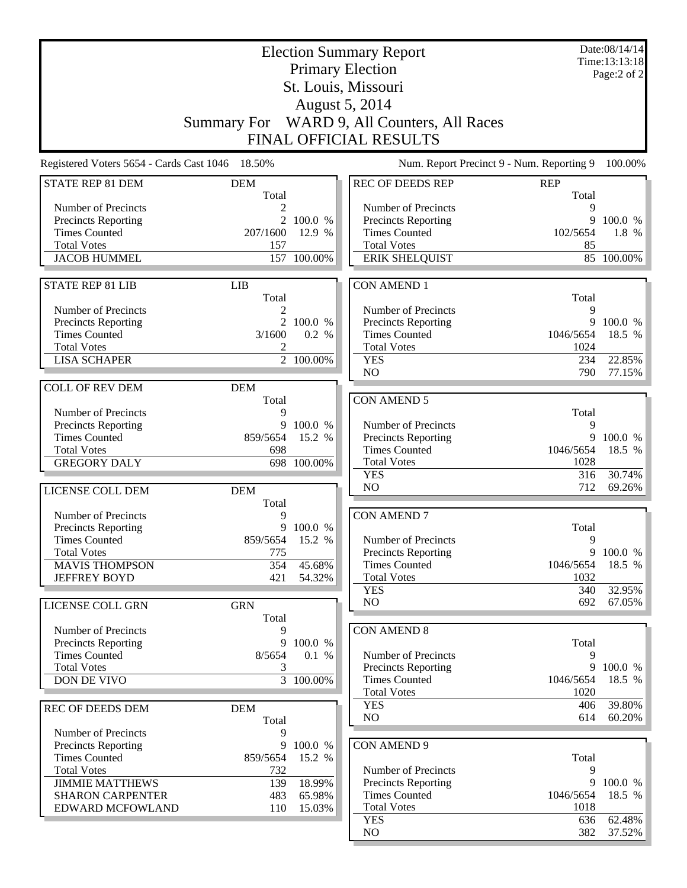# Election Summary Report

## Primary Election

## St. Louis, Missouri

## August 5, 2014

## Summary For WARD 9, All Counters, All Races

## FINAL OFFICIAL RESULTS

Date:08/14/14
Time:13:13:18

Registered Voters 5654 - Cards Cast 1046 18.50%

Num. Report Precinct 9 - Num. Reporting 9 100.00%

| STATE REP 81 DEM | DEM Total | |
|---|---|---|
| Number of Precincts | 2 | |
| Precincts Reporting | 2 | 100.0 % |
| Times Counted | 207/1600 | 12.9 % |
| Total Votes | 157 | |
| JACOB HUMMEL | 157 | 100.00% |

| STATE REP 81 LIB | LIB Total | |
|---|---|---|
| Number of Precincts | 2 | |
| Precincts Reporting | 2 | 100.0 % |
| Times Counted | 3/1600 | 0.2 % |
| Total Votes | 2 | |
| LISA SCHAPER | 2 | 100.00% |

| COLL OF REV DEM | DEM Total | |
|---|---|---|
| Number of Precincts | 9 | |
| Precincts Reporting | 9 | 100.0 % |
| Times Counted | 859/5654 | 15.2 % |
| Total Votes | 698 | |
| GREGORY DALY | 698 | 100.00% |

| LICENSE COLL DEM | DEM Total | |
|---|---|---|
| Number of Precincts | 9 | |
| Precincts Reporting | 9 | 100.0 % |
| Times Counted | 859/5654 | 15.2 % |
| Total Votes | 775 | |
| MAVIS THOMPSON | 354 | 45.68% |
| JEFFREY BOYD | 421 | 54.32% |

| LICENSE COLL GRN | GRN Total | |
|---|---|---|
| Number of Precincts | 9 | |
| Precincts Reporting | 9 | 100.0 % |
| Times Counted | 8/5654 | 0.1 % |
| Total Votes | 3 | |
| DON DE VIVO | 3 | 100.00% |

| REC OF DEEDS DEM | DEM Total | |
|---|---|---|
| Number of Precincts | 9 | |
| Precincts Reporting | 9 | 100.0 % |
| Times Counted | 859/5654 | 15.2 % |
| Total Votes | 732 | |
| JIMMIE MATTHEWS | 139 | 18.99% |
| SHARON CARPENTER | 483 | 65.98% |
| EDWARD MCFOWLAND | 110 | 15.03% |

| REC OF DEEDS REP | REP Total | |
|---|---|---|
| Number of Precincts | 9 | |
| Precincts Reporting | 9 | 100.0 % |
| Times Counted | 102/5654 | 1.8 % |
| Total Votes | 85 | |
| ERIK SHELQUIST | 85 | 100.00% |

| CON AMEND 1 | Total | |
|---|---|---|
| Number of Precincts | 9 | |
| Precincts Reporting | 9 | 100.0 % |
| Times Counted | 1046/5654 | 18.5 % |
| Total Votes | 1024 | |
| YES | 234 | 22.85% |
| NO | 790 | 77.15% |

| CON AMEND 5 | Total | |
|---|---|---|
| Number of Precincts | 9 | |
| Precincts Reporting | 9 | 100.0 % |
| Times Counted | 1046/5654 | 18.5 % |
| Total Votes | 1028 | |
| YES | 316 | 30.74% |
| NO | 712 | 69.26% |

| CON AMEND 7 | Total | |
|---|---|---|
| Number of Precincts | 9 | |
| Precincts Reporting | 9 | 100.0 % |
| Times Counted | 1046/5654 | 18.5 % |
| Total Votes | 1032 | |
| YES | 340 | 32.95% |
| NO | 692 | 67.05% |

| CON AMEND 8 | Total | |
|---|---|---|
| Number of Precincts | 9 | |
| Precincts Reporting | 9 | 100.0 % |
| Times Counted | 1046/5654 | 18.5 % |
| Total Votes | 1020 | |
| YES | 406 | 39.80% |
| NO | 614 | 60.20% |

| CON AMEND 9 | Total | |
|---|---|---|
| Number of Precincts | 9 | |
| Precincts Reporting | 9 | 100.0 % |
| Times Counted | 1046/5654 | 18.5 % |
| Total Votes | 1018 | |
| YES | 636 | 62.48% |
| NO | 382 | 37.52% |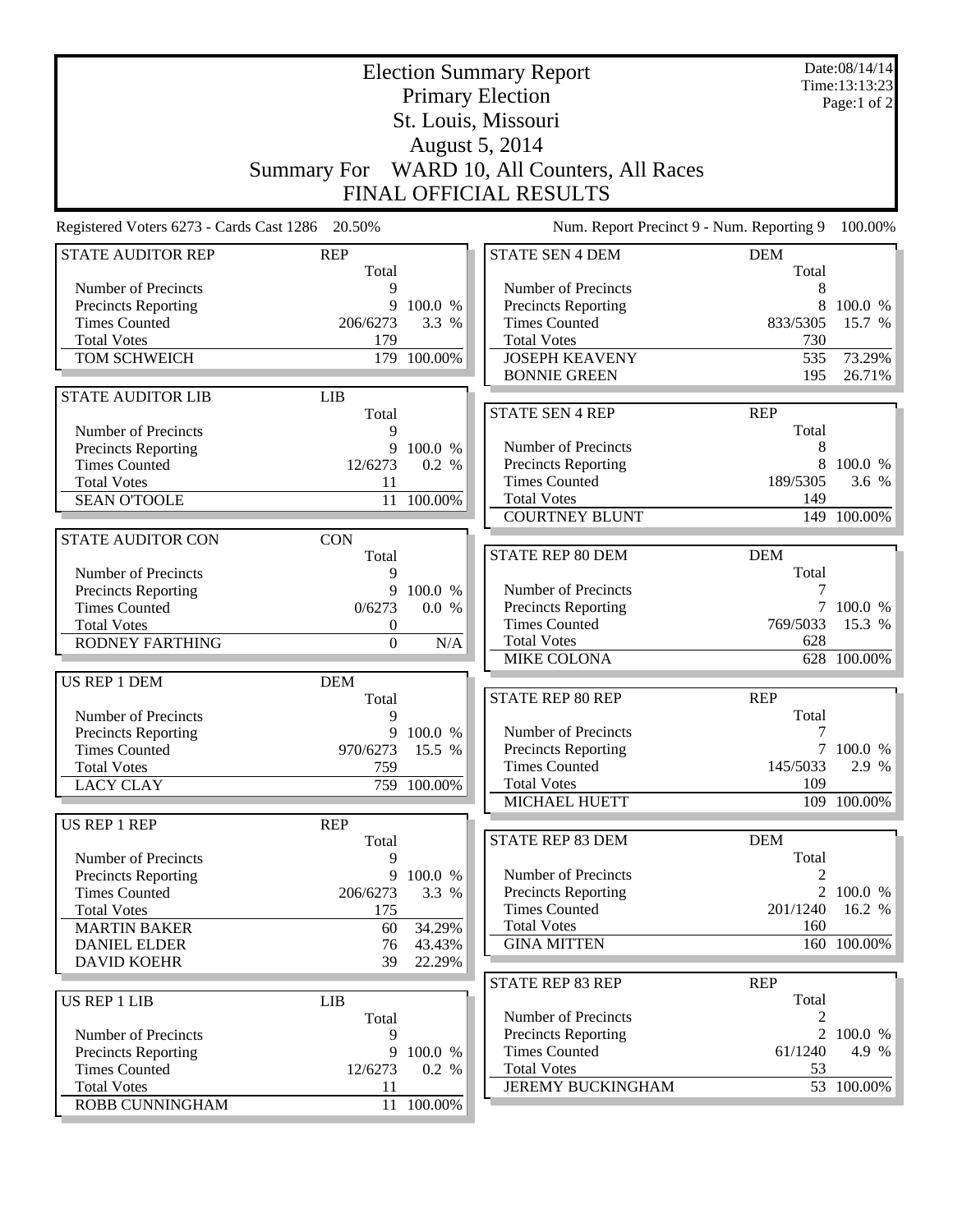# Election Summary Report

**Primary Election**
**St. Louis, Missouri**
**August 5, 2014**
**Summary For WARD 10, All Counters, All Races**
**FINAL OFFICIAL RESULTS**

Date:08/14/14
Time:13:13:23

Registered Voters 6273 - Cards Cast 1286 20.50%

Num. Report Precinct 9 - Num. Reporting 9 100.00%

| STATE AUDITOR REP | REP Total | |
|---|---|---|
| Number of Precincts | 9 | |
| Precincts Reporting | 9 | 100.0 % |
| Times Counted | 206/6273 | 3.3 % |
| Total Votes | 179 | |
| TOM SCHWEICH | 179 | 100.00% |

| STATE AUDITOR LIB | LIB Total | |
|---|---|---|
| Number of Precincts | 9 | |
| Precincts Reporting | 9 | 100.0 % |
| Times Counted | 12/6273 | 0.2 % |
| Total Votes | 11 | |
| SEAN O'TOOLE | 11 | 100.00% |

| STATE AUDITOR CON | CON Total | |
|---|---|---|
| Number of Precincts | 9 | |
| Precincts Reporting | 9 | 100.0 % |
| Times Counted | 0/6273 | 0.0 % |
| Total Votes | 0 | |
| RODNEY FARTHING | 0 | N/A |

| US REP 1 DEM | DEM Total | |
|---|---|---|
| Number of Precincts | 9 | |
| Precincts Reporting | 9 | 100.0 % |
| Times Counted | 970/6273 | 15.5 % |
| Total Votes | 759 | |
| LACY CLAY | 759 | 100.00% |

| US REP 1 REP | REP Total | |
|---|---|---|
| Number of Precincts | 9 | |
| Precincts Reporting | 9 | 100.0 % |
| Times Counted | 206/6273 | 3.3 % |
| Total Votes | 175 | |
| MARTIN BAKER | 60 | 34.29% |
| DANIEL ELDER | 76 | 43.43% |
| DAVID KOEHR | 39 | 22.29% |

| US REP 1 LIB | LIB Total | |
|---|---|---|
| Number of Precincts | 9 | |
| Precincts Reporting | 9 | 100.0 % |
| Times Counted | 12/6273 | 0.2 % |
| Total Votes | 11 | |
| ROBB CUNNINGHAM | 11 | 100.00% |

| STATE SEN 4 DEM | DEM Total | |
|---|---|---|
| Number of Precincts | 8 | |
| Precincts Reporting | 8 | 100.0 % |
| Times Counted | 833/5305 | 15.7 % |
| Total Votes | 730 | |
| JOSEPH KEAVENY | 535 | 73.29% |
| BONNIE GREEN | 195 | 26.71% |

| STATE SEN 4 REP | REP Total | |
|---|---|---|
| Number of Precincts | 8 | |
| Precincts Reporting | 8 | 100.0 % |
| Times Counted | 189/5305 | 3.6 % |
| Total Votes | 149 | |
| COURTNEY BLUNT | 149 | 100.00% |

| STATE REP 80 DEM | DEM Total | |
|---|---|---|
| Number of Precincts | 7 | |
| Precincts Reporting | 7 | 100.0 % |
| Times Counted | 769/5033 | 15.3 % |
| Total Votes | 628 | |
| MIKE COLONA | 628 | 100.00% |

| STATE REP 80 REP | REP Total | |
|---|---|---|
| Number of Precincts | 7 | |
| Precincts Reporting | 7 | 100.0 % |
| Times Counted | 145/5033 | 2.9 % |
| Total Votes | 109 | |
| MICHAEL HUETT | 109 | 100.00% |

| STATE REP 83 DEM | DEM Total | |
|---|---|---|
| Number of Precincts | 2 | |
| Precincts Reporting | 2 | 100.0 % |
| Times Counted | 201/1240 | 16.2 % |
| Total Votes | 160 | |
| GINA MITTEN | 160 | 100.00% |

| STATE REP 83 REP | REP Total | |
|---|---|---|
| Number of Precincts | 2 | |
| Precincts Reporting | 2 | 100.0 % |
| Times Counted | 61/1240 | 4.9 % |
| Total Votes | 53 | |
| JEREMY BUCKINGHAM | 53 | 100.00% |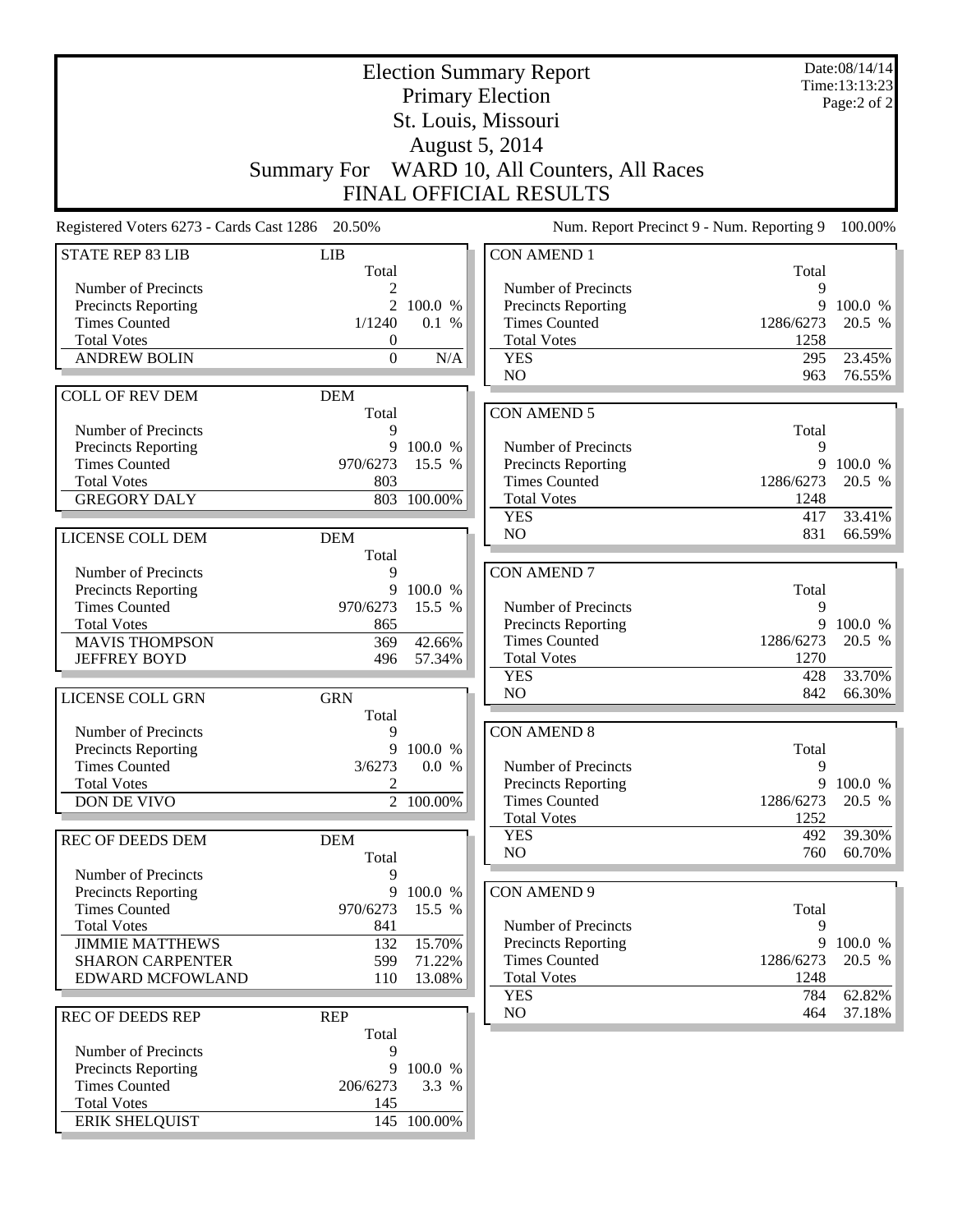# Election Summary Report

## Primary Election

## St. Louis, Missouri

## August 5, 2014

## Summary For WARD 10, All Counters, All Races

## FINAL OFFICIAL RESULTS

Date:08/14/14
Time:13:13:23

Registered Voters 6273 - Cards Cast 1286 20.50%

Num. Report Precinct 9 - Num. Reporting 9 100.00%

| STATE REP 83 LIB | LIB | |
|---|---|---|
| | Total | |
| Number of Precincts | 2 | |
| Precincts Reporting | 2 | 100.0 % |
| Times Counted | 1/1240 | 0.1 % |
| Total Votes | 0 | |
| ANDREW BOLIN | 0 | N/A |

| COLL OF REV DEM | DEM | |
|---|---|---|
| | Total | |
| Number of Precincts | 9 | |
| Precincts Reporting | 9 | 100.0 % |
| Times Counted | 970/6273 | 15.5 % |
| Total Votes | 803 | |
| GREGORY DALY | 803 | 100.00% |

| LICENSE COLL DEM | DEM | |
|---|---|---|
| | Total | |
| Number of Precincts | 9 | |
| Precincts Reporting | 9 | 100.0 % |
| Times Counted | 970/6273 | 15.5 % |
| Total Votes | 865 | |
| MAVIS THOMPSON | 369 | 42.66% |
| JEFFREY BOYD | 496 | 57.34% |

| LICENSE COLL GRN | GRN | |
|---|---|---|
| | Total | |
| Number of Precincts | 9 | |
| Precincts Reporting | 9 | 100.0 % |
| Times Counted | 3/6273 | 0.0 % |
| Total Votes | 2 | |
| DON DE VIVO | 2 | 100.00% |

| REC OF DEEDS DEM | DEM | |
|---|---|---|
| | Total | |
| Number of Precincts | 9 | |
| Precincts Reporting | 9 | 100.0 % |
| Times Counted | 970/6273 | 15.5 % |
| Total Votes | 841 | |
| JIMMIE MATTHEWS | 132 | 15.70% |
| SHARON CARPENTER | 599 | 71.22% |
| EDWARD MCFOWLAND | 110 | 13.08% |

| REC OF DEEDS REP | REP | |
|---|---|---|
| | Total | |
| Number of Precincts | 9 | |
| Precincts Reporting | 9 | 100.0 % |
| Times Counted | 206/6273 | 3.3 % |
| Total Votes | 145 | |
| ERIK SHELQUIST | 145 | 100.00% |

| CON AMEND 1 | | |
|---|---|---|
| | Total | |
| Number of Precincts | 9 | |
| Precincts Reporting | 9 | 100.0 % |
| Times Counted | 1286/6273 | 20.5 % |
| Total Votes | 1258 | |
| YES | 295 | 23.45% |
| NO | 963 | 76.55% |

| CON AMEND 5 | | |
|---|---|---|
| | Total | |
| Number of Precincts | 9 | |
| Precincts Reporting | 9 | 100.0 % |
| Times Counted | 1286/6273 | 20.5 % |
| Total Votes | 1248 | |
| YES | 417 | 33.41% |
| NO | 831 | 66.59% |

| CON AMEND 7 | | |
|---|---|---|
| | Total | |
| Number of Precincts | 9 | |
| Precincts Reporting | 9 | 100.0 % |
| Times Counted | 1286/6273 | 20.5 % |
| Total Votes | 1270 | |
| YES | 428 | 33.70% |
| NO | 842 | 66.30% |

| CON AMEND 8 | | |
|---|---|---|
| | Total | |
| Number of Precincts | 9 | |
| Precincts Reporting | 9 | 100.0 % |
| Times Counted | 1286/6273 | 20.5 % |
| Total Votes | 1252 | |
| YES | 492 | 39.30% |
| NO | 760 | 60.70% |

| CON AMEND 9 | | |
|---|---|---|
| | Total | |
| Number of Precincts | 9 | |
| Precincts Reporting | 9 | 100.0 % |
| Times Counted | 1286/6273 | 20.5 % |
| Total Votes | 1248 | |
| YES | 784 | 62.82% |
| NO | 464 | 37.18% |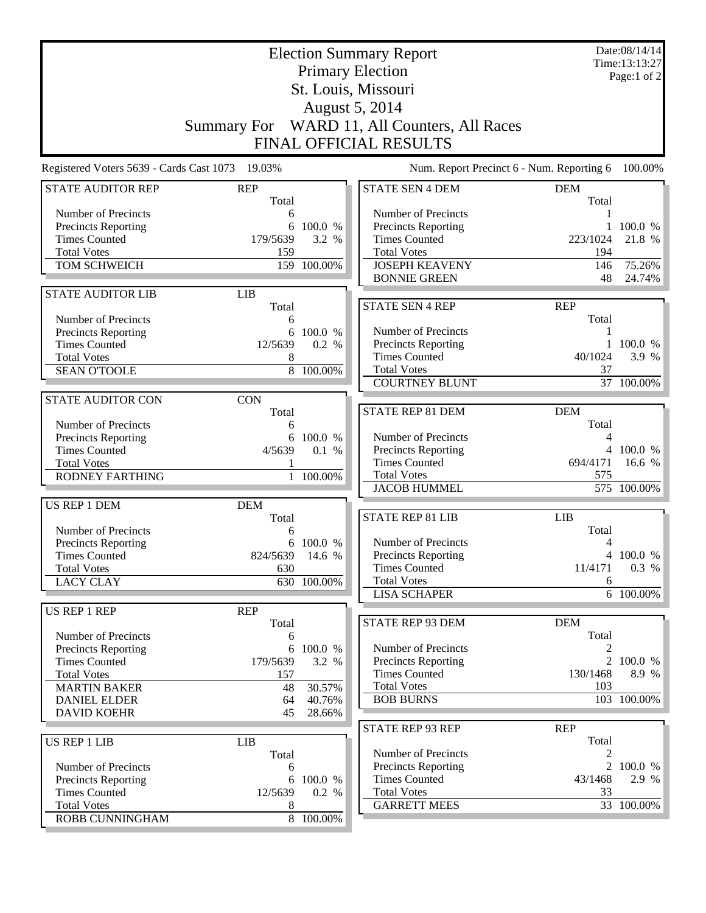# Election Summary Report

Primary Election
St. Louis, Missouri
August 5, 2014

Summary For WARD 11, All Counters, All Races

FINAL OFFICIAL RESULTS

Date:08/14/14
Time:13:13:27

Registered Voters 5639 - Cards Cast 1073 19.03%

Num. Report Precinct 6 - Num. Reporting 6 100.00%

| STATE AUDITOR REP | REP | |
|---|---|---|
| | Total | |
| Number of Precincts | 6 | |
| Precincts Reporting | 6 | 100.0 % |
| Times Counted | 179/5639 | 3.2 % |
| Total Votes | 159 | |
| TOM SCHWEICH | 159 | 100.00% |

| STATE AUDITOR LIB | LIB | |
|---|---|---|
| | Total | |
| Number of Precincts | 6 | |
| Precincts Reporting | 6 | 100.0 % |
| Times Counted | 12/5639 | 0.2 % |
| Total Votes | 8 | |
| SEAN O'TOOLE | 8 | 100.00% |

| STATE AUDITOR CON | CON | |
|---|---|---|
| | Total | |
| Number of Precincts | 6 | |
| Precincts Reporting | 6 | 100.0 % |
| Times Counted | 4/5639 | 0.1 % |
| Total Votes | 1 | |
| RODNEY FARTHING | 1 | 100.00% |

| US REP 1 DEM | DEM | |
|---|---|---|
| | Total | |
| Number of Precincts | 6 | |
| Precincts Reporting | 6 | 100.0 % |
| Times Counted | 824/5639 | 14.6 % |
| Total Votes | 630 | |
| LACY CLAY | 630 | 100.00% |

| US REP 1 REP | REP | |
|---|---|---|
| | Total | |
| Number of Precincts | 6 | |
| Precincts Reporting | 6 | 100.0 % |
| Times Counted | 179/5639 | 3.2 % |
| Total Votes | 157 | |
| MARTIN BAKER | 48 | 30.57% |
| DANIEL ELDER | 64 | 40.76% |
| DAVID KOEHR | 45 | 28.66% |

| US REP 1 LIB | LIB | |
|---|---|---|
| | Total | |
| Number of Precincts | 6 | |
| Precincts Reporting | 6 | 100.0 % |
| Times Counted | 12/5639 | 0.2 % |
| Total Votes | 8 | |
| ROBB CUNNINGHAM | 8 | 100.00% |

| STATE SEN 4 DEM | DEM | |
|---|---|---|
| | Total | |
| Number of Precincts | 1 | |
| Precincts Reporting | 1 | 100.0 % |
| Times Counted | 223/1024 | 21.8 % |
| Total Votes | 194 | |
| JOSEPH KEAVENY | 146 | 75.26% |
| BONNIE GREEN | 48 | 24.74% |

| STATE SEN 4 REP | REP | |
|---|---|---|
| | Total | |
| Number of Precincts | 1 | |
| Precincts Reporting | 1 | 100.0 % |
| Times Counted | 40/1024 | 3.9 % |
| Total Votes | 37 | |
| COURTNEY BLUNT | 37 | 100.00% |

| STATE REP 81 DEM | DEM | |
|---|---|---|
| | Total | |
| Number of Precincts | 4 | |
| Precincts Reporting | 4 | 100.0 % |
| Times Counted | 694/4171 | 16.6 % |
| Total Votes | 575 | |
| JACOB HUMMEL | 575 | 100.00% |

| STATE REP 81 LIB | LIB | |
|---|---|---|
| | Total | |
| Number of Precincts | 4 | |
| Precincts Reporting | 4 | 100.0 % |
| Times Counted | 11/4171 | 0.3 % |
| Total Votes | 6 | |
| LISA SCHAPER | 6 | 100.00% |

| STATE REP 93 DEM | DEM | |
|---|---|---|
| | Total | |
| Number of Precincts | 2 | |
| Precincts Reporting | 2 | 100.0 % |
| Times Counted | 130/1468 | 8.9 % |
| Total Votes | 103 | |
| BOB BURNS | 103 | 100.00% |

| STATE REP 93 REP | REP | |
|---|---|---|
| | Total | |
| Number of Precincts | 2 | |
| Precincts Reporting | 2 | 100.0 % |
| Times Counted | 43/1468 | 2.9 % |
| Total Votes | 33 | |
| GARRETT MEES | 33 | 100.00% |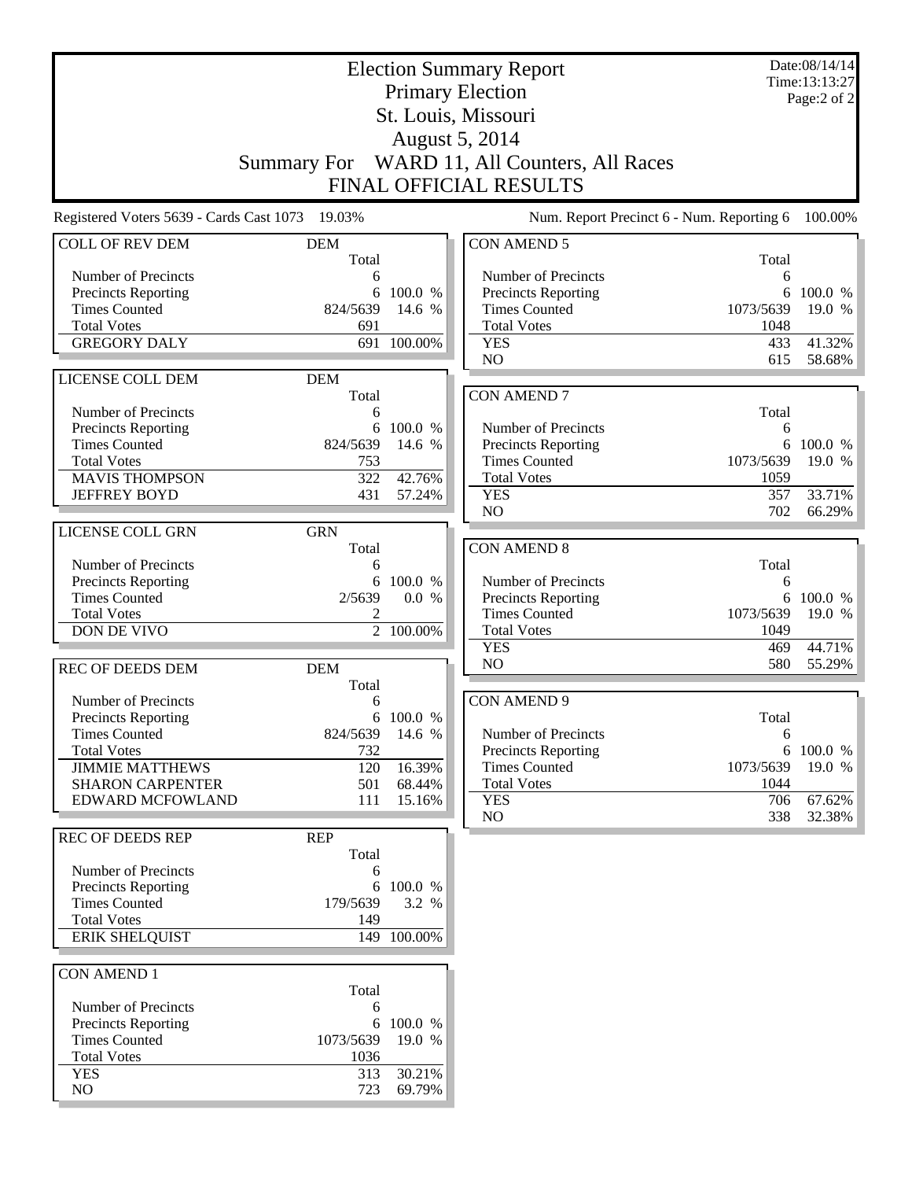# Election Summary Report

## Primary Election

## St. Louis, Missouri

## August 5, 2014

## Summary For WARD 11, All Counters, All Races

## FINAL OFFICIAL RESULTS

Date:08/14/14
Time:13:13:27

Registered Voters 5639 - Cards Cast 1073 19.03%

Num. Report Precinct 6 - Num. Reporting 6 100.00%

| COLL OF REV DEM | DEM Total | |
|---|---|---|
| Number of Precincts | 6 | |
| Precincts Reporting | 6 | 100.0 % |
| Times Counted | 824/5639 | 14.6 % |
| Total Votes | 691 | |
| GREGORY DALY | 691 | 100.00% |

| LICENSE COLL DEM | DEM Total | |
|---|---|---|
| Number of Precincts | 6 | |
| Precincts Reporting | 6 | 100.0 % |
| Times Counted | 824/5639 | 14.6 % |
| Total Votes | 753 | |
| MAVIS THOMPSON | 322 | 42.76% |
| JEFFREY BOYD | 431 | 57.24% |

| LICENSE COLL GRN | GRN Total | |
|---|---|---|
| Number of Precincts | 6 | |
| Precincts Reporting | 6 | 100.0 % |
| Times Counted | 2/5639 | 0.0 % |
| Total Votes | 2 | |
| DON DE VIVO | 2 | 100.00% |

| REC OF DEEDS DEM | DEM Total | |
|---|---|---|
| Number of Precincts | 6 | |
| Precincts Reporting | 6 | 100.0 % |
| Times Counted | 824/5639 | 14.6 % |
| Total Votes | 732 | |
| JIMMIE MATTHEWS | 120 | 16.39% |
| SHARON CARPENTER | 501 | 68.44% |
| EDWARD MCFOWLAND | 111 | 15.16% |

| REC OF DEEDS REP | REP Total | |
|---|---|---|
| Number of Precincts | 6 | |
| Precincts Reporting | 6 | 100.0 % |
| Times Counted | 179/5639 | 3.2 % |
| Total Votes | 149 | |
| ERIK SHELQUIST | 149 | 100.00% |

| CON AMEND 1 | Total | |
|---|---|---|
| Number of Precincts | 6 | |
| Precincts Reporting | 6 | 100.0 % |
| Times Counted | 1073/5639 | 19.0 % |
| Total Votes | 1036 | |
| YES | 313 | 30.21% |
| NO | 723 | 69.79% |

| CON AMEND 5 | Total | |
|---|---|---|
| Number of Precincts | 6 | |
| Precincts Reporting | 6 | 100.0 % |
| Times Counted | 1073/5639 | 19.0 % |
| Total Votes | 1048 | |
| YES | 433 | 41.32% |
| NO | 615 | 58.68% |

| CON AMEND 7 | Total | |
|---|---|---|
| Number of Precincts | 6 | |
| Precincts Reporting | 6 | 100.0 % |
| Times Counted | 1073/5639 | 19.0 % |
| Total Votes | 1059 | |
| YES | 357 | 33.71% |
| NO | 702 | 66.29% |

| CON AMEND 8 | Total | |
|---|---|---|
| Number of Precincts | 6 | |
| Precincts Reporting | 6 | 100.0 % |
| Times Counted | 1073/5639 | 19.0 % |
| Total Votes | 1049 | |
| YES | 469 | 44.71% |
| NO | 580 | 55.29% |

| CON AMEND 9 | Total | |
|---|---|---|
| Number of Precincts | 6 | |
| Precincts Reporting | 6 | 100.0 % |
| Times Counted | 1073/5639 | 19.0 % |
| Total Votes | 1044 | |
| YES | 706 | 67.62% |
| NO | 338 | 32.38% |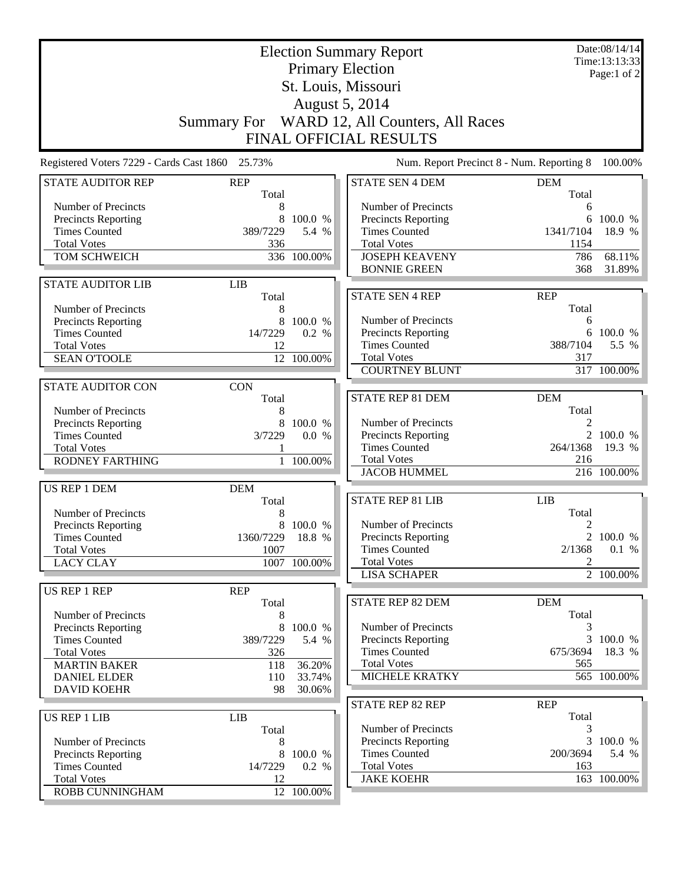# Election Summary Report

## Primary Election

## St. Louis, Missouri

## August 5, 2014

## Summary For WARD 12, All Counters, All Races

## FINAL OFFICIAL RESULTS

Date:08/14/14
Time:13:13:33
Page:1 of 2

Registered Voters 7229 - Cards Cast 1860 25.73% &nbsp;&nbsp;&nbsp; Num. Report Precinct 8 - Num. Reporting 8 100.00%

| STATE AUDITOR REP | REP | |
|---|---|---|
| | Total | |
| Number of Precincts | 8 | |
| Precincts Reporting | 8 | 100.0 % |
| Times Counted | 389/7229 | 5.4 % |
| Total Votes | 336 | |
| TOM SCHWEICH | 336 | 100.00% |

| STATE AUDITOR LIB | LIB | |
|---|---|---|
| | Total | |
| Number of Precincts | 8 | |
| Precincts Reporting | 8 | 100.0 % |
| Times Counted | 14/7229 | 0.2 % |
| Total Votes | 12 | |
| SEAN O'TOOLE | 12 | 100.00% |

| STATE AUDITOR CON | CON | |
|---|---|---|
| | Total | |
| Number of Precincts | 8 | |
| Precincts Reporting | 8 | 100.0 % |
| Times Counted | 3/7229 | 0.0 % |
| Total Votes | 1 | |
| RODNEY FARTHING | 1 | 100.00% |

| US REP 1 DEM | DEM | |
|---|---|---|
| | Total | |
| Number of Precincts | 8 | |
| Precincts Reporting | 8 | 100.0 % |
| Times Counted | 1360/7229 | 18.8 % |
| Total Votes | 1007 | |
| LACY CLAY | 1007 | 100.00% |

| US REP 1 REP | REP | |
|---|---|---|
| | Total | |
| Number of Precincts | 8 | |
| Precincts Reporting | 8 | 100.0 % |
| Times Counted | 389/7229 | 5.4 % |
| Total Votes | 326 | |
| MARTIN BAKER | 118 | 36.20% |
| DANIEL ELDER | 110 | 33.74% |
| DAVID KOEHR | 98 | 30.06% |

| US REP 1 LIB | LIB | |
|---|---|---|
| | Total | |
| Number of Precincts | 8 | |
| Precincts Reporting | 8 | 100.0 % |
| Times Counted | 14/7229 | 0.2 % |
| Total Votes | 12 | |
| ROBB CUNNINGHAM | 12 | 100.00% |

| STATE SEN 4 DEM | DEM | |
|---|---|---|
| | Total | |
| Number of Precincts | 6 | |
| Precincts Reporting | 6 | 100.0 % |
| Times Counted | 1341/7104 | 18.9 % |
| Total Votes | 1154 | |
| JOSEPH KEAVENY | 786 | 68.11% |
| BONNIE GREEN | 368 | 31.89% |

| STATE SEN 4 REP | REP | |
|---|---|---|
| | Total | |
| Number of Precincts | 6 | |
| Precincts Reporting | 6 | 100.0 % |
| Times Counted | 388/7104 | 5.5 % |
| Total Votes | 317 | |
| COURTNEY BLUNT | 317 | 100.00% |

| STATE REP 81 DEM | DEM | |
|---|---|---|
| | Total | |
| Number of Precincts | 2 | |
| Precincts Reporting | 2 | 100.0 % |
| Times Counted | 264/1368 | 19.3 % |
| Total Votes | 216 | |
| JACOB HUMMEL | 216 | 100.00% |

| STATE REP 81 LIB | LIB | |
|---|---|---|
| | Total | |
| Number of Precincts | 2 | |
| Precincts Reporting | 2 | 100.0 % |
| Times Counted | 2/1368 | 0.1 % |
| Total Votes | 2 | |
| LISA SCHAPER | 2 | 100.00% |

| STATE REP 82 DEM | DEM | |
|---|---|---|
| | Total | |
| Number of Precincts | 3 | |
| Precincts Reporting | 3 | 100.0 % |
| Times Counted | 675/3694 | 18.3 % |
| Total Votes | 565 | |
| MICHELE KRATKY | 565 | 100.00% |

| STATE REP 82 REP | REP | |
|---|---|---|
| | Total | |
| Number of Precincts | 3 | |
| Precincts Reporting | 3 | 100.0 % |
| Times Counted | 200/3694 | 5.4 % |
| Total Votes | 163 | |
| JAKE KOEHR | 163 | 100.00% |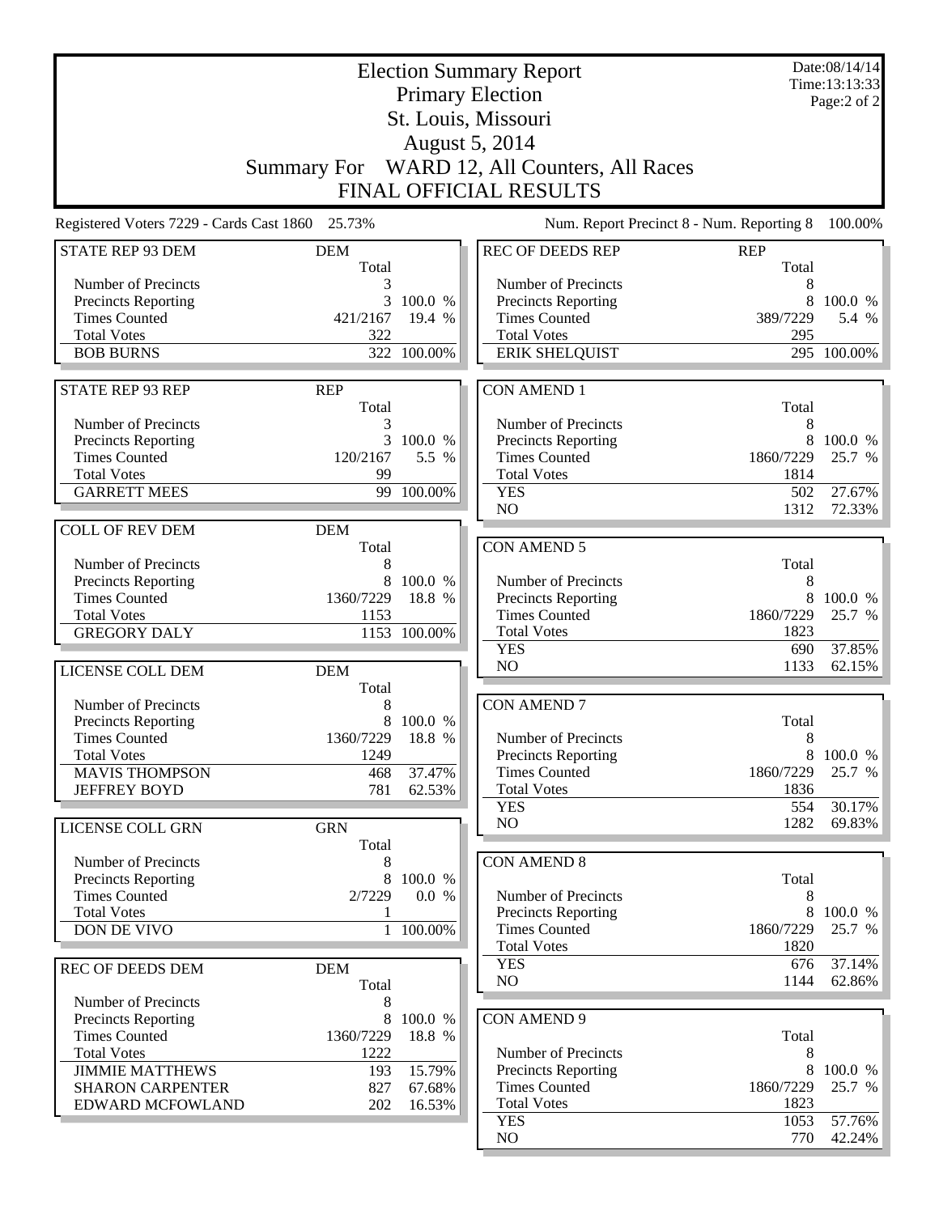# Election Summary Report

## Primary Election

## St. Louis, Missouri

## August 5, 2014

## Summary For WARD 12, All Counters, All Races

## FINAL OFFICIAL RESULTS

Date:08/14/14
Time:13:13:33

Registered Voters 7229 - Cards Cast 1860 25.73%

Num. Report Precinct 8 - Num. Reporting 8 100.00%

| STATE REP 93 DEM | DEM Total | |
|---|---|---|
| Number of Precincts | 3 | |
| Precincts Reporting | 3 | 100.0 % |
| Times Counted | 421/2167 | 19.4 % |
| Total Votes | 322 | |
| BOB BURNS | 322 | 100.00% |

| STATE REP 93 REP | REP Total | |
|---|---|---|
| Number of Precincts | 3 | |
| Precincts Reporting | 3 | 100.0 % |
| Times Counted | 120/2167 | 5.5 % |
| Total Votes | 99 | |
| GARRETT MEES | 99 | 100.00% |

| COLL OF REV DEM | DEM Total | |
|---|---|---|
| Number of Precincts | 8 | |
| Precincts Reporting | 8 | 100.0 % |
| Times Counted | 1360/7229 | 18.8 % |
| Total Votes | 1153 | |
| GREGORY DALY | 1153 | 100.00% |

| LICENSE COLL DEM | DEM Total | |
|---|---|---|
| Number of Precincts | 8 | |
| Precincts Reporting | 8 | 100.0 % |
| Times Counted | 1360/7229 | 18.8 % |
| Total Votes | 1249 | |
| MAVIS THOMPSON | 468 | 37.47% |
| JEFFREY BOYD | 781 | 62.53% |

| LICENSE COLL GRN | GRN Total | |
|---|---|---|
| Number of Precincts | 8 | |
| Precincts Reporting | 8 | 100.0 % |
| Times Counted | 2/7229 | 0.0 % |
| Total Votes | 1 | |
| DON DE VIVO | 1 | 100.00% |

| REC OF DEEDS DEM | DEM Total | |
|---|---|---|
| Number of Precincts | 8 | |
| Precincts Reporting | 8 | 100.0 % |
| Times Counted | 1360/7229 | 18.8 % |
| Total Votes | 1222 | |
| JIMMIE MATTHEWS | 193 | 15.79% |
| SHARON CARPENTER | 827 | 67.68% |
| EDWARD MCFOWLAND | 202 | 16.53% |

| REC OF DEEDS REP | REP Total | |
|---|---|---|
| Number of Precincts | 8 | |
| Precincts Reporting | 8 | 100.0 % |
| Times Counted | 389/7229 | 5.4 % |
| Total Votes | 295 | |
| ERIK SHELQUIST | 295 | 100.00% |

| CON AMEND 1 | Total | |
|---|---|---|
| Number of Precincts | 8 | |
| Precincts Reporting | 8 | 100.0 % |
| Times Counted | 1860/7229 | 25.7 % |
| Total Votes | 1814 | |
| YES | 502 | 27.67% |
| NO | 1312 | 72.33% |

| CON AMEND 5 | Total | |
|---|---|---|
| Number of Precincts | 8 | |
| Precincts Reporting | 8 | 100.0 % |
| Times Counted | 1860/7229 | 25.7 % |
| Total Votes | 1823 | |
| YES | 690 | 37.85% |
| NO | 1133 | 62.15% |

| CON AMEND 7 | Total | |
|---|---|---|
| Number of Precincts | 8 | |
| Precincts Reporting | 8 | 100.0 % |
| Times Counted | 1860/7229 | 25.7 % |
| Total Votes | 1836 | |
| YES | 554 | 30.17% |
| NO | 1282 | 69.83% |

| CON AMEND 8 | Total | |
|---|---|---|
| Number of Precincts | 8 | |
| Precincts Reporting | 8 | 100.0 % |
| Times Counted | 1860/7229 | 25.7 % |
| Total Votes | 1820 | |
| YES | 676 | 37.14% |
| NO | 1144 | 62.86% |

| CON AMEND 9 | Total | |
|---|---|---|
| Number of Precincts | 8 | |
| Precincts Reporting | 8 | 100.0 % |
| Times Counted | 1860/7229 | 25.7 % |
| Total Votes | 1823 | |
| YES | 1053 | 57.76% |
| NO | 770 | 42.24% |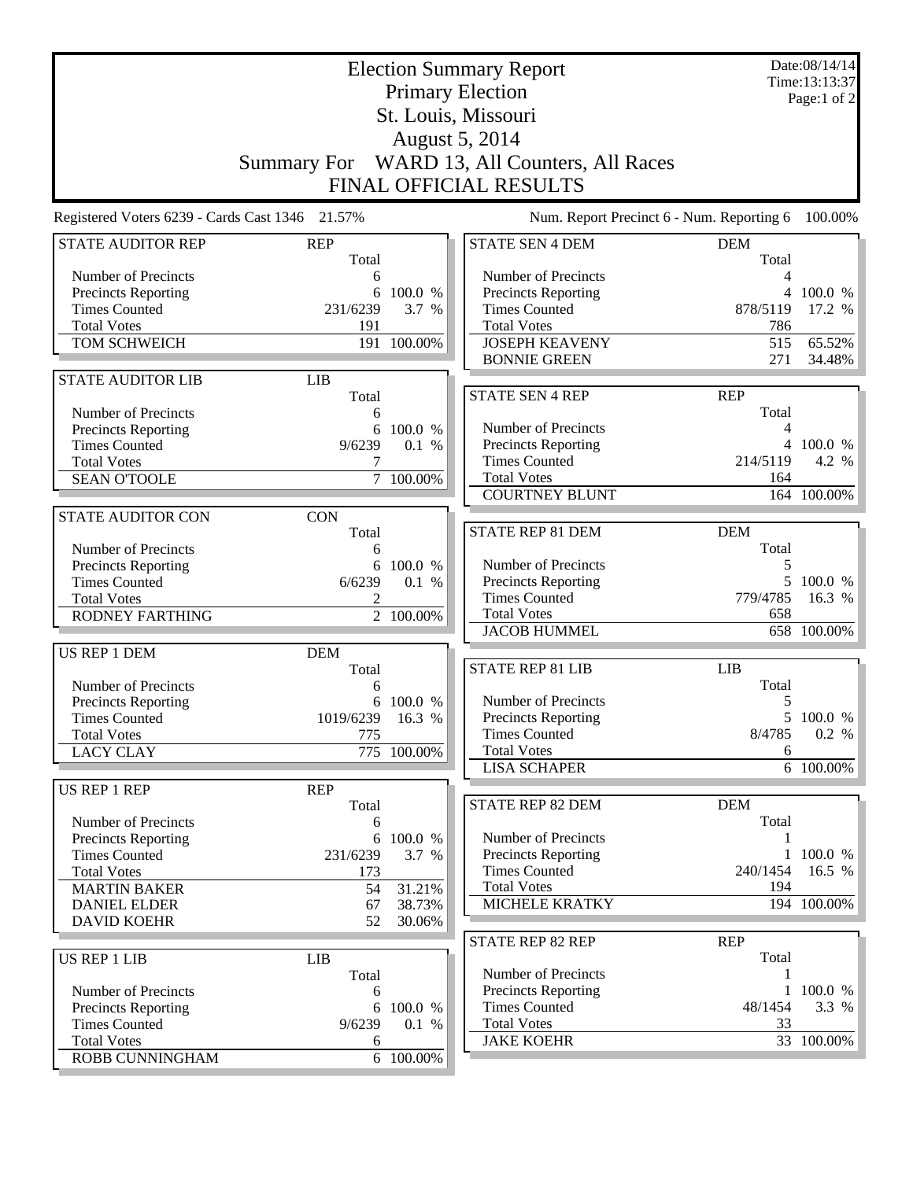# Election Summary Report

## Primary Election

## St. Louis, Missouri

## August 5, 2014

## Summary For WARD 13, All Counters, All Races

## FINAL OFFICIAL RESULTS

Date:08/14/14
Time:13:13:37

Registered Voters 6239 - Cards Cast 1346 21.57%

Num. Report Precinct 6 - Num. Reporting 6 100.00%

| STATE AUDITOR REP | REP | |
|---|---|---|
| | Total | |
| Number of Precincts | 6 | |
| Precincts Reporting | 6 | 100.0 % |
| Times Counted | 231/6239 | 3.7 % |
| Total Votes | 191 | |
| TOM SCHWEICH | 191 | 100.00% |

| STATE AUDITOR LIB | LIB | |
|---|---|---|
| | Total | |
| Number of Precincts | 6 | |
| Precincts Reporting | 6 | 100.0 % |
| Times Counted | 9/6239 | 0.1 % |
| Total Votes | 7 | |
| SEAN O'TOOLE | 7 | 100.00% |

| STATE AUDITOR CON | CON | |
|---|---|---|
| | Total | |
| Number of Precincts | 6 | |
| Precincts Reporting | 6 | 100.0 % |
| Times Counted | 6/6239 | 0.1 % |
| Total Votes | 2 | |
| RODNEY FARTHING | 2 | 100.00% |

| US REP 1 DEM | DEM | |
|---|---|---|
| | Total | |
| Number of Precincts | 6 | |
| Precincts Reporting | 6 | 100.0 % |
| Times Counted | 1019/6239 | 16.3 % |
| Total Votes | 775 | |
| LACY CLAY | 775 | 100.00% |

| US REP 1 REP | REP | |
|---|---|---|
| | Total | |
| Number of Precincts | 6 | |
| Precincts Reporting | 6 | 100.0 % |
| Times Counted | 231/6239 | 3.7 % |
| Total Votes | 173 | |
| MARTIN BAKER | 54 | 31.21% |
| DANIEL ELDER | 67 | 38.73% |
| DAVID KOEHR | 52 | 30.06% |

| US REP 1 LIB | LIB | |
|---|---|---|
| | Total | |
| Number of Precincts | 6 | |
| Precincts Reporting | 6 | 100.0 % |
| Times Counted | 9/6239 | 0.1 % |
| Total Votes | 6 | |
| ROBB CUNNINGHAM | 6 | 100.00% |

| STATE SEN 4 DEM | DEM | |
|---|---|---|
| | Total | |
| Number of Precincts | 4 | |
| Precincts Reporting | 4 | 100.0 % |
| Times Counted | 878/5119 | 17.2 % |
| Total Votes | 786 | |
| JOSEPH KEAVENY | 515 | 65.52% |
| BONNIE GREEN | 271 | 34.48% |

| STATE SEN 4 REP | REP | |
|---|---|---|
| | Total | |
| Number of Precincts | 4 | |
| Precincts Reporting | 4 | 100.0 % |
| Times Counted | 214/5119 | 4.2 % |
| Total Votes | 164 | |
| COURTNEY BLUNT | 164 | 100.00% |

| STATE REP 81 DEM | DEM | |
|---|---|---|
| | Total | |
| Number of Precincts | 5 | |
| Precincts Reporting | 5 | 100.0 % |
| Times Counted | 779/4785 | 16.3 % |
| Total Votes | 658 | |
| JACOB HUMMEL | 658 | 100.00% |

| STATE REP 81 LIB | LIB | |
|---|---|---|
| | Total | |
| Number of Precincts | 5 | |
| Precincts Reporting | 5 | 100.0 % |
| Times Counted | 8/4785 | 0.2 % |
| Total Votes | 6 | |
| LISA SCHAPER | 6 | 100.00% |

| STATE REP 82 DEM | DEM | |
|---|---|---|
| | Total | |
| Number of Precincts | 1 | |
| Precincts Reporting | 1 | 100.0 % |
| Times Counted | 240/1454 | 16.5 % |
| Total Votes | 194 | |
| MICHELE KRATKY | 194 | 100.00% |

| STATE REP 82 REP | REP | |
|---|---|---|
| | Total | |
| Number of Precincts | 1 | |
| Precincts Reporting | 1 | 100.0 % |
| Times Counted | 48/1454 | 3.3 % |
| Total Votes | 33 | |
| JAKE KOEHR | 33 | 100.00% |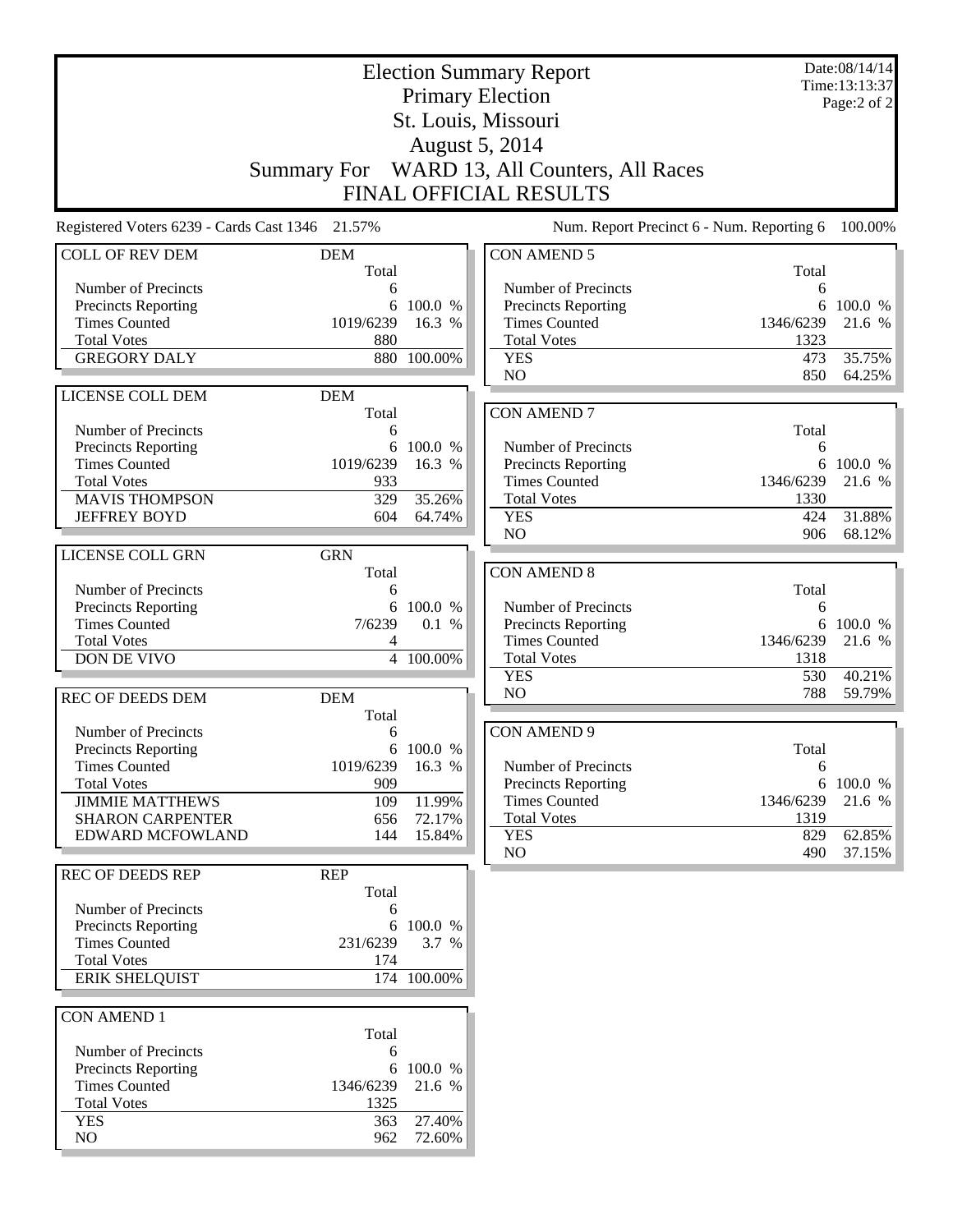# Election Summary Report

## Primary Election

## St. Louis, Missouri

## August 5, 2014

## Summary For WARD 13, All Counters, All Races

## FINAL OFFICIAL RESULTS

Date:08/14/14
Time:13:13:37

Registered Voters 6239 - Cards Cast 1346 21.57% | Num. Report Precinct 6 - Num. Reporting 6 100.00%

### COLL OF REV DEM

| DEM | Total | |
|---|---|---|
| Number of Precincts | 6 | |
| Precincts Reporting | 6 | 100.0 % |
| Times Counted | 1019/6239 | 16.3 % |
| Total Votes | 880 | |
| GREGORY DALY | 880 | 100.00% |

### LICENSE COLL DEM

| DEM | Total | |
|---|---|---|
| Number of Precincts | 6 | |
| Precincts Reporting | 6 | 100.0 % |
| Times Counted | 1019/6239 | 16.3 % |
| Total Votes | 933 | |
| MAVIS THOMPSON | 329 | 35.26% |
| JEFFREY BOYD | 604 | 64.74% |

### LICENSE COLL GRN

| GRN | Total | |
|---|---|---|
| Number of Precincts | 6 | |
| Precincts Reporting | 6 | 100.0 % |
| Times Counted | 7/6239 | 0.1 % |
| Total Votes | 4 | |
| DON DE VIVO | 4 | 100.00% |

### REC OF DEEDS DEM

| DEM | Total | |
|---|---|---|
| Number of Precincts | 6 | |
| Precincts Reporting | 6 | 100.0 % |
| Times Counted | 1019/6239 | 16.3 % |
| Total Votes | 909 | |
| JIMMIE MATTHEWS | 109 | 11.99% |
| SHARON CARPENTER | 656 | 72.17% |
| EDWARD MCFOWLAND | 144 | 15.84% |

### REC OF DEEDS REP

| REP | Total | |
|---|---|---|
| Number of Precincts | 6 | |
| Precincts Reporting | 6 | 100.0 % |
| Times Counted | 231/6239 | 3.7 % |
| Total Votes | 174 | |
| ERIK SHELQUIST | 174 | 100.00% |

### CON AMEND 1

| | Total | |
|---|---|---|
| Number of Precincts | 6 | |
| Precincts Reporting | 6 | 100.0 % |
| Times Counted | 1346/6239 | 21.6 % |
| Total Votes | 1325 | |
| YES | 363 | 27.40% |
| NO | 962 | 72.60% |

### CON AMEND 5

| | Total | |
|---|---|---|
| Number of Precincts | 6 | |
| Precincts Reporting | 6 | 100.0 % |
| Times Counted | 1346/6239 | 21.6 % |
| Total Votes | 1323 | |
| YES | 473 | 35.75% |
| NO | 850 | 64.25% |

### CON AMEND 7

| | Total | |
|---|---|---|
| Number of Precincts | 6 | |
| Precincts Reporting | 6 | 100.0 % |
| Times Counted | 1346/6239 | 21.6 % |
| Total Votes | 1330 | |
| YES | 424 | 31.88% |
| NO | 906 | 68.12% |

### CON AMEND 8

| | Total | |
|---|---|---|
| Number of Precincts | 6 | |
| Precincts Reporting | 6 | 100.0 % |
| Times Counted | 1346/6239 | 21.6 % |
| Total Votes | 1318 | |
| YES | 530 | 40.21% |
| NO | 788 | 59.79% |

### CON AMEND 9

| | Total | |
|---|---|---|
| Number of Precincts | 6 | |
| Precincts Reporting | 6 | 100.0 % |
| Times Counted | 1346/6239 | 21.6 % |
| Total Votes | 1319 | |
| YES | 829 | 62.85% |
| NO | 490 | 37.15% |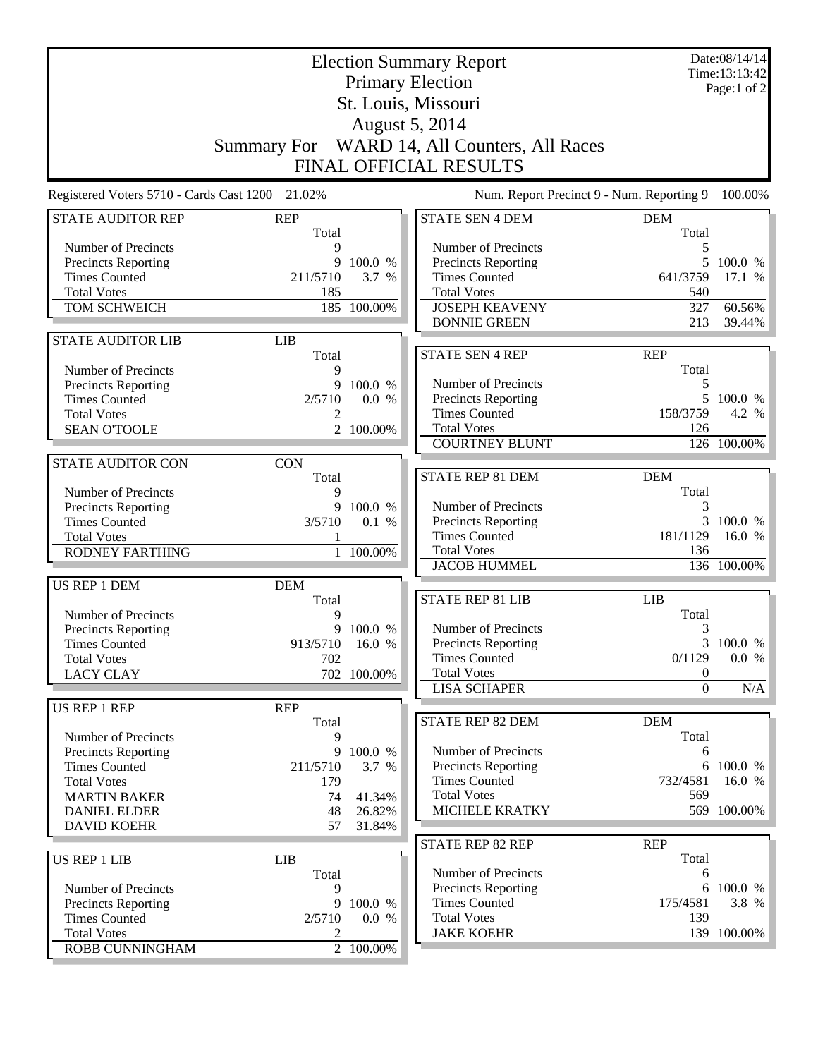# Election Summary Report

Primary Election
St. Louis, Missouri
August 5, 2014

Date:08/14/14
Time:13:13:42

## Summary For WARD 14, All Counters, All Races

FINAL OFFICIAL RESULTS

Registered Voters 5710 - Cards Cast 1200 21.02%

Num. Report Precinct 9 - Num. Reporting 9 100.00%

| STATE AUDITOR REP | REP | |
|---|---|---|
| | Total | |
| Number of Precincts | 9 | |
| Precincts Reporting | 9 | 100.0 % |
| Times Counted | 211/5710 | 3.7 % |
| Total Votes | 185 | |
| TOM SCHWEICH | 185 | 100.00% |

| STATE AUDITOR LIB | LIB | |
|---|---|---|
| | Total | |
| Number of Precincts | 9 | |
| Precincts Reporting | 9 | 100.0 % |
| Times Counted | 2/5710 | 0.0 % |
| Total Votes | 2 | |
| SEAN O'TOOLE | 2 | 100.00% |

| STATE AUDITOR CON | CON | |
|---|---|---|
| | Total | |
| Number of Precincts | 9 | |
| Precincts Reporting | 9 | 100.0 % |
| Times Counted | 3/5710 | 0.1 % |
| Total Votes | 1 | |
| RODNEY FARTHING | 1 | 100.00% |

| US REP 1 DEM | DEM | |
|---|---|---|
| | Total | |
| Number of Precincts | 9 | |
| Precincts Reporting | 9 | 100.0 % |
| Times Counted | 913/5710 | 16.0 % |
| Total Votes | 702 | |
| LACY CLAY | 702 | 100.00% |

| US REP 1 REP | REP | |
|---|---|---|
| | Total | |
| Number of Precincts | 9 | |
| Precincts Reporting | 9 | 100.0 % |
| Times Counted | 211/5710 | 3.7 % |
| Total Votes | 179 | |
| MARTIN BAKER | 74 | 41.34% |
| DANIEL ELDER | 48 | 26.82% |
| DAVID KOEHR | 57 | 31.84% |

| US REP 1 LIB | LIB | |
|---|---|---|
| | Total | |
| Number of Precincts | 9 | |
| Precincts Reporting | 9 | 100.0 % |
| Times Counted | 2/5710 | 0.0 % |
| Total Votes | 2 | |
| ROBB CUNNINGHAM | 2 | 100.00% |

| STATE SEN 4 DEM | DEM | |
|---|---|---|
| | Total | |
| Number of Precincts | 5 | |
| Precincts Reporting | 5 | 100.0 % |
| Times Counted | 641/3759 | 17.1 % |
| Total Votes | 540 | |
| JOSEPH KEAVENY | 327 | 60.56% |
| BONNIE GREEN | 213 | 39.44% |

| STATE SEN 4 REP | REP | |
|---|---|---|
| | Total | |
| Number of Precincts | 5 | |
| Precincts Reporting | 5 | 100.0 % |
| Times Counted | 158/3759 | 4.2 % |
| Total Votes | 126 | |
| COURTNEY BLUNT | 126 | 100.00% |

| STATE REP 81 DEM | DEM | |
|---|---|---|
| | Total | |
| Number of Precincts | 3 | |
| Precincts Reporting | 3 | 100.0 % |
| Times Counted | 181/1129 | 16.0 % |
| Total Votes | 136 | |
| JACOB HUMMEL | 136 | 100.00% |

| STATE REP 81 LIB | LIB | |
|---|---|---|
| | Total | |
| Number of Precincts | 3 | |
| Precincts Reporting | 3 | 100.0 % |
| Times Counted | 0/1129 | 0.0 % |
| Total Votes | 0 | |
| LISA SCHAPER | 0 | N/A |

| STATE REP 82 DEM | DEM | |
|---|---|---|
| | Total | |
| Number of Precincts | 6 | |
| Precincts Reporting | 6 | 100.0 % |
| Times Counted | 732/4581 | 16.0 % |
| Total Votes | 569 | |
| MICHELE KRATKY | 569 | 100.00% |

| STATE REP 82 REP | REP | |
|---|---|---|
| | Total | |
| Number of Precincts | 6 | |
| Precincts Reporting | 6 | 100.0 % |
| Times Counted | 175/4581 | 3.8 % |
| Total Votes | 139 | |
| JAKE KOEHR | 139 | 100.00% |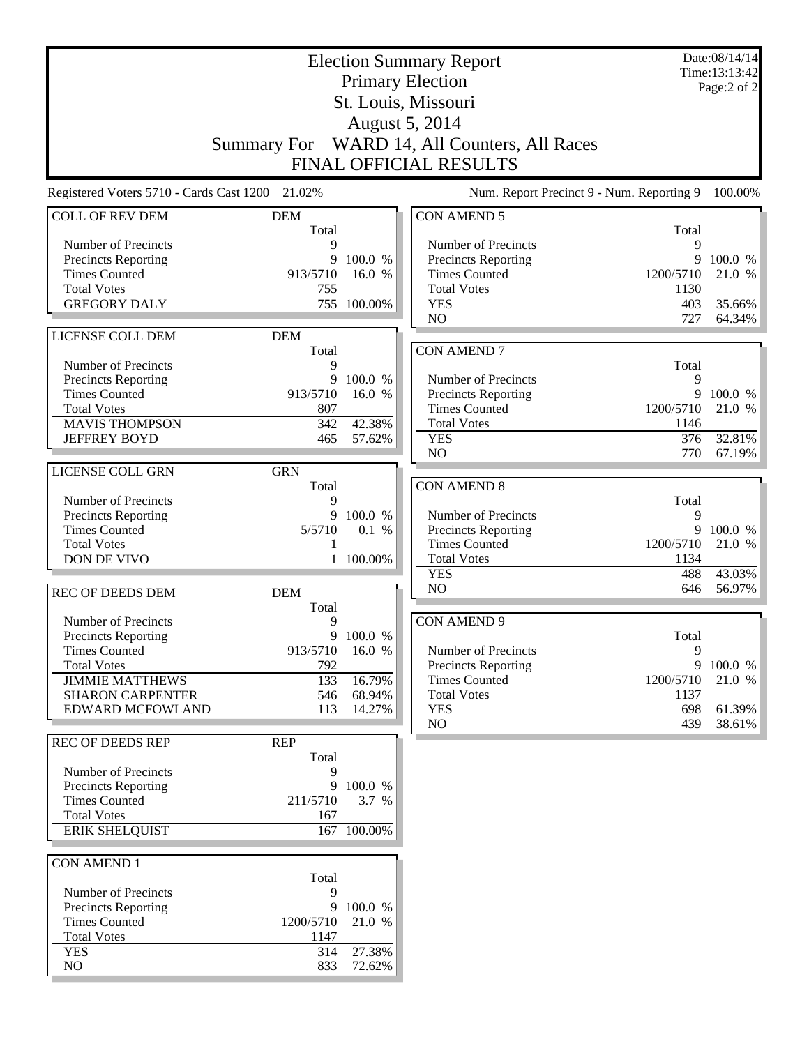# Election Summary Report

## Primary Election

## St. Louis, Missouri

## August 5, 2014

## Summary For WARD 14, All Counters, All Races

## FINAL OFFICIAL RESULTS

Date:08/14/14
Time:13:13:42

Registered Voters 5710 - Cards Cast 1200 21.02%

Num. Report Precinct 9 - Num. Reporting 9 100.00%

### COLL OF REV DEM

| DEM | Total | |
|---|---|---|
| Number of Precincts | 9 | |
| Precincts Reporting | 9 | 100.0 % |
| Times Counted | 913/5710 | 16.0 % |
| Total Votes | 755 | |
| GREGORY DALY | 755 | 100.00% |

### LICENSE COLL DEM

| DEM | Total | |
|---|---|---|
| Number of Precincts | 9 | |
| Precincts Reporting | 9 | 100.0 % |
| Times Counted | 913/5710 | 16.0 % |
| Total Votes | 807 | |
| MAVIS THOMPSON | 342 | 42.38% |
| JEFFREY BOYD | 465 | 57.62% |

### LICENSE COLL GRN

| GRN | Total | |
|---|---|---|
| Number of Precincts | 9 | |
| Precincts Reporting | 9 | 100.0 % |
| Times Counted | 5/5710 | 0.1 % |
| Total Votes | 1 | |
| DON DE VIVO | 1 | 100.00% |

### REC OF DEEDS DEM

| DEM | Total | |
|---|---|---|
| Number of Precincts | 9 | |
| Precincts Reporting | 9 | 100.0 % |
| Times Counted | 913/5710 | 16.0 % |
| Total Votes | 792 | |
| JIMMIE MATTHEWS | 133 | 16.79% |
| SHARON CARPENTER | 546 | 68.94% |
| EDWARD MCFOWLAND | 113 | 14.27% |

### REC OF DEEDS REP

| REP | Total | |
|---|---|---|
| Number of Precincts | 9 | |
| Precincts Reporting | 9 | 100.0 % |
| Times Counted | 211/5710 | 3.7 % |
| Total Votes | 167 | |
| ERIK SHELQUIST | 167 | 100.00% |

### CON AMEND 1

| | Total | |
|---|---|---|
| Number of Precincts | 9 | |
| Precincts Reporting | 9 | 100.0 % |
| Times Counted | 1200/5710 | 21.0 % |
| Total Votes | 1147 | |
| YES | 314 | 27.38% |
| NO | 833 | 72.62% |

### CON AMEND 5

| | Total | |
|---|---|---|
| Number of Precincts | 9 | |
| Precincts Reporting | 9 | 100.0 % |
| Times Counted | 1200/5710 | 21.0 % |
| Total Votes | 1130 | |
| YES | 403 | 35.66% |
| NO | 727 | 64.34% |

### CON AMEND 7

| | Total | |
|---|---|---|
| Number of Precincts | 9 | |
| Precincts Reporting | 9 | 100.0 % |
| Times Counted | 1200/5710 | 21.0 % |
| Total Votes | 1146 | |
| YES | 376 | 32.81% |
| NO | 770 | 67.19% |

### CON AMEND 8

| | Total | |
|---|---|---|
| Number of Precincts | 9 | |
| Precincts Reporting | 9 | 100.0 % |
| Times Counted | 1200/5710 | 21.0 % |
| Total Votes | 1134 | |
| YES | 488 | 43.03% |
| NO | 646 | 56.97% |

### CON AMEND 9

| | Total | |
|---|---|---|
| Number of Precincts | 9 | |
| Precincts Reporting | 9 | 100.0 % |
| Times Counted | 1200/5710 | 21.0 % |
| Total Votes | 1137 | |
| YES | 698 | 61.39% |
| NO | 439 | 38.61% |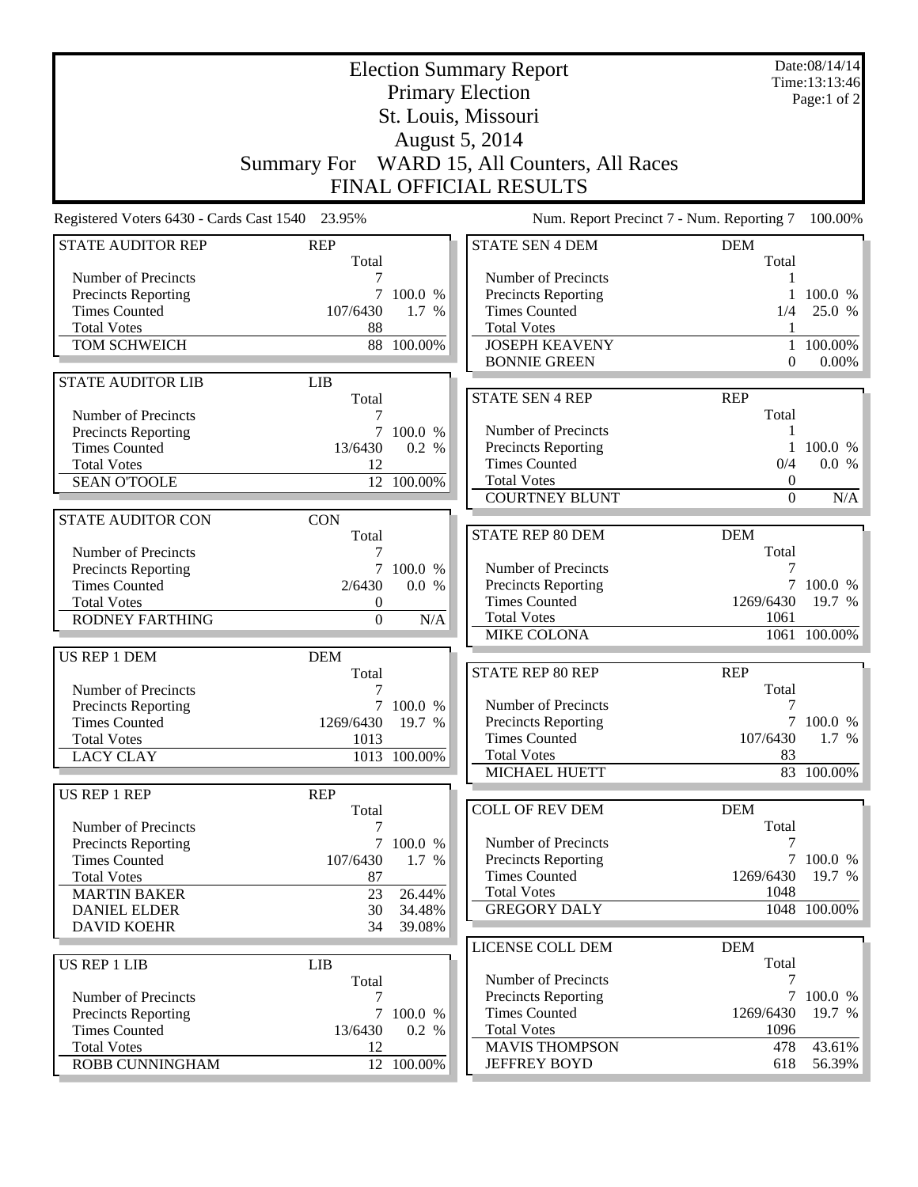# Election Summary Report

## Primary Election

## St. Louis, Missouri

## August 5, 2014

## Summary For WARD 15, All Counters, All Races

## FINAL OFFICIAL RESULTS

Date:08/14/14
Time:13:13:46
Page:1 of 2

Registered Voters 6430 - Cards Cast 1540 23.95%

Num. Report Precinct 7 - Num. Reporting 7 100.00%

| STATE AUDITOR REP | REP | |
|---|---|---|
| | Total | |
| Number of Precincts | 7 | |
| Precincts Reporting | 7 | 100.0 % |
| Times Counted | 107/6430 | 1.7 % |
| Total Votes | 88 | |
| TOM SCHWEICH | 88 | 100.00% |

| STATE AUDITOR LIB | LIB | |
|---|---|---|
| | Total | |
| Number of Precincts | 7 | |
| Precincts Reporting | 7 | 100.0 % |
| Times Counted | 13/6430 | 0.2 % |
| Total Votes | 12 | |
| SEAN O'TOOLE | 12 | 100.00% |

| STATE AUDITOR CON | CON | |
|---|---|---|
| | Total | |
| Number of Precincts | 7 | |
| Precincts Reporting | 7 | 100.0 % |
| Times Counted | 2/6430 | 0.0 % |
| Total Votes | 0 | |
| RODNEY FARTHING | 0 | N/A |

| US REP 1 DEM | DEM | |
|---|---|---|
| | Total | |
| Number of Precincts | 7 | |
| Precincts Reporting | 7 | 100.0 % |
| Times Counted | 1269/6430 | 19.7 % |
| Total Votes | 1013 | |
| LACY CLAY | 1013 | 100.00% |

| US REP 1 REP | REP | |
|---|---|---|
| | Total | |
| Number of Precincts | 7 | |
| Precincts Reporting | 7 | 100.0 % |
| Times Counted | 107/6430 | 1.7 % |
| Total Votes | 87 | |
| MARTIN BAKER | 23 | 26.44% |
| DANIEL ELDER | 30 | 34.48% |
| DAVID KOEHR | 34 | 39.08% |

| US REP 1 LIB | LIB | |
|---|---|---|
| | Total | |
| Number of Precincts | 7 | |
| Precincts Reporting | 7 | 100.0 % |
| Times Counted | 13/6430 | 0.2 % |
| Total Votes | 12 | |
| ROBB CUNNINGHAM | 12 | 100.00% |

| STATE SEN 4 DEM | DEM | |
|---|---|---|
| | Total | |
| Number of Precincts | 1 | |
| Precincts Reporting | 1 | 100.0 % |
| Times Counted | 1/4 | 25.0 % |
| Total Votes | 1 | |
| JOSEPH KEAVENY | 1 | 100.00% |
| BONNIE GREEN | 0 | 0.00% |

| STATE SEN 4 REP | REP | |
|---|---|---|
| | Total | |
| Number of Precincts | 1 | |
| Precincts Reporting | 1 | 100.0 % |
| Times Counted | 0/4 | 0.0 % |
| Total Votes | 0 | |
| COURTNEY BLUNT | 0 | N/A |

| STATE REP 80 DEM | DEM | |
|---|---|---|
| | Total | |
| Number of Precincts | 7 | |
| Precincts Reporting | 7 | 100.0 % |
| Times Counted | 1269/6430 | 19.7 % |
| Total Votes | 1061 | |
| MIKE COLONA | 1061 | 100.00% |

| STATE REP 80 REP | REP | |
|---|---|---|
| | Total | |
| Number of Precincts | 7 | |
| Precincts Reporting | 7 | 100.0 % |
| Times Counted | 107/6430 | 1.7 % |
| Total Votes | 83 | |
| MICHAEL HUETT | 83 | 100.00% |

| COLL OF REV DEM | DEM | |
|---|---|---|
| | Total | |
| Number of Precincts | 7 | |
| Precincts Reporting | 7 | 100.0 % |
| Times Counted | 1269/6430 | 19.7 % |
| Total Votes | 1048 | |
| GREGORY DALY | 1048 | 100.00% |

| LICENSE COLL DEM | DEM | |
|---|---|---|
| | Total | |
| Number of Precincts | 7 | |
| Precincts Reporting | 7 | 100.0 % |
| Times Counted | 1269/6430 | 19.7 % |
| Total Votes | 1096 | |
| MAVIS THOMPSON | 478 | 43.61% |
| JEFFREY BOYD | 618 | 56.39% |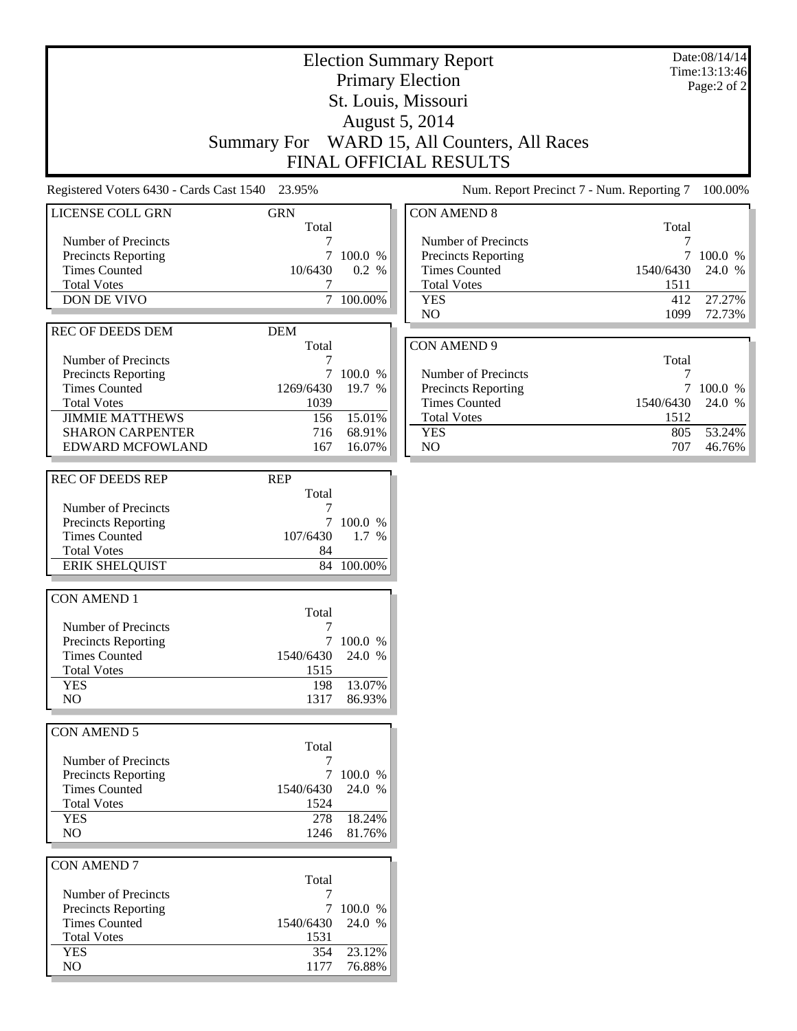# Election Summary Report

Primary Election
St. Louis, Missouri
August 5, 2014
Summary For WARD 15, All Counters, All Races
FINAL OFFICIAL RESULTS

Date:08/14/14
Time:13:13:46

Registered Voters 6430 - Cards Cast 1540 23.95%

Num. Report Precinct 7 - Num. Reporting 7 100.00%

| LICENSE COLL GRN | GRN Total | |
|---|---|---|
| Number of Precincts | 7 | |
| Precincts Reporting | 7 | 100.0 % |
| Times Counted | 10/6430 | 0.2 % |
| Total Votes | 7 | |
| DON DE VIVO | 7 | 100.00% |

| REC OF DEEDS DEM | DEM Total | |
|---|---|---|
| Number of Precincts | 7 | |
| Precincts Reporting | 7 | 100.0 % |
| Times Counted | 1269/6430 | 19.7 % |
| Total Votes | 1039 | |
| JIMMIE MATTHEWS | 156 | 15.01% |
| SHARON CARPENTER | 716 | 68.91% |
| EDWARD MCFOWLAND | 167 | 16.07% |

| REC OF DEEDS REP | REP Total | |
|---|---|---|
| Number of Precincts | 7 | |
| Precincts Reporting | 7 | 100.0 % |
| Times Counted | 107/6430 | 1.7 % |
| Total Votes | 84 | |
| ERIK SHELQUIST | 84 | 100.00% |

| CON AMEND 1 | Total | |
|---|---|---|
| Number of Precincts | 7 | |
| Precincts Reporting | 7 | 100.0 % |
| Times Counted | 1540/6430 | 24.0 % |
| Total Votes | 1515 | |
| YES | 198 | 13.07% |
| NO | 1317 | 86.93% |

| CON AMEND 5 | Total | |
|---|---|---|
| Number of Precincts | 7 | |
| Precincts Reporting | 7 | 100.0 % |
| Times Counted | 1540/6430 | 24.0 % |
| Total Votes | 1524 | |
| YES | 278 | 18.24% |
| NO | 1246 | 81.76% |

| CON AMEND 7 | Total | |
|---|---|---|
| Number of Precincts | 7 | |
| Precincts Reporting | 7 | 100.0 % |
| Times Counted | 1540/6430 | 24.0 % |
| Total Votes | 1531 | |
| YES | 354 | 23.12% |
| NO | 1177 | 76.88% |

| CON AMEND 8 | Total | |
|---|---|---|
| Number of Precincts | 7 | |
| Precincts Reporting | 7 | 100.0 % |
| Times Counted | 1540/6430 | 24.0 % |
| Total Votes | 1511 | |
| YES | 412 | 27.27% |
| NO | 1099 | 72.73% |

| CON AMEND 9 | Total | |
|---|---|---|
| Number of Precincts | 7 | |
| Precincts Reporting | 7 | 100.0 % |
| Times Counted | 1540/6430 | 24.0 % |
| Total Votes | 1512 | |
| YES | 805 | 53.24% |
| NO | 707 | 46.76% |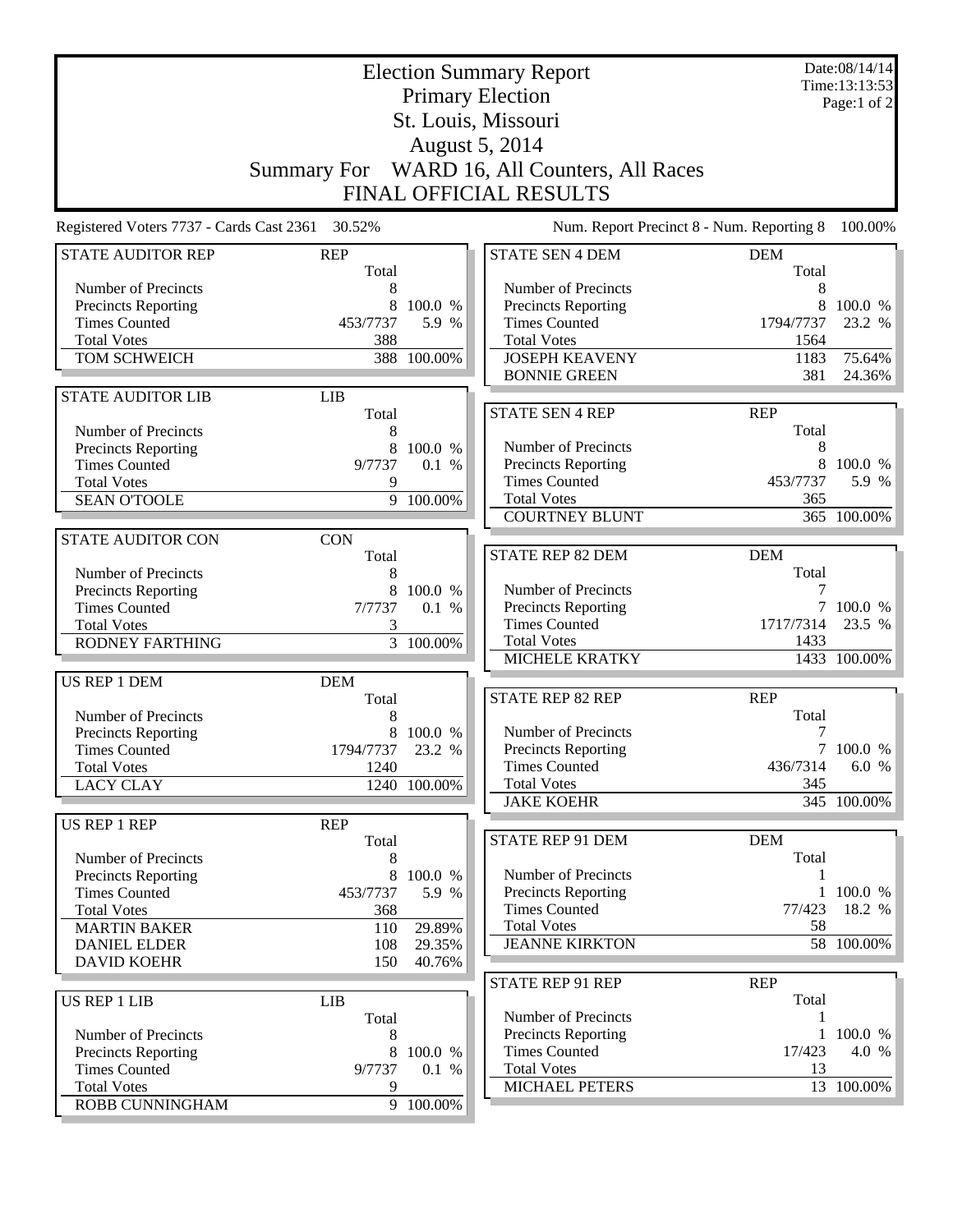# Election Summary Report

Primary Election

St. Louis, Missouri

August 5, 2014

Summary For WARD 16, All Counters, All Races

FINAL OFFICIAL RESULTS

Date:08/14/14
Time:13:13:53

Registered Voters 7737 - Cards Cast 2361 30.52%

Num. Report Precinct 8 - Num. Reporting 8 100.00%

| STATE AUDITOR REP | REP | |
|---|---|---|
| | Total | |
| Number of Precincts | 8 | |
| Precincts Reporting | 8 | 100.0 % |
| Times Counted | 453/7737 | 5.9 % |
| Total Votes | 388 | |
| TOM SCHWEICH | 388 | 100.00% |

| STATE AUDITOR LIB | LIB | |
|---|---|---|
| | Total | |
| Number of Precincts | 8 | |
| Precincts Reporting | 8 | 100.0 % |
| Times Counted | 9/7737 | 0.1 % |
| Total Votes | 9 | |
| SEAN O'TOOLE | 9 | 100.00% |

| STATE AUDITOR CON | CON | |
|---|---|---|
| | Total | |
| Number of Precincts | 8 | |
| Precincts Reporting | 8 | 100.0 % |
| Times Counted | 7/7737 | 0.1 % |
| Total Votes | 3 | |
| RODNEY FARTHING | 3 | 100.00% |

| US REP 1 DEM | DEM | |
|---|---|---|
| | Total | |
| Number of Precincts | 8 | |
| Precincts Reporting | 8 | 100.0 % |
| Times Counted | 1794/7737 | 23.2 % |
| Total Votes | 1240 | |
| LACY CLAY | 1240 | 100.00% |

| US REP 1 REP | REP | |
|---|---|---|
| | Total | |
| Number of Precincts | 8 | |
| Precincts Reporting | 8 | 100.0 % |
| Times Counted | 453/7737 | 5.9 % |
| Total Votes | 368 | |
| MARTIN BAKER | 110 | 29.89% |
| DANIEL ELDER | 108 | 29.35% |
| DAVID KOEHR | 150 | 40.76% |

| US REP 1 LIB | LIB | |
|---|---|---|
| | Total | |
| Number of Precincts | 8 | |
| Precincts Reporting | 8 | 100.0 % |
| Times Counted | 9/7737 | 0.1 % |
| Total Votes | 9 | |
| ROBB CUNNINGHAM | 9 | 100.00% |

| STATE SEN 4 DEM | DEM | |
|---|---|---|
| | Total | |
| Number of Precincts | 8 | |
| Precincts Reporting | 8 | 100.0 % |
| Times Counted | 1794/7737 | 23.2 % |
| Total Votes | 1564 | |
| JOSEPH KEAVENY | 1183 | 75.64% |
| BONNIE GREEN | 381 | 24.36% |

| STATE SEN 4 REP | REP | |
|---|---|---|
| | Total | |
| Number of Precincts | 8 | |
| Precincts Reporting | 8 | 100.0 % |
| Times Counted | 453/7737 | 5.9 % |
| Total Votes | 365 | |
| COURTNEY BLUNT | 365 | 100.00% |

| STATE REP 82 DEM | DEM | |
|---|---|---|
| | Total | |
| Number of Precincts | 7 | |
| Precincts Reporting | 7 | 100.0 % |
| Times Counted | 1717/7314 | 23.5 % |
| Total Votes | 1433 | |
| MICHELE KRATKY | 1433 | 100.00% |

| STATE REP 82 REP | REP | |
|---|---|---|
| | Total | |
| Number of Precincts | 7 | |
| Precincts Reporting | 7 | 100.0 % |
| Times Counted | 436/7314 | 6.0 % |
| Total Votes | 345 | |
| JAKE KOEHR | 345 | 100.00% |

| STATE REP 91 DEM | DEM | |
|---|---|---|
| | Total | |
| Number of Precincts | 1 | |
| Precincts Reporting | 1 | 100.0 % |
| Times Counted | 77/423 | 18.2 % |
| Total Votes | 58 | |
| JEANNE KIRKTON | 58 | 100.00% |

| STATE REP 91 REP | REP | |
|---|---|---|
| | Total | |
| Number of Precincts | 1 | |
| Precincts Reporting | 1 | 100.0 % |
| Times Counted | 17/423 | 4.0 % |
| Total Votes | 13 | |
| MICHAEL PETERS | 13 | 100.00% |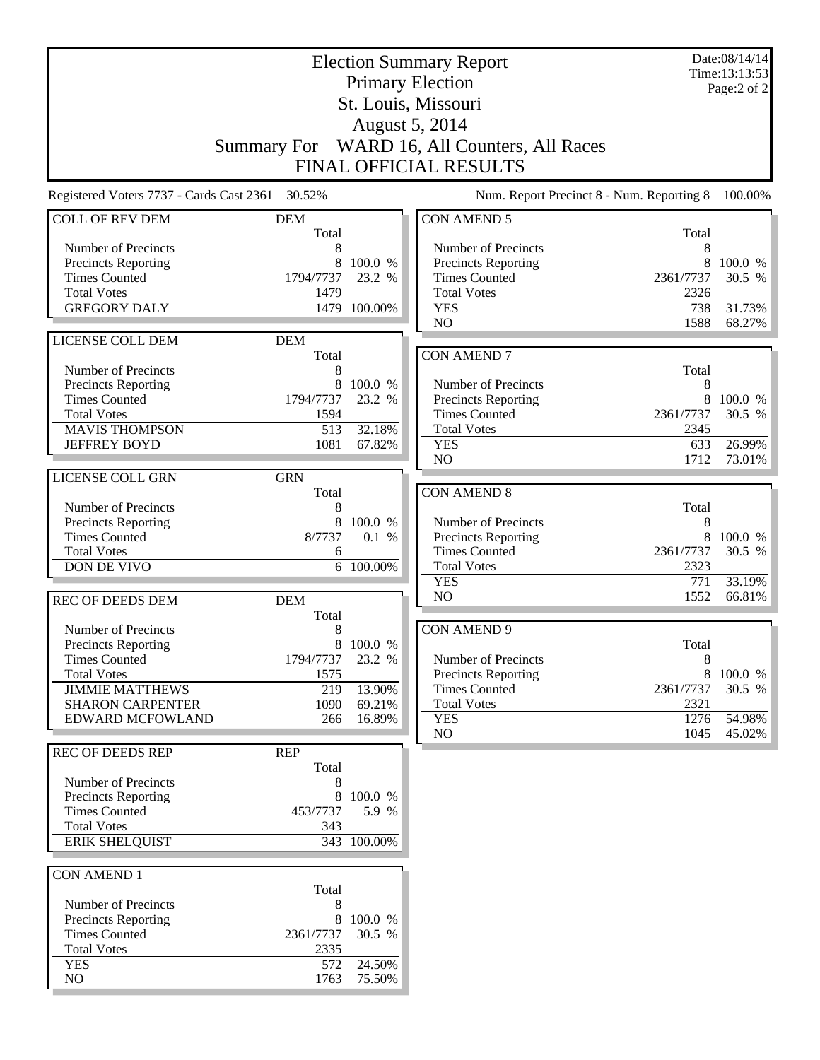# Election Summary Report

## Primary Election

## St. Louis, Missouri

## August 5, 2014

## Summary For WARD 16, All Counters, All Races

## FINAL OFFICIAL RESULTS

Date:08/14/14
Time:13:13:53

Registered Voters 7737 - Cards Cast 2361 30.52%

Num. Report Precinct 8 - Num. Reporting 8 100.00%

| COLL OF REV DEM | DEM Total | |
|---|---|---|
| Number of Precincts | 8 | |
| Precincts Reporting | 8 | 100.0 % |
| Times Counted | 1794/7737 | 23.2 % |
| Total Votes | 1479 | |
| GREGORY DALY | 1479 | 100.00% |

| LICENSE COLL DEM | DEM Total | |
|---|---|---|
| Number of Precincts | 8 | |
| Precincts Reporting | 8 | 100.0 % |
| Times Counted | 1794/7737 | 23.2 % |
| Total Votes | 1594 | |
| MAVIS THOMPSON | 513 | 32.18% |
| JEFFREY BOYD | 1081 | 67.82% |

| LICENSE COLL GRN | GRN Total | |
|---|---|---|
| Number of Precincts | 8 | |
| Precincts Reporting | 8 | 100.0 % |
| Times Counted | 8/7737 | 0.1 % |
| Total Votes | 6 | |
| DON DE VIVO | 6 | 100.00% |

| REC OF DEEDS DEM | DEM Total | |
|---|---|---|
| Number of Precincts | 8 | |
| Precincts Reporting | 8 | 100.0 % |
| Times Counted | 1794/7737 | 23.2 % |
| Total Votes | 1575 | |
| JIMMIE MATTHEWS | 219 | 13.90% |
| SHARON CARPENTER | 1090 | 69.21% |
| EDWARD MCFOWLAND | 266 | 16.89% |

| REC OF DEEDS REP | REP Total | |
|---|---|---|
| Number of Precincts | 8 | |
| Precincts Reporting | 8 | 100.0 % |
| Times Counted | 453/7737 | 5.9 % |
| Total Votes | 343 | |
| ERIK SHELQUIST | 343 | 100.00% |

| CON AMEND 1 | Total | |
|---|---|---|
| Number of Precincts | 8 | |
| Precincts Reporting | 8 | 100.0 % |
| Times Counted | 2361/7737 | 30.5 % |
| Total Votes | 2335 | |
| YES | 572 | 24.50% |
| NO | 1763 | 75.50% |

| CON AMEND 5 | Total | |
|---|---|---|
| Number of Precincts | 8 | |
| Precincts Reporting | 8 | 100.0 % |
| Times Counted | 2361/7737 | 30.5 % |
| Total Votes | 2326 | |
| YES | 738 | 31.73% |
| NO | 1588 | 68.27% |

| CON AMEND 7 | Total | |
|---|---|---|
| Number of Precincts | 8 | |
| Precincts Reporting | 8 | 100.0 % |
| Times Counted | 2361/7737 | 30.5 % |
| Total Votes | 2345 | |
| YES | 633 | 26.99% |
| NO | 1712 | 73.01% |

| CON AMEND 8 | Total | |
|---|---|---|
| Number of Precincts | 8 | |
| Precincts Reporting | 8 | 100.0 % |
| Times Counted | 2361/7737 | 30.5 % |
| Total Votes | 2323 | |
| YES | 771 | 33.19% |
| NO | 1552 | 66.81% |

| CON AMEND 9 | Total | |
|---|---|---|
| Number of Precincts | 8 | |
| Precincts Reporting | 8 | 100.0 % |
| Times Counted | 2361/7737 | 30.5 % |
| Total Votes | 2321 | |
| YES | 1276 | 54.98% |
| NO | 1045 | 45.02% |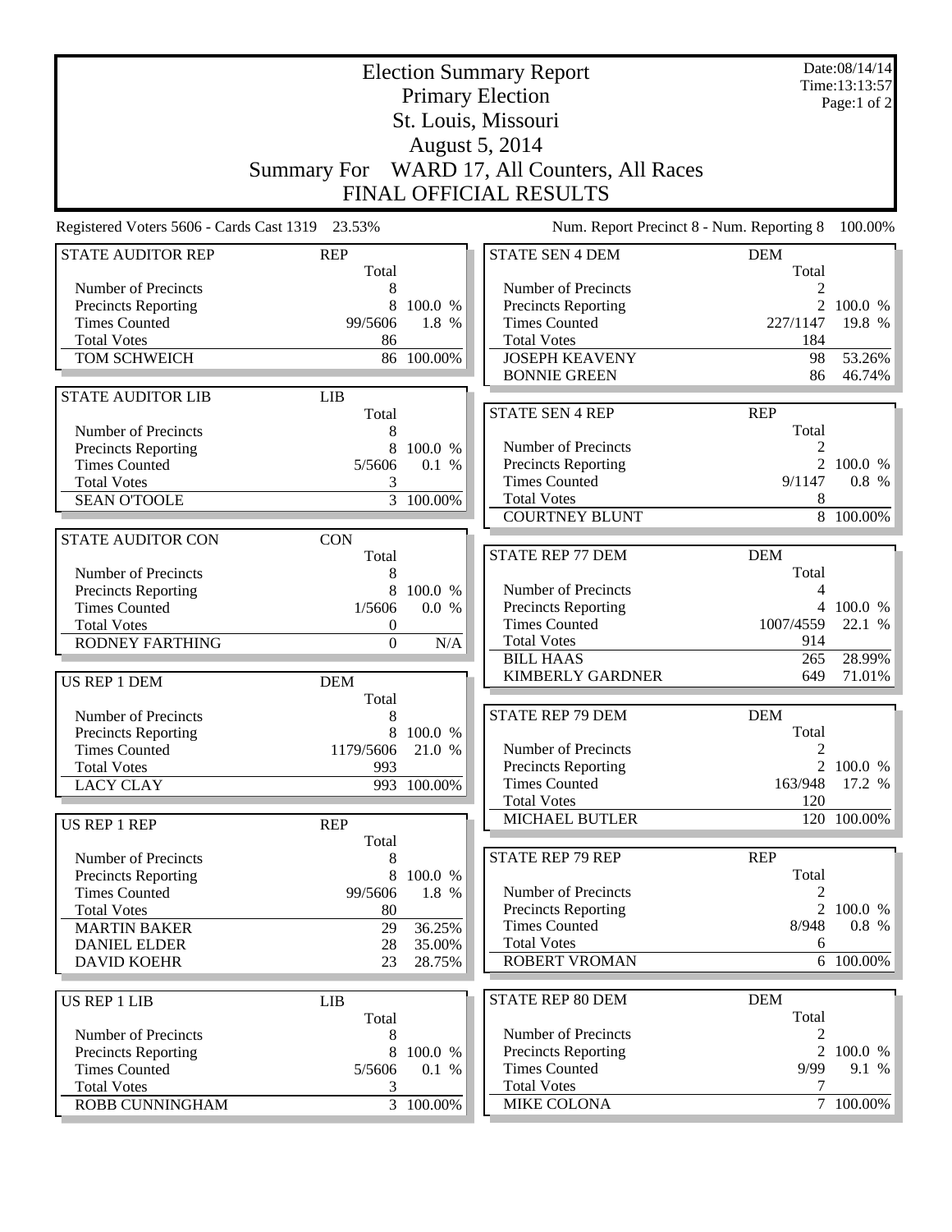# Election Summary Report

## Primary Election

## St. Louis, Missouri

## August 5, 2014

## Summary For WARD 17, All Counters, All Races

## FINAL OFFICIAL RESULTS

Date:08/14/14
Time:13:13:57
Page:1 of 2

Registered Voters 5606 - Cards Cast 1319 23.53%

Num. Report Precinct 8 - Num. Reporting 8 100.00%

| STATE AUDITOR REP | REP | |
|---|---|---|
| | Total | |
| Number of Precincts | 8 | |
| Precincts Reporting | 8 | 100.0 % |
| Times Counted | 99/5606 | 1.8 % |
| Total Votes | 86 | |
| TOM SCHWEICH | 86 | 100.00% |

| STATE AUDITOR LIB | LIB | |
|---|---|---|
| | Total | |
| Number of Precincts | 8 | |
| Precincts Reporting | 8 | 100.0 % |
| Times Counted | 5/5606 | 0.1 % |
| Total Votes | 3 | |
| SEAN O'TOOLE | 3 | 100.00% |

| STATE AUDITOR CON | CON | |
|---|---|---|
| | Total | |
| Number of Precincts | 8 | |
| Precincts Reporting | 8 | 100.0 % |
| Times Counted | 1/5606 | 0.0 % |
| Total Votes | 0 | |
| RODNEY FARTHING | 0 | N/A |

| US REP 1 DEM | DEM | |
|---|---|---|
| | Total | |
| Number of Precincts | 8 | |
| Precincts Reporting | 8 | 100.0 % |
| Times Counted | 1179/5606 | 21.0 % |
| Total Votes | 993 | |
| LACY CLAY | 993 | 100.00% |

| US REP 1 REP | REP | |
|---|---|---|
| | Total | |
| Number of Precincts | 8 | |
| Precincts Reporting | 8 | 100.0 % |
| Times Counted | 99/5606 | 1.8 % |
| Total Votes | 80 | |
| MARTIN BAKER | 29 | 36.25% |
| DANIEL ELDER | 28 | 35.00% |
| DAVID KOEHR | 23 | 28.75% |

| US REP 1 LIB | LIB | |
|---|---|---|
| | Total | |
| Number of Precincts | 8 | |
| Precincts Reporting | 8 | 100.0 % |
| Times Counted | 5/5606 | 0.1 % |
| Total Votes | 3 | |
| ROBB CUNNINGHAM | 3 | 100.00% |

| STATE SEN 4 DEM | DEM | |
|---|---|---|
| | Total | |
| Number of Precincts | 2 | |
| Precincts Reporting | 2 | 100.0 % |
| Times Counted | 227/1147 | 19.8 % |
| Total Votes | 184 | |
| JOSEPH KEAVENY | 98 | 53.26% |
| BONNIE GREEN | 86 | 46.74% |

| STATE SEN 4 REP | REP | |
|---|---|---|
| | Total | |
| Number of Precincts | 2 | |
| Precincts Reporting | 2 | 100.0 % |
| Times Counted | 9/1147 | 0.8 % |
| Total Votes | 8 | |
| COURTNEY BLUNT | 8 | 100.00% |

| STATE REP 77 DEM | DEM | |
|---|---|---|
| | Total | |
| Number of Precincts | 4 | |
| Precincts Reporting | 4 | 100.0 % |
| Times Counted | 1007/4559 | 22.1 % |
| Total Votes | 914 | |
| BILL HAAS | 265 | 28.99% |
| KIMBERLY GARDNER | 649 | 71.01% |

| STATE REP 79 DEM | DEM | |
|---|---|---|
| | Total | |
| Number of Precincts | 2 | |
| Precincts Reporting | 2 | 100.0 % |
| Times Counted | 163/948 | 17.2 % |
| Total Votes | 120 | |
| MICHAEL BUTLER | 120 | 100.00% |

| STATE REP 79 REP | REP | |
|---|---|---|
| | Total | |
| Number of Precincts | 2 | |
| Precincts Reporting | 2 | 100.0 % |
| Times Counted | 8/948 | 0.8 % |
| Total Votes | 6 | |
| ROBERT VROMAN | 6 | 100.00% |

| STATE REP 80 DEM | DEM | |
|---|---|---|
| | Total | |
| Number of Precincts | 2 | |
| Precincts Reporting | 2 | 100.0 % |
| Times Counted | 9/99 | 9.1 % |
| Total Votes | 7 | |
| MIKE COLONA | 7 | 100.00% |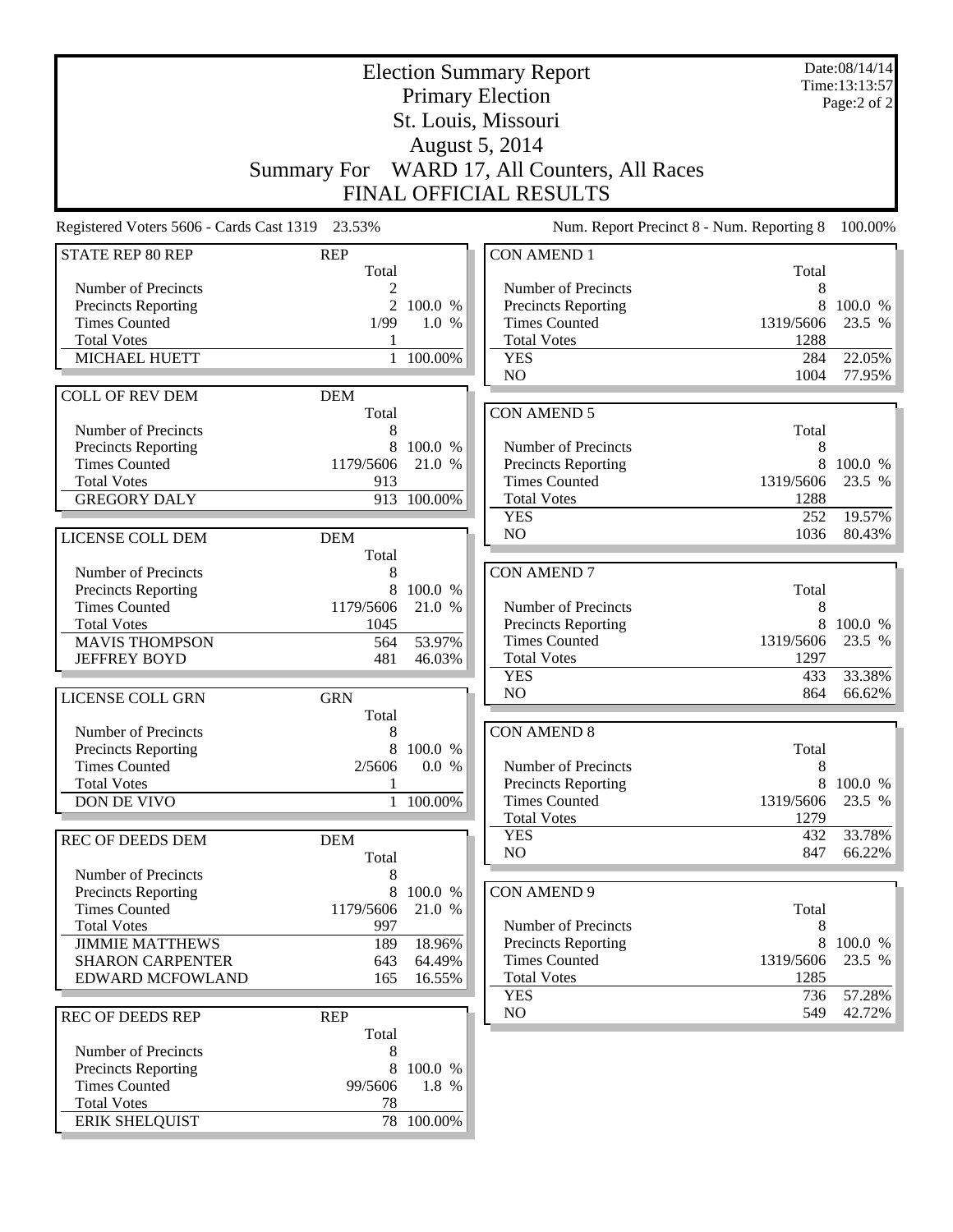# Election Summary Report

## Primary Election

## St. Louis, Missouri

## August 5, 2014

## Summary For WARD 17, All Counters, All Races

## FINAL OFFICIAL RESULTS

Date:08/14/14
Time:13:13:57

Registered Voters 5606 - Cards Cast 1319 23.53%

Num. Report Precinct 8 - Num. Reporting 8 100.00%

### STATE REP 80 REP

| REP | Total | |
|---|---|---|
| Number of Precincts | 2 | |
| Precincts Reporting | 2 | 100.0 % |
| Times Counted | 1/99 | 1.0 % |
| Total Votes | 1 | |
| MICHAEL HUETT | 1 | 100.00% |

### COLL OF REV DEM

| DEM | Total | |
|---|---|---|
| Number of Precincts | 8 | |
| Precincts Reporting | 8 | 100.0 % |
| Times Counted | 1179/5606 | 21.0 % |
| Total Votes | 913 | |
| GREGORY DALY | 913 | 100.00% |

### LICENSE COLL DEM

| DEM | Total | |
|---|---|---|
| Number of Precincts | 8 | |
| Precincts Reporting | 8 | 100.0 % |
| Times Counted | 1179/5606 | 21.0 % |
| Total Votes | 1045 | |
| MAVIS THOMPSON | 564 | 53.97% |
| JEFFREY BOYD | 481 | 46.03% |

### LICENSE COLL GRN

| GRN | Total | |
|---|---|---|
| Number of Precincts | 8 | |
| Precincts Reporting | 8 | 100.0 % |
| Times Counted | 2/5606 | 0.0 % |
| Total Votes | 1 | |
| DON DE VIVO | 1 | 100.00% |

### REC OF DEEDS DEM

| DEM | Total | |
|---|---|---|
| Number of Precincts | 8 | |
| Precincts Reporting | 8 | 100.0 % |
| Times Counted | 1179/5606 | 21.0 % |
| Total Votes | 997 | |
| JIMMIE MATTHEWS | 189 | 18.96% |
| SHARON CARPENTER | 643 | 64.49% |
| EDWARD MCFOWLAND | 165 | 16.55% |

### REC OF DEEDS REP

| REP | Total | |
|---|---|---|
| Number of Precincts | 8 | |
| Precincts Reporting | 8 | 100.0 % |
| Times Counted | 99/5606 | 1.8 % |
| Total Votes | 78 | |
| ERIK SHELQUIST | 78 | 100.00% |

### CON AMEND 1

| | Total | |
|---|---|---|
| Number of Precincts | 8 | |
| Precincts Reporting | 8 | 100.0 % |
| Times Counted | 1319/5606 | 23.5 % |
| Total Votes | 1288 | |
| YES | 284 | 22.05% |
| NO | 1004 | 77.95% |

### CON AMEND 5

| | Total | |
|---|---|---|
| Number of Precincts | 8 | |
| Precincts Reporting | 8 | 100.0 % |
| Times Counted | 1319/5606 | 23.5 % |
| Total Votes | 1288 | |
| YES | 252 | 19.57% |
| NO | 1036 | 80.43% |

### CON AMEND 7

| | Total | |
|---|---|---|
| Number of Precincts | 8 | |
| Precincts Reporting | 8 | 100.0 % |
| Times Counted | 1319/5606 | 23.5 % |
| Total Votes | 1297 | |
| YES | 433 | 33.38% |
| NO | 864 | 66.62% |

### CON AMEND 8

| | Total | |
|---|---|---|
| Number of Precincts | 8 | |
| Precincts Reporting | 8 | 100.0 % |
| Times Counted | 1319/5606 | 23.5 % |
| Total Votes | 1279 | |
| YES | 432 | 33.78% |
| NO | 847 | 66.22% |

### CON AMEND 9

| | Total | |
|---|---|---|
| Number of Precincts | 8 | |
| Precincts Reporting | 8 | 100.0 % |
| Times Counted | 1319/5606 | 23.5 % |
| Total Votes | 1285 | |
| YES | 736 | 57.28% |
| NO | 549 | 42.72% |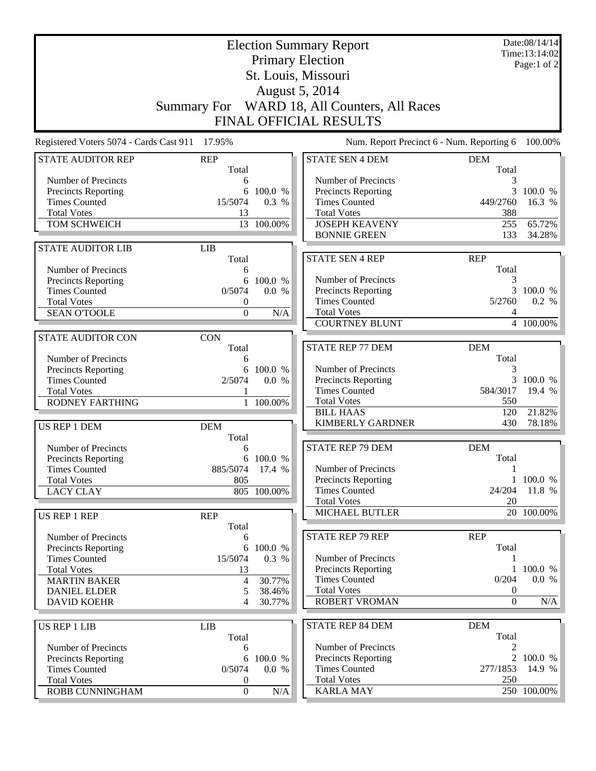# Election Summary Report

Primary Election
St. Louis, Missouri
August 5, 2014

Summary For WARD 18, All Counters, All Races

FINAL OFFICIAL RESULTS

Registered Voters 5074 - Cards Cast 911 17.95%

Num. Report Precinct 6 - Num. Reporting 6 100.00%

| STATE AUDITOR REP | REP Total | |
|---|---|---|
| Number of Precincts | 6 | |
| Precincts Reporting | 6 | 100.0 % |
| Times Counted | 15/5074 | 0.3 % |
| Total Votes | 13 | |
| TOM SCHWEICH | 13 | 100.00% |

| STATE AUDITOR LIB | LIB Total | |
|---|---|---|
| Number of Precincts | 6 | |
| Precincts Reporting | 6 | 100.0 % |
| Times Counted | 0/5074 | 0.0 % |
| Total Votes | 0 | |
| SEAN O'TOOLE | 0 | N/A |

| STATE AUDITOR CON | CON Total | |
|---|---|---|
| Number of Precincts | 6 | |
| Precincts Reporting | 6 | 100.0 % |
| Times Counted | 2/5074 | 0.0 % |
| Total Votes | 1 | |
| RODNEY FARTHING | 1 | 100.00% |

| US REP 1 DEM | DEM Total | |
|---|---|---|
| Number of Precincts | 6 | |
| Precincts Reporting | 6 | 100.0 % |
| Times Counted | 885/5074 | 17.4 % |
| Total Votes | 805 | |
| LACY CLAY | 805 | 100.00% |

| US REP 1 REP | REP Total | |
|---|---|---|
| Number of Precincts | 6 | |
| Precincts Reporting | 6 | 100.0 % |
| Times Counted | 15/5074 | 0.3 % |
| Total Votes | 13 | |
| MARTIN BAKER | 4 | 30.77% |
| DANIEL ELDER | 5 | 38.46% |
| DAVID KOEHR | 4 | 30.77% |

| US REP 1 LIB | LIB Total | |
|---|---|---|
| Number of Precincts | 6 | |
| Precincts Reporting | 6 | 100.0 % |
| Times Counted | 0/5074 | 0.0 % |
| Total Votes | 0 | |
| ROBB CUNNINGHAM | 0 | N/A |

| STATE SEN 4 DEM | DEM Total | |
|---|---|---|
| Number of Precincts | 3 | |
| Precincts Reporting | 3 | 100.0 % |
| Times Counted | 449/2760 | 16.3 % |
| Total Votes | 388 | |
| JOSEPH KEAVENY | 255 | 65.72% |
| BONNIE GREEN | 133 | 34.28% |

| STATE SEN 4 REP | REP Total | |
|---|---|---|
| Number of Precincts | 3 | |
| Precincts Reporting | 3 | 100.0 % |
| Times Counted | 5/2760 | 0.2 % |
| Total Votes | 4 | |
| COURTNEY BLUNT | 4 | 100.00% |

| STATE REP 77 DEM | DEM Total | |
|---|---|---|
| Number of Precincts | 3 | |
| Precincts Reporting | 3 | 100.0 % |
| Times Counted | 584/3017 | 19.4 % |
| Total Votes | 550 | |
| BILL HAAS | 120 | 21.82% |
| KIMBERLY GARDNER | 430 | 78.18% |

| STATE REP 79 DEM | DEM Total | |
|---|---|---|
| Number of Precincts | 1 | |
| Precincts Reporting | 1 | 100.0 % |
| Times Counted | 24/204 | 11.8 % |
| Total Votes | 20 | |
| MICHAEL BUTLER | 20 | 100.00% |

| STATE REP 79 REP | REP Total | |
|---|---|---|
| Number of Precincts | 1 | |
| Precincts Reporting | 1 | 100.0 % |
| Times Counted | 0/204 | 0.0 % |
| Total Votes | 0 | |
| ROBERT VROMAN | 0 | N/A |

| STATE REP 84 DEM | DEM Total | |
|---|---|---|
| Number of Precincts | 2 | |
| Precincts Reporting | 2 | 100.0 % |
| Times Counted | 277/1853 | 14.9 % |
| Total Votes | 250 | |
| KARLA MAY | 250 | 100.00% |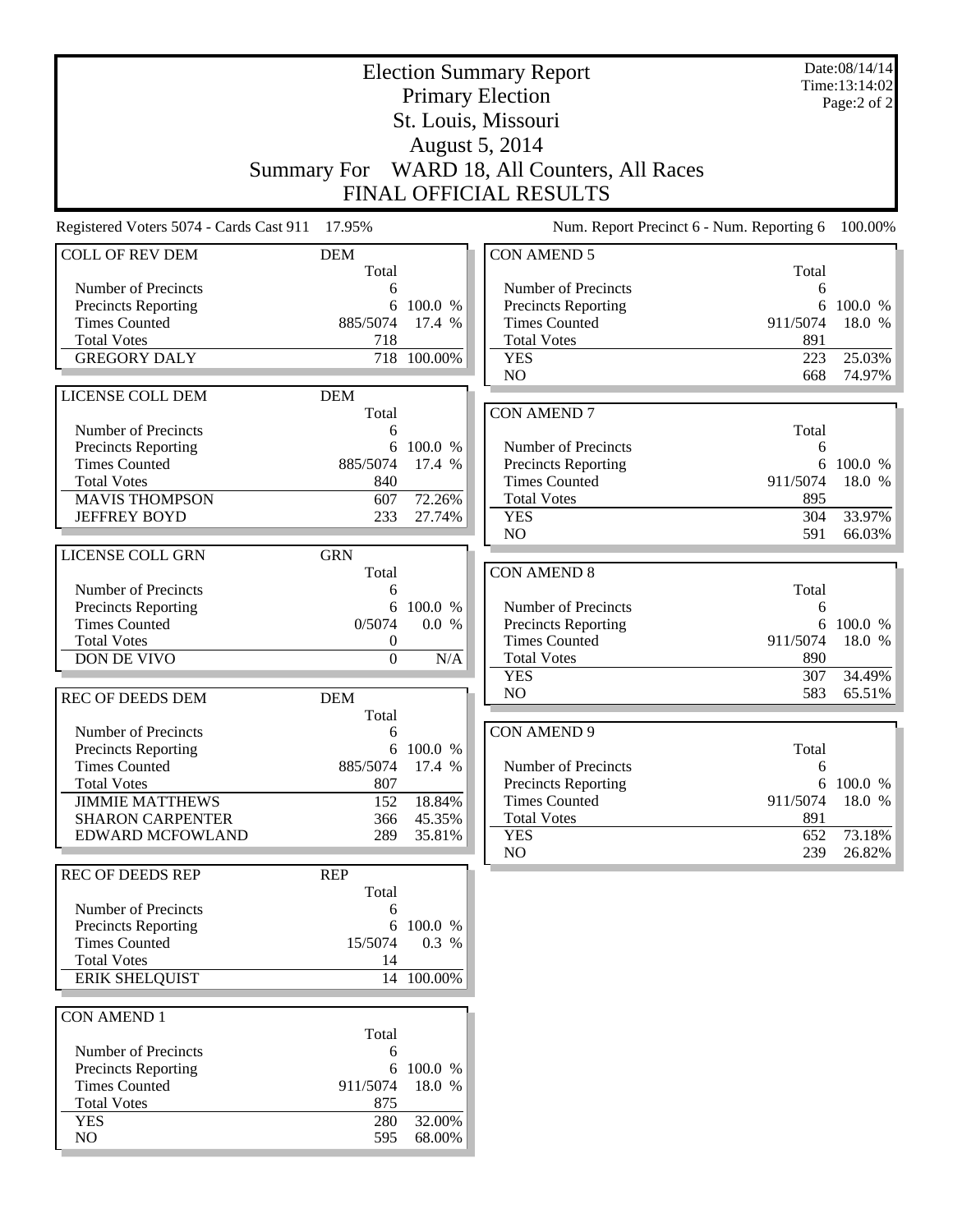# Election Summary Report

## Primary Election

## St. Louis, Missouri

## August 5, 2014

## Summary For WARD 18, All Counters, All Races

## FINAL OFFICIAL RESULTS

Date:08/14/14
Time:13:14:02
Page:2 of 2

Registered Voters 5074 - Cards Cast 911 17.95%

Num. Report Precinct 6 - Num. Reporting 6 100.00%

| COLL OF REV DEM | DEM Total | |
|---|---|---|
| Number of Precincts | 6 | |
| Precincts Reporting | 6 | 100.0 % |
| Times Counted | 885/5074 | 17.4 % |
| Total Votes | 718 | |
| GREGORY DALY | 718 | 100.00% |

| LICENSE COLL DEM | DEM Total | |
|---|---|---|
| Number of Precincts | 6 | |
| Precincts Reporting | 6 | 100.0 % |
| Times Counted | 885/5074 | 17.4 % |
| Total Votes | 840 | |
| MAVIS THOMPSON | 607 | 72.26% |
| JEFFREY BOYD | 233 | 27.74% |

| LICENSE COLL GRN | GRN Total | |
|---|---|---|
| Number of Precincts | 6 | |
| Precincts Reporting | 6 | 100.0 % |
| Times Counted | 0/5074 | 0.0 % |
| Total Votes | 0 | |
| DON DE VIVO | 0 | N/A |

| REC OF DEEDS DEM | DEM Total | |
|---|---|---|
| Number of Precincts | 6 | |
| Precincts Reporting | 6 | 100.0 % |
| Times Counted | 885/5074 | 17.4 % |
| Total Votes | 807 | |
| JIMMIE MATTHEWS | 152 | 18.84% |
| SHARON CARPENTER | 366 | 45.35% |
| EDWARD MCFOWLAND | 289 | 35.81% |

| REC OF DEEDS REP | REP Total | |
|---|---|---|
| Number of Precincts | 6 | |
| Precincts Reporting | 6 | 100.0 % |
| Times Counted | 15/5074 | 0.3 % |
| Total Votes | 14 | |
| ERIK SHELQUIST | 14 | 100.00% |

| CON AMEND 1 | Total | |
|---|---|---|
| Number of Precincts | 6 | |
| Precincts Reporting | 6 | 100.0 % |
| Times Counted | 911/5074 | 18.0 % |
| Total Votes | 875 | |
| YES | 280 | 32.00% |
| NO | 595 | 68.00% |

| CON AMEND 5 | Total | |
|---|---|---|
| Number of Precincts | 6 | |
| Precincts Reporting | 6 | 100.0 % |
| Times Counted | 911/5074 | 18.0 % |
| Total Votes | 891 | |
| YES | 223 | 25.03% |
| NO | 668 | 74.97% |

| CON AMEND 7 | Total | |
|---|---|---|
| Number of Precincts | 6 | |
| Precincts Reporting | 6 | 100.0 % |
| Times Counted | 911/5074 | 18.0 % |
| Total Votes | 895 | |
| YES | 304 | 33.97% |
| NO | 591 | 66.03% |

| CON AMEND 8 | Total | |
|---|---|---|
| Number of Precincts | 6 | |
| Precincts Reporting | 6 | 100.0 % |
| Times Counted | 911/5074 | 18.0 % |
| Total Votes | 890 | |
| YES | 307 | 34.49% |
| NO | 583 | 65.51% |

| CON AMEND 9 | Total | |
|---|---|---|
| Number of Precincts | 6 | |
| Precincts Reporting | 6 | 100.0 % |
| Times Counted | 911/5074 | 18.0 % |
| Total Votes | 891 | |
| YES | 652 | 73.18% |
| NO | 239 | 26.82% |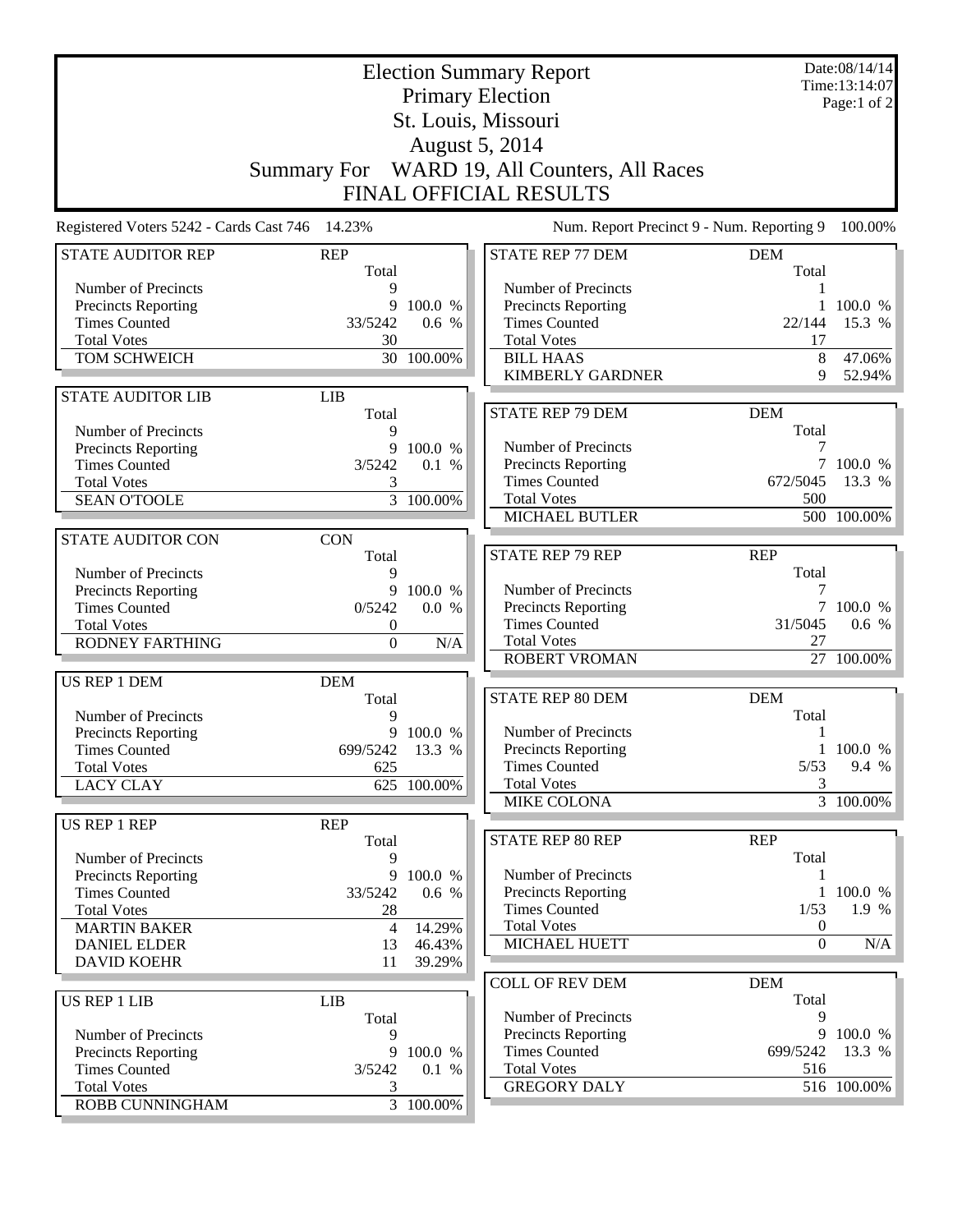# Election Summary Report

## Primary Election

## St. Louis, Missouri

## August 5, 2014

## Summary For WARD 19, All Counters, All Races

## FINAL OFFICIAL RESULTS

Date:08/14/14
Time:13:14:07

Registered Voters 5242 - Cards Cast 746 14.23%

Num. Report Precinct 9 - Num. Reporting 9 100.00%

### STATE AUDITOR REP

| | REP Total | |
|---|---|---|
| Number of Precincts | 9 | |
| Precincts Reporting | 9 | 100.0 % |
| Times Counted | 33/5242 | 0.6 % |
| Total Votes | 30 | |
| TOM SCHWEICH | 30 | 100.00% |

### STATE AUDITOR LIB

| | LIB Total | |
|---|---|---|
| Number of Precincts | 9 | |
| Precincts Reporting | 9 | 100.0 % |
| Times Counted | 3/5242 | 0.1 % |
| Total Votes | 3 | |
| SEAN O'TOOLE | 3 | 100.00% |

### STATE AUDITOR CON

| | CON Total | |
|---|---|---|
| Number of Precincts | 9 | |
| Precincts Reporting | 9 | 100.0 % |
| Times Counted | 0/5242 | 0.0 % |
| Total Votes | 0 | |
| RODNEY FARTHING | 0 | N/A |

### US REP 1 DEM

| | DEM Total | |
|---|---|---|
| Number of Precincts | 9 | |
| Precincts Reporting | 9 | 100.0 % |
| Times Counted | 699/5242 | 13.3 % |
| Total Votes | 625 | |
| LACY CLAY | 625 | 100.00% |

### US REP 1 REP

| | REP Total | |
|---|---|---|
| Number of Precincts | 9 | |
| Precincts Reporting | 9 | 100.0 % |
| Times Counted | 33/5242 | 0.6 % |
| Total Votes | 28 | |
| MARTIN BAKER | 4 | 14.29% |
| DANIEL ELDER | 13 | 46.43% |
| DAVID KOEHR | 11 | 39.29% |

### US REP 1 LIB

| | LIB Total | |
|---|---|---|
| Number of Precincts | 9 | |
| Precincts Reporting | 9 | 100.0 % |
| Times Counted | 3/5242 | 0.1 % |
| Total Votes | 3 | |
| ROBB CUNNINGHAM | 3 | 100.00% |

### STATE REP 77 DEM

| | DEM Total | |
|---|---|---|
| Number of Precincts | 1 | |
| Precincts Reporting | 1 | 100.0 % |
| Times Counted | 22/144 | 15.3 % |
| Total Votes | 17 | |
| BILL HAAS | 8 | 47.06% |
| KIMBERLY GARDNER | 9 | 52.94% |

### STATE REP 79 DEM

| | DEM Total | |
|---|---|---|
| Number of Precincts | 7 | |
| Precincts Reporting | 7 | 100.0 % |
| Times Counted | 672/5045 | 13.3 % |
| Total Votes | 500 | |
| MICHAEL BUTLER | 500 | 100.00% |

### STATE REP 79 REP

| | REP Total | |
|---|---|---|
| Number of Precincts | 7 | |
| Precincts Reporting | 7 | 100.0 % |
| Times Counted | 31/5045 | 0.6 % |
| Total Votes | 27 | |
| ROBERT VROMAN | 27 | 100.00% |

### STATE REP 80 DEM

| | DEM Total | |
|---|---|---|
| Number of Precincts | 1 | |
| Precincts Reporting | 1 | 100.0 % |
| Times Counted | 5/53 | 9.4 % |
| Total Votes | 3 | |
| MIKE COLONA | 3 | 100.00% |

### STATE REP 80 REP

| | REP Total | |
|---|---|---|
| Number of Precincts | 1 | |
| Precincts Reporting | 1 | 100.0 % |
| Times Counted | 1/53 | 1.9 % |
| Total Votes | 0 | |
| MICHAEL HUETT | 0 | N/A |

### COLL OF REV DEM

| | DEM Total | |
|---|---|---|
| Number of Precincts | 9 | |
| Precincts Reporting | 9 | 100.0 % |
| Times Counted | 699/5242 | 13.3 % |
| Total Votes | 516 | |
| GREGORY DALY | 516 | 100.00% |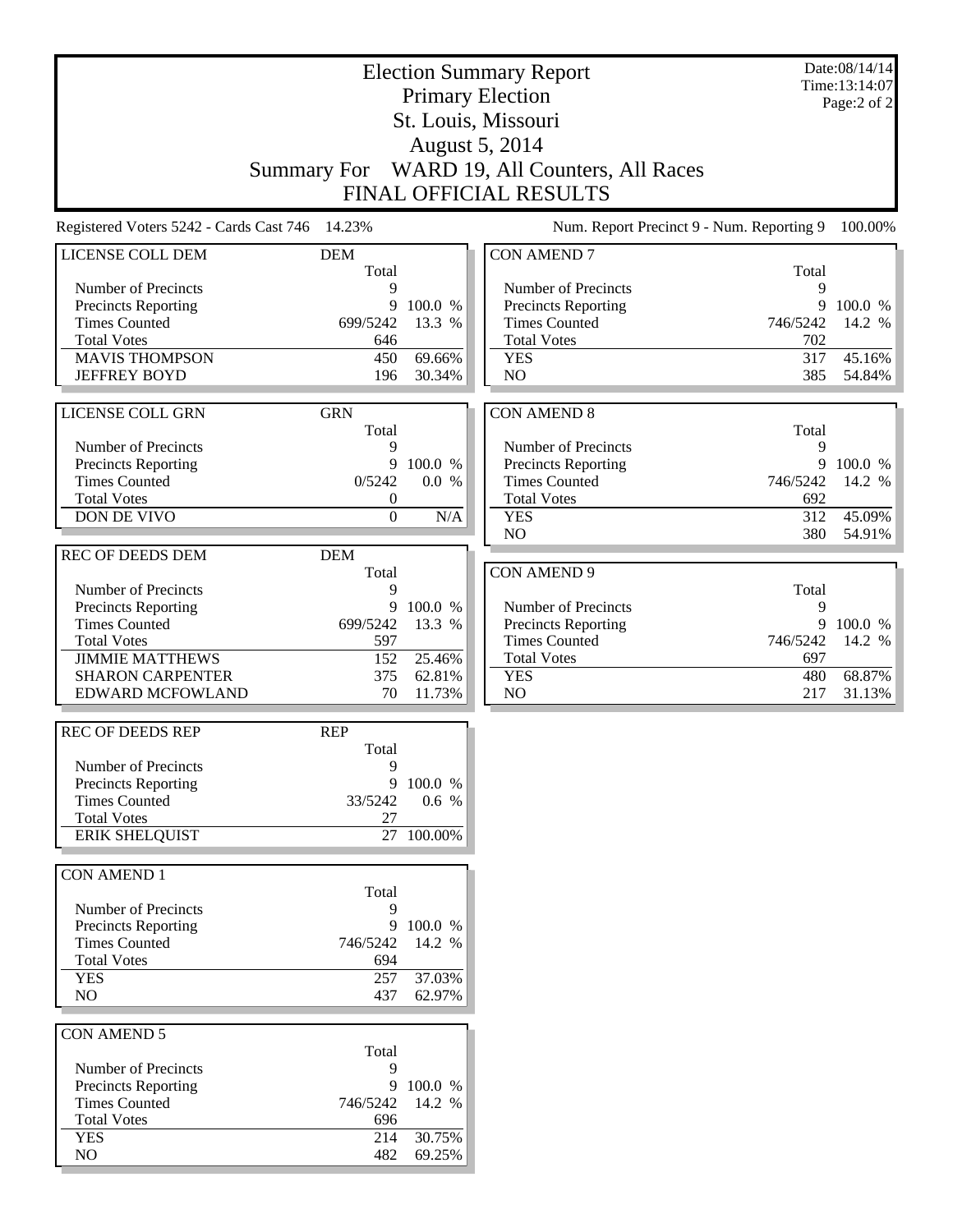# Election Summary Report

## Primary Election

## St. Louis, Missouri

## August 5, 2014

## Summary For WARD 19, All Counters, All Races

## FINAL OFFICIAL RESULTS

Date:08/14/14
Time:13:14:07

Registered Voters 5242 - Cards Cast 746 14.23%

Num. Report Precinct 9 - Num. Reporting 9 100.00%

### LICENSE COLL DEM

| LICENSE COLL DEM | DEM Total | |
|---|---|---|
| Number of Precincts | 9 | |
| Precincts Reporting | 9 | 100.0 % |
| Times Counted | 699/5242 | 13.3 % |
| Total Votes | 646 | |
| MAVIS THOMPSON | 450 | 69.66% |
| JEFFREY BOYD | 196 | 30.34% |

### LICENSE COLL GRN

| LICENSE COLL GRN | GRN Total | |
|---|---|---|
| Number of Precincts | 9 | |
| Precincts Reporting | 9 | 100.0 % |
| Times Counted | 0/5242 | 0.0 % |
| Total Votes | 0 | |
| DON DE VIVO | 0 | N/A |

### REC OF DEEDS DEM

| REC OF DEEDS DEM | DEM Total | |
|---|---|---|
| Number of Precincts | 9 | |
| Precincts Reporting | 9 | 100.0 % |
| Times Counted | 699/5242 | 13.3 % |
| Total Votes | 597 | |
| JIMMIE MATTHEWS | 152 | 25.46% |
| SHARON CARPENTER | 375 | 62.81% |
| EDWARD MCFOWLAND | 70 | 11.73% |

### REC OF DEEDS REP

| REC OF DEEDS REP | REP Total | |
|---|---|---|
| Number of Precincts | 9 | |
| Precincts Reporting | 9 | 100.0 % |
| Times Counted | 33/5242 | 0.6 % |
| Total Votes | 27 | |
| ERIK SHELQUIST | 27 | 100.00% |

### CON AMEND 1

| CON AMEND 1 | Total | |
|---|---|---|
| Number of Precincts | 9 | |
| Precincts Reporting | 9 | 100.0 % |
| Times Counted | 746/5242 | 14.2 % |
| Total Votes | 694 | |
| YES | 257 | 37.03% |
| NO | 437 | 62.97% |

### CON AMEND 5

| CON AMEND 5 | Total | |
|---|---|---|
| Number of Precincts | 9 | |
| Precincts Reporting | 9 | 100.0 % |
| Times Counted | 746/5242 | 14.2 % |
| Total Votes | 696 | |
| YES | 214 | 30.75% |
| NO | 482 | 69.25% |

### CON AMEND 7

| CON AMEND 7 | Total | |
|---|---|---|
| Number of Precincts | 9 | |
| Precincts Reporting | 9 | 100.0 % |
| Times Counted | 746/5242 | 14.2 % |
| Total Votes | 702 | |
| YES | 317 | 45.16% |
| NO | 385 | 54.84% |

### CON AMEND 8

| CON AMEND 8 | Total | |
|---|---|---|
| Number of Precincts | 9 | |
| Precincts Reporting | 9 | 100.0 % |
| Times Counted | 746/5242 | 14.2 % |
| Total Votes | 692 | |
| YES | 312 | 45.09% |
| NO | 380 | 54.91% |

### CON AMEND 9

| CON AMEND 9 | Total | |
|---|---|---|
| Number of Precincts | 9 | |
| Precincts Reporting | 9 | 100.0 % |
| Times Counted | 746/5242 | 14.2 % |
| Total Votes | 697 | |
| YES | 480 | 68.87% |
| NO | 217 | 31.13% |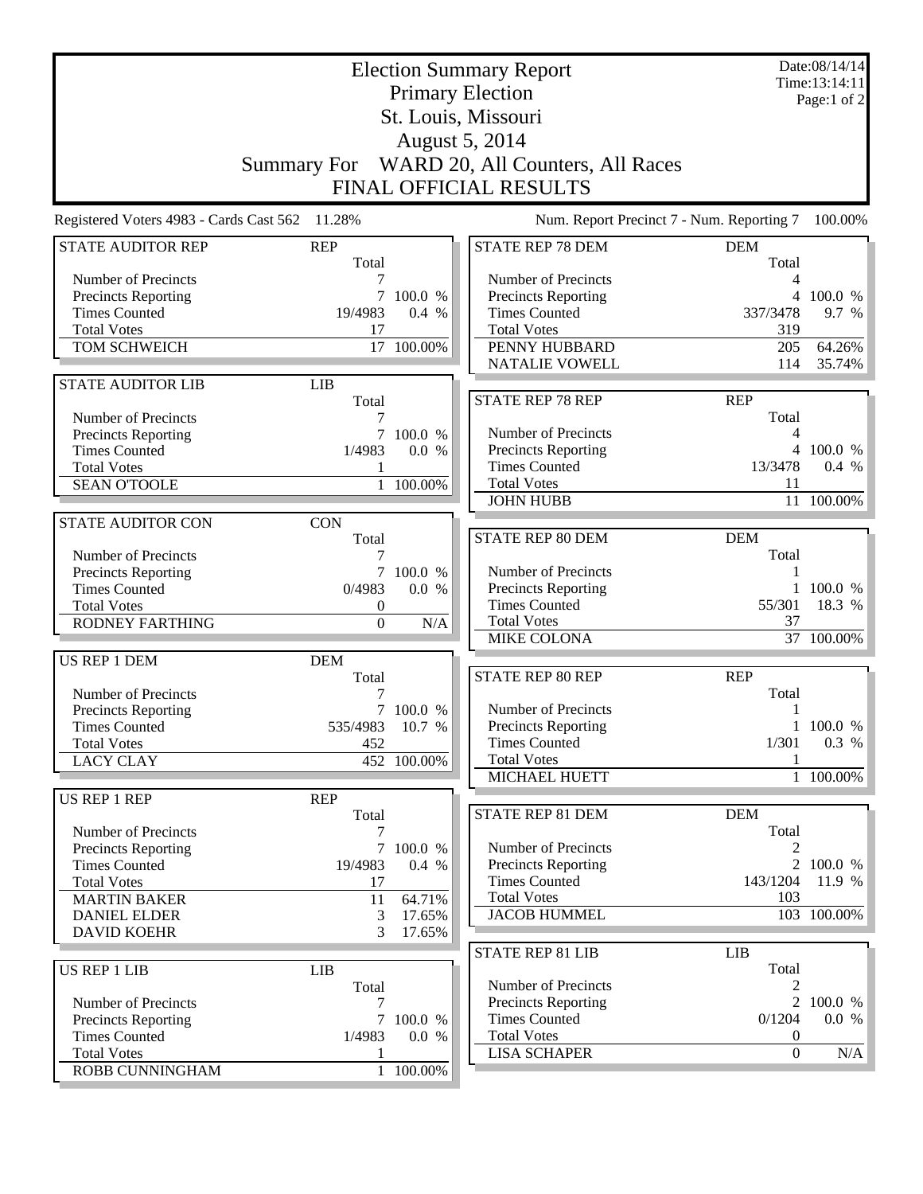# Election Summary Report

Date:08/14/14
Time:13:14:11

## Primary Election
## St. Louis, Missouri
## August 5, 2014
## Summary For WARD 20, All Counters, All Races
## FINAL OFFICIAL RESULTS

Registered Voters 4983 - Cards Cast 562 11.28%

Num. Report Precinct 7 - Num. Reporting 7 100.00%

| STATE AUDITOR REP | REP | |
|---|---|---|
| | Total | |
| Number of Precincts | 7 | |
| Precincts Reporting | 7 | 100.0 % |
| Times Counted | 19/4983 | 0.4 % |
| Total Votes | 17 | |
| TOM SCHWEICH | 17 | 100.00% |

| STATE AUDITOR LIB | LIB | |
|---|---|---|
| | Total | |
| Number of Precincts | 7 | |
| Precincts Reporting | 7 | 100.0 % |
| Times Counted | 1/4983 | 0.0 % |
| Total Votes | 1 | |
| SEAN O'TOOLE | 1 | 100.00% |

| STATE AUDITOR CON | CON | |
|---|---|---|
| | Total | |
| Number of Precincts | 7 | |
| Precincts Reporting | 7 | 100.0 % |
| Times Counted | 0/4983 | 0.0 % |
| Total Votes | 0 | |
| RODNEY FARTHING | 0 | N/A |

| US REP 1 DEM | DEM | |
|---|---|---|
| | Total | |
| Number of Precincts | 7 | |
| Precincts Reporting | 7 | 100.0 % |
| Times Counted | 535/4983 | 10.7 % |
| Total Votes | 452 | |
| LACY CLAY | 452 | 100.00% |

| US REP 1 REP | REP | |
|---|---|---|
| | Total | |
| Number of Precincts | 7 | |
| Precincts Reporting | 7 | 100.0 % |
| Times Counted | 19/4983 | 0.4 % |
| Total Votes | 17 | |
| MARTIN BAKER | 11 | 64.71% |
| DANIEL ELDER | 3 | 17.65% |
| DAVID KOEHR | 3 | 17.65% |

| US REP 1 LIB | LIB | |
|---|---|---|
| | Total | |
| Number of Precincts | 7 | |
| Precincts Reporting | 7 | 100.0 % |
| Times Counted | 1/4983 | 0.0 % |
| Total Votes | 1 | |
| ROBB CUNNINGHAM | 1 | 100.00% |

| STATE REP 78 DEM | DEM | |
|---|---|---|
| | Total | |
| Number of Precincts | 4 | |
| Precincts Reporting | 4 | 100.0 % |
| Times Counted | 337/3478 | 9.7 % |
| Total Votes | 319 | |
| PENNY HUBBARD | 205 | 64.26% |
| NATALIE VOWELL | 114 | 35.74% |

| STATE REP 78 REP | REP | |
|---|---|---|
| | Total | |
| Number of Precincts | 4 | |
| Precincts Reporting | 4 | 100.0 % |
| Times Counted | 13/3478 | 0.4 % |
| Total Votes | 11 | |
| JOHN HUBB | 11 | 100.00% |

| STATE REP 80 DEM | DEM | |
|---|---|---|
| | Total | |
| Number of Precincts | 1 | |
| Precincts Reporting | 1 | 100.0 % |
| Times Counted | 55/301 | 18.3 % |
| Total Votes | 37 | |
| MIKE COLONA | 37 | 100.00% |

| STATE REP 80 REP | REP | |
|---|---|---|
| | Total | |
| Number of Precincts | 1 | |
| Precincts Reporting | 1 | 100.0 % |
| Times Counted | 1/301 | 0.3 % |
| Total Votes | 1 | |
| MICHAEL HUETT | 1 | 100.00% |

| STATE REP 81 DEM | DEM | |
|---|---|---|
| | Total | |
| Number of Precincts | 2 | |
| Precincts Reporting | 2 | 100.0 % |
| Times Counted | 143/1204 | 11.9 % |
| Total Votes | 103 | |
| JACOB HUMMEL | 103 | 100.00% |

| STATE REP 81 LIB | LIB | |
|---|---|---|
| | Total | |
| Number of Precincts | 2 | |
| Precincts Reporting | 2 | 100.0 % |
| Times Counted | 0/1204 | 0.0 % |
| Total Votes | 0 | |
| LISA SCHAPER | 0 | N/A |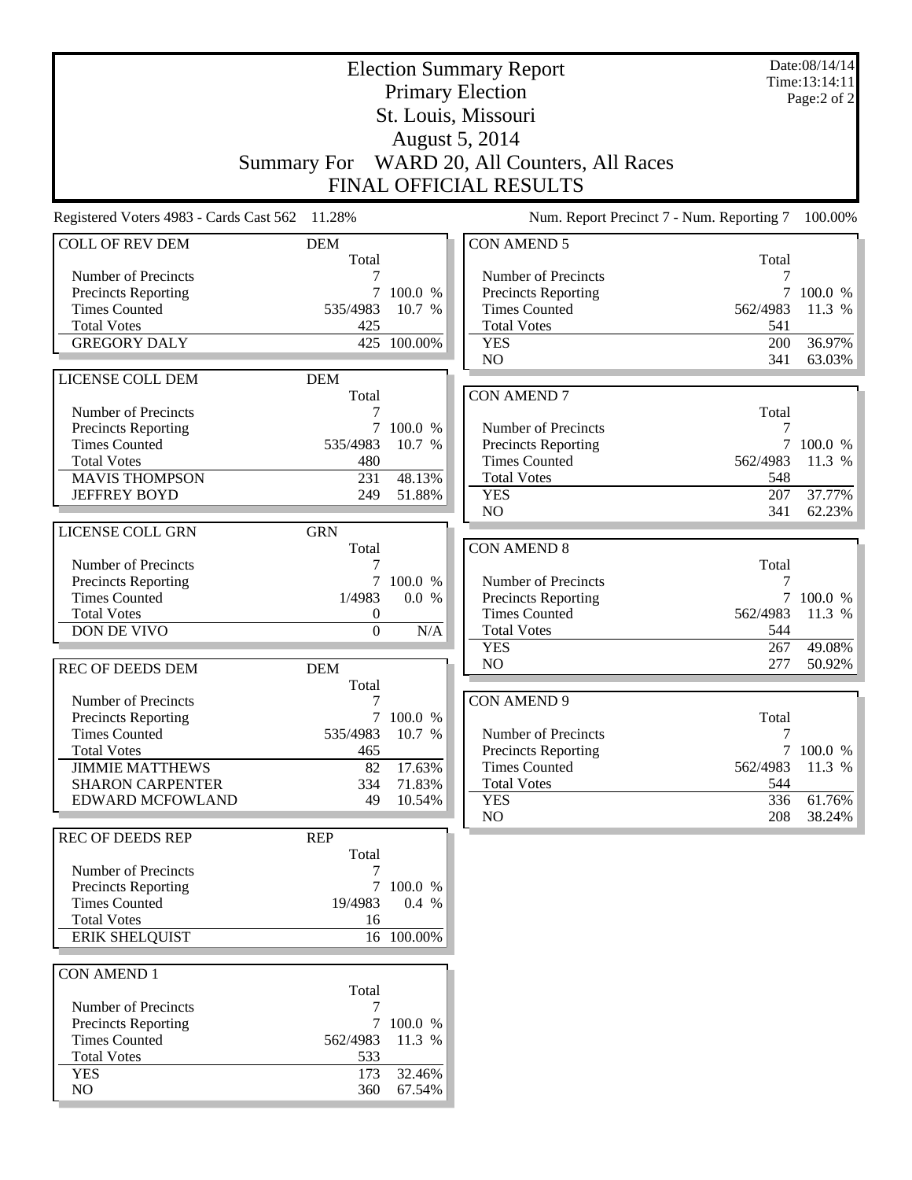# Election Summary Report

## Primary Election
## St. Louis, Missouri
## August 5, 2014
## Summary For WARD 20, All Counters, All Races
## FINAL OFFICIAL RESULTS

Date:08/14/14
Time:13:14:11
Page:2 of 2

Registered Voters 4983 - Cards Cast 562 11.28%

Num. Report Precinct 7 - Num. Reporting 7 100.00%

| COLL OF REV DEM | DEM | |
|---|---|---|
| | Total | |
| Number of Precincts | 7 | |
| Precincts Reporting | 7 | 100.0 % |
| Times Counted | 535/4983 | 10.7 % |
| Total Votes | 425 | |
| GREGORY DALY | 425 | 100.00% |

| LICENSE COLL DEM | DEM | |
|---|---|---|
| | Total | |
| Number of Precincts | 7 | |
| Precincts Reporting | 7 | 100.0 % |
| Times Counted | 535/4983 | 10.7 % |
| Total Votes | 480 | |
| MAVIS THOMPSON | 231 | 48.13% |
| JEFFREY BOYD | 249 | 51.88% |

| LICENSE COLL GRN | GRN | |
|---|---|---|
| | Total | |
| Number of Precincts | 7 | |
| Precincts Reporting | 7 | 100.0 % |
| Times Counted | 1/4983 | 0.0 % |
| Total Votes | 0 | |
| DON DE VIVO | 0 | N/A |

| REC OF DEEDS DEM | DEM | |
|---|---|---|
| | Total | |
| Number of Precincts | 7 | |
| Precincts Reporting | 7 | 100.0 % |
| Times Counted | 535/4983 | 10.7 % |
| Total Votes | 465 | |
| JIMMIE MATTHEWS | 82 | 17.63% |
| SHARON CARPENTER | 334 | 71.83% |
| EDWARD MCFOWLAND | 49 | 10.54% |

| REC OF DEEDS REP | REP | |
|---|---|---|
| | Total | |
| Number of Precincts | 7 | |
| Precincts Reporting | 7 | 100.0 % |
| Times Counted | 19/4983 | 0.4 % |
| Total Votes | 16 | |
| ERIK SHELQUIST | 16 | 100.00% |

| CON AMEND 1 | | |
|---|---|---|
| | Total | |
| Number of Precincts | 7 | |
| Precincts Reporting | 7 | 100.0 % |
| Times Counted | 562/4983 | 11.3 % |
| Total Votes | 533 | |
| YES | 173 | 32.46% |
| NO | 360 | 67.54% |

| CON AMEND 5 | | |
|---|---|---|
| | Total | |
| Number of Precincts | 7 | |
| Precincts Reporting | 7 | 100.0 % |
| Times Counted | 562/4983 | 11.3 % |
| Total Votes | 541 | |
| YES | 200 | 36.97% |
| NO | 341 | 63.03% |

| CON AMEND 7 | | |
|---|---|---|
| | Total | |
| Number of Precincts | 7 | |
| Precincts Reporting | 7 | 100.0 % |
| Times Counted | 562/4983 | 11.3 % |
| Total Votes | 548 | |
| YES | 207 | 37.77% |
| NO | 341 | 62.23% |

| CON AMEND 8 | | |
|---|---|---|
| | Total | |
| Number of Precincts | 7 | |
| Precincts Reporting | 7 | 100.0 % |
| Times Counted | 562/4983 | 11.3 % |
| Total Votes | 544 | |
| YES | 267 | 49.08% |
| NO | 277 | 50.92% |

| CON AMEND 9 | | |
|---|---|---|
| | Total | |
| Number of Precincts | 7 | |
| Precincts Reporting | 7 | 100.0 % |
| Times Counted | 562/4983 | 11.3 % |
| Total Votes | 544 | |
| YES | 336 | 61.76% |
| NO | 208 | 38.24% |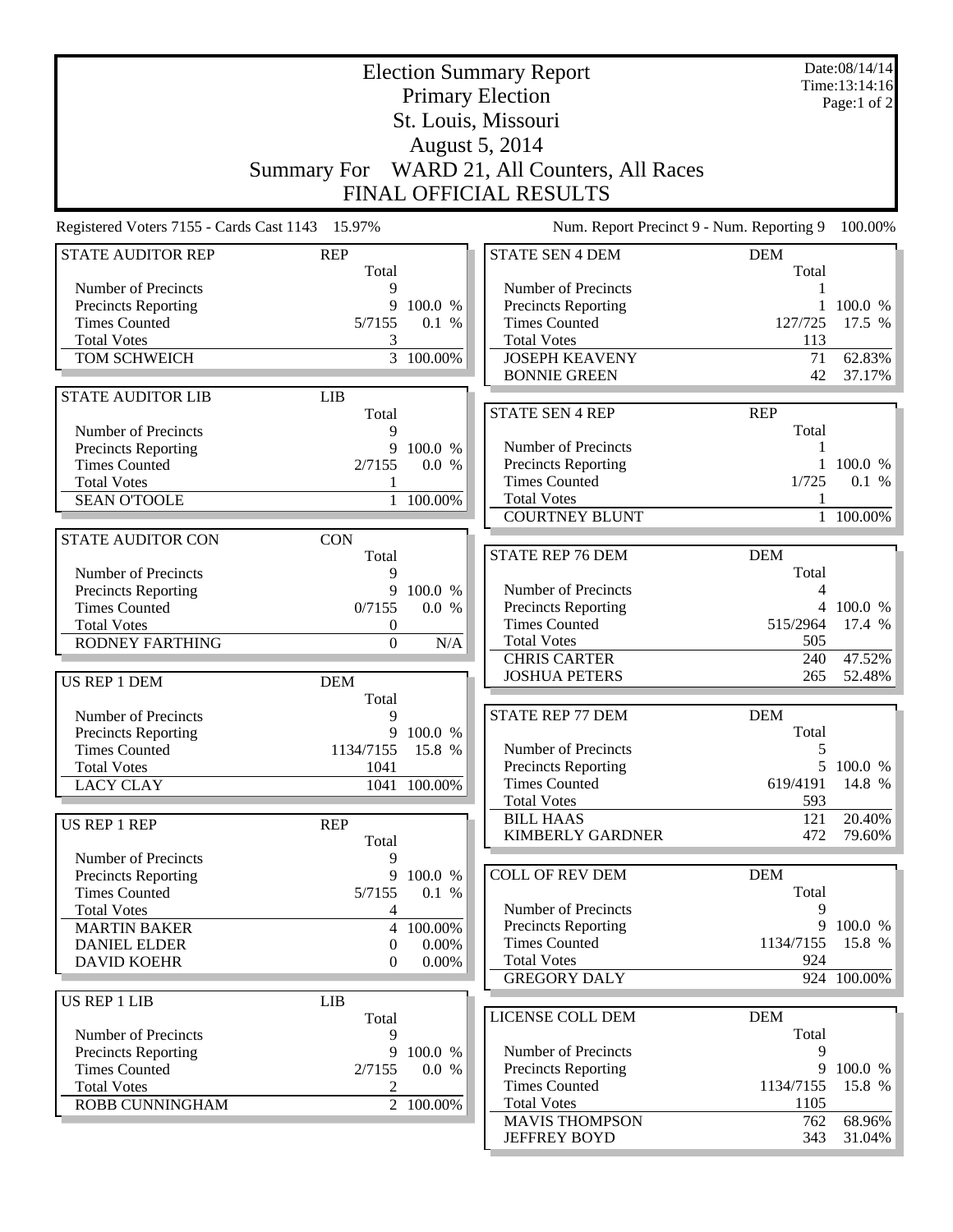# Election Summary Report

## Primary Election

## St. Louis, Missouri

## August 5, 2014

## Summary For WARD 21, All Counters, All Races

## FINAL OFFICIAL RESULTS

Date:08/14/14
Time:13:14:16

Registered Voters 7155 - Cards Cast 1143 15.97%

Num. Report Precinct 9 - Num. Reporting 9 100.00%

| STATE AUDITOR REP | REP Total | |
|---|---|---|
| Number of Precincts | 9 | |
| Precincts Reporting | 9 | 100.0 % |
| Times Counted | 5/7155 | 0.1 % |
| Total Votes | 3 | |
| TOM SCHWEICH | 3 | 100.00% |

| STATE AUDITOR LIB | LIB Total | |
|---|---|---|
| Number of Precincts | 9 | |
| Precincts Reporting | 9 | 100.0 % |
| Times Counted | 2/7155 | 0.0 % |
| Total Votes | 1 | |
| SEAN O'TOOLE | 1 | 100.00% |

| STATE AUDITOR CON | CON Total | |
|---|---|---|
| Number of Precincts | 9 | |
| Precincts Reporting | 9 | 100.0 % |
| Times Counted | 0/7155 | 0.0 % |
| Total Votes | 0 | |
| RODNEY FARTHING | 0 | N/A |

| US REP 1 DEM | DEM Total | |
|---|---|---|
| Number of Precincts | 9 | |
| Precincts Reporting | 9 | 100.0 % |
| Times Counted | 1134/7155 | 15.8 % |
| Total Votes | 1041 | |
| LACY CLAY | 1041 | 100.00% |

| US REP 1 REP | REP Total | |
|---|---|---|
| Number of Precincts | 9 | |
| Precincts Reporting | 9 | 100.0 % |
| Times Counted | 5/7155 | 0.1 % |
| Total Votes | 4 | |
| MARTIN BAKER | 4 | 100.00% |
| DANIEL ELDER | 0 | 0.00% |
| DAVID KOEHR | 0 | 0.00% |

| US REP 1 LIB | LIB Total | |
|---|---|---|
| Number of Precincts | 9 | |
| Precincts Reporting | 9 | 100.0 % |
| Times Counted | 2/7155 | 0.0 % |
| Total Votes | 2 | |
| ROBB CUNNINGHAM | 2 | 100.00% |

| STATE SEN 4 DEM | DEM Total | |
|---|---|---|
| Number of Precincts | 1 | |
| Precincts Reporting | 1 | 100.0 % |
| Times Counted | 127/725 | 17.5 % |
| Total Votes | 113 | |
| JOSEPH KEAVENY | 71 | 62.83% |
| BONNIE GREEN | 42 | 37.17% |

| STATE SEN 4 REP | REP Total | |
|---|---|---|
| Number of Precincts | 1 | |
| Precincts Reporting | 1 | 100.0 % |
| Times Counted | 1/725 | 0.1 % |
| Total Votes | 1 | |
| COURTNEY BLUNT | 1 | 100.00% |

| STATE REP 76 DEM | DEM Total | |
|---|---|---|
| Number of Precincts | 4 | |
| Precincts Reporting | 4 | 100.0 % |
| Times Counted | 515/2964 | 17.4 % |
| Total Votes | 505 | |
| CHRIS CARTER | 240 | 47.52% |
| JOSHUA PETERS | 265 | 52.48% |

| STATE REP 77 DEM | DEM Total | |
|---|---|---|
| Number of Precincts | 5 | |
| Precincts Reporting | 5 | 100.0 % |
| Times Counted | 619/4191 | 14.8 % |
| Total Votes | 593 | |
| BILL HAAS | 121 | 20.40% |
| KIMBERLY GARDNER | 472 | 79.60% |

| COLL OF REV DEM | DEM Total | |
|---|---|---|
| Number of Precincts | 9 | |
| Precincts Reporting | 9 | 100.0 % |
| Times Counted | 1134/7155 | 15.8 % |
| Total Votes | 924 | |
| GREGORY DALY | 924 | 100.00% |

| LICENSE COLL DEM | DEM Total | |
|---|---|---|
| Number of Precincts | 9 | |
| Precincts Reporting | 9 | 100.0 % |
| Times Counted | 1134/7155 | 15.8 % |
| Total Votes | 1105 | |
| MAVIS THOMPSON | 762 | 68.96% |
| JEFFREY BOYD | 343 | 31.04% |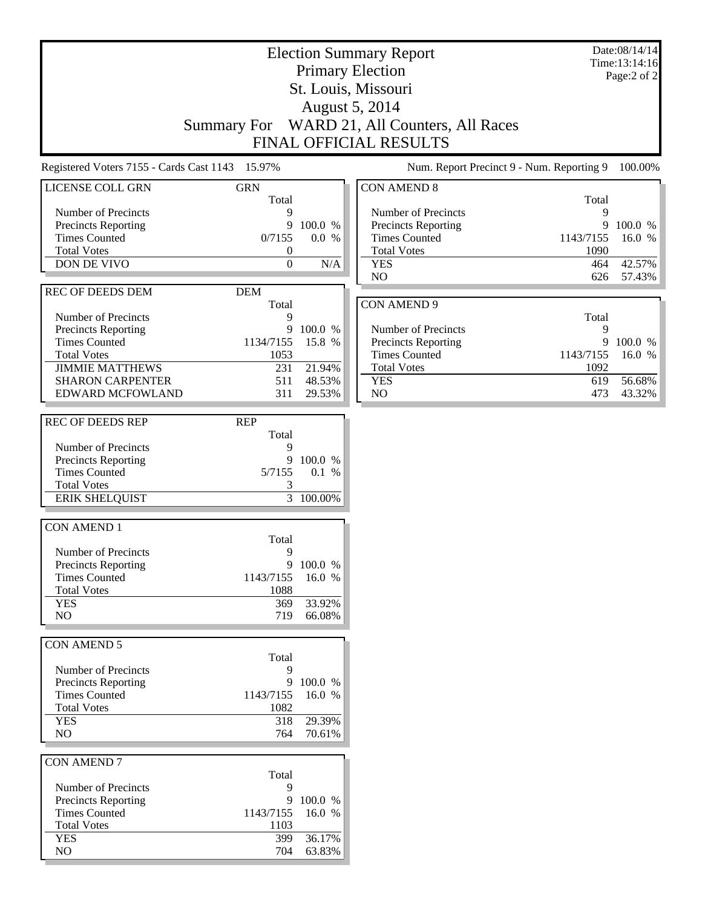# Election Summary Report

Primary Election
St. Louis, Missouri
August 5, 2014

Summary For WARD 21, All Counters, All Races

FINAL OFFICIAL RESULTS

Date:08/14/14
Time:13:14:16

Registered Voters 7155 - Cards Cast 1143 15.97%

Num. Report Precinct 9 - Num. Reporting 9 100.00%

| LICENSE COLL GRN | GRN Total | |
|---|---|---|
| Number of Precincts | 9 | |
| Precincts Reporting | 9 | 100.0 % |
| Times Counted | 0/7155 | 0.0 % |
| Total Votes | 0 | |
| DON DE VIVO | 0 | N/A |

| REC OF DEEDS DEM | DEM Total | |
|---|---|---|
| Number of Precincts | 9 | |
| Precincts Reporting | 9 | 100.0 % |
| Times Counted | 1134/7155 | 15.8 % |
| Total Votes | 1053 | |
| JIMMIE MATTHEWS | 231 | 21.94% |
| SHARON CARPENTER | 511 | 48.53% |
| EDWARD MCFOWLAND | 311 | 29.53% |

| REC OF DEEDS REP | REP Total | |
|---|---|---|
| Number of Precincts | 9 | |
| Precincts Reporting | 9 | 100.0 % |
| Times Counted | 5/7155 | 0.1 % |
| Total Votes | 3 | |
| ERIK SHELQUIST | 3 | 100.00% |

| CON AMEND 1 | Total | |
|---|---|---|
| Number of Precincts | 9 | |
| Precincts Reporting | 9 | 100.0 % |
| Times Counted | 1143/7155 | 16.0 % |
| Total Votes | 1088 | |
| YES | 369 | 33.92% |
| NO | 719 | 66.08% |

| CON AMEND 5 | Total | |
|---|---|---|
| Number of Precincts | 9 | |
| Precincts Reporting | 9 | 100.0 % |
| Times Counted | 1143/7155 | 16.0 % |
| Total Votes | 1082 | |
| YES | 318 | 29.39% |
| NO | 764 | 70.61% |

| CON AMEND 7 | Total | |
|---|---|---|
| Number of Precincts | 9 | |
| Precincts Reporting | 9 | 100.0 % |
| Times Counted | 1143/7155 | 16.0 % |
| Total Votes | 1103 | |
| YES | 399 | 36.17% |
| NO | 704 | 63.83% |

| CON AMEND 8 | Total | |
|---|---|---|
| Number of Precincts | 9 | |
| Precincts Reporting | 9 | 100.0 % |
| Times Counted | 1143/7155 | 16.0 % |
| Total Votes | 1090 | |
| YES | 464 | 42.57% |
| NO | 626 | 57.43% |

| CON AMEND 9 | Total | |
|---|---|---|
| Number of Precincts | 9 | |
| Precincts Reporting | 9 | 100.0 % |
| Times Counted | 1143/7155 | 16.0 % |
| Total Votes | 1092 | |
| YES | 619 | 56.68% |
| NO | 473 | 43.32% |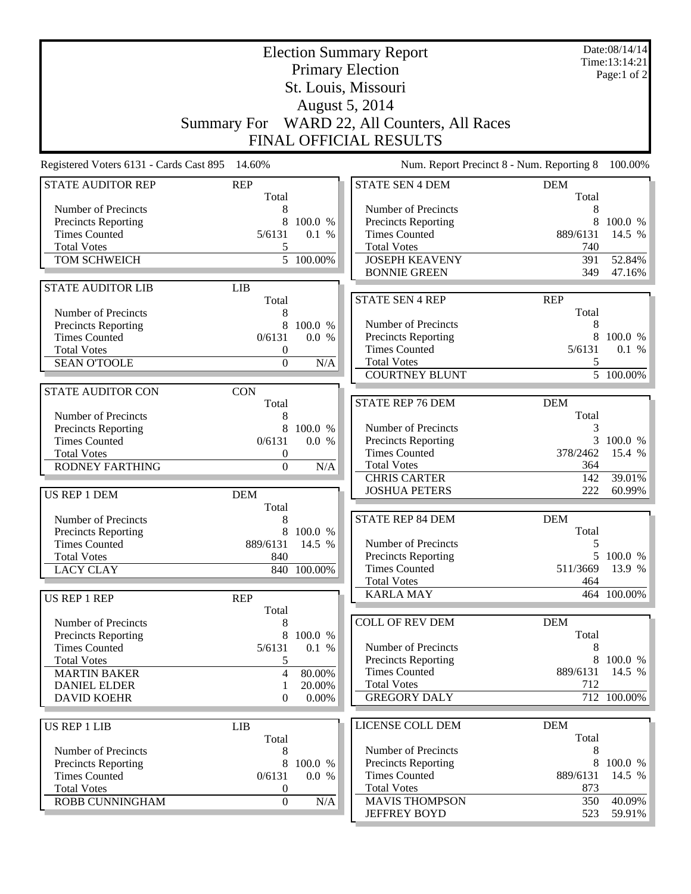# Election Summary Report

## Primary Election

## St. Louis, Missouri

## August 5, 2014

## Summary For WARD 22, All Counters, All Races

## FINAL OFFICIAL RESULTS

Date:08/14/14
Time:13:14:21
Page:1 of 2

Registered Voters 6131 - Cards Cast 895 14.60%

Num. Report Precinct 8 - Num. Reporting 8 100.00%

| STATE AUDITOR REP | REP | |
|---|---|---|
| | Total | |
| Number of Precincts | 8 | |
| Precincts Reporting | 8 | 100.0 % |
| Times Counted | 5/6131 | 0.1 % |
| Total Votes | 5 | |
| TOM SCHWEICH | 5 | 100.00% |

| STATE AUDITOR LIB | LIB | |
|---|---|---|
| | Total | |
| Number of Precincts | 8 | |
| Precincts Reporting | 8 | 100.0 % |
| Times Counted | 0/6131 | 0.0 % |
| Total Votes | 0 | |
| SEAN O'TOOLE | 0 | N/A |

| STATE AUDITOR CON | CON | |
|---|---|---|
| | Total | |
| Number of Precincts | 8 | |
| Precincts Reporting | 8 | 100.0 % |
| Times Counted | 0/6131 | 0.0 % |
| Total Votes | 0 | |
| RODNEY FARTHING | 0 | N/A |

| US REP 1 DEM | DEM | |
|---|---|---|
| | Total | |
| Number of Precincts | 8 | |
| Precincts Reporting | 8 | 100.0 % |
| Times Counted | 889/6131 | 14.5 % |
| Total Votes | 840 | |
| LACY CLAY | 840 | 100.00% |

| US REP 1 REP | REP | |
|---|---|---|
| | Total | |
| Number of Precincts | 8 | |
| Precincts Reporting | 8 | 100.0 % |
| Times Counted | 5/6131 | 0.1 % |
| Total Votes | 5 | |
| MARTIN BAKER | 4 | 80.00% |
| DANIEL ELDER | 1 | 20.00% |
| DAVID KOEHR | 0 | 0.00% |

| US REP 1 LIB | LIB | |
|---|---|---|
| | Total | |
| Number of Precincts | 8 | |
| Precincts Reporting | 8 | 100.0 % |
| Times Counted | 0/6131 | 0.0 % |
| Total Votes | 0 | |
| ROBB CUNNINGHAM | 0 | N/A |

| STATE SEN 4 DEM | DEM | |
|---|---|---|
| | Total | |
| Number of Precincts | 8 | |
| Precincts Reporting | 8 | 100.0 % |
| Times Counted | 889/6131 | 14.5 % |
| Total Votes | 740 | |
| JOSEPH KEAVENY | 391 | 52.84% |
| BONNIE GREEN | 349 | 47.16% |

| STATE SEN 4 REP | REP | |
|---|---|---|
| | Total | |
| Number of Precincts | 8 | |
| Precincts Reporting | 8 | 100.0 % |
| Times Counted | 5/6131 | 0.1 % |
| Total Votes | 5 | |
| COURTNEY BLUNT | 5 | 100.00% |

| STATE REP 76 DEM | DEM | |
|---|---|---|
| | Total | |
| Number of Precincts | 3 | |
| Precincts Reporting | 3 | 100.0 % |
| Times Counted | 378/2462 | 15.4 % |
| Total Votes | 364 | |
| CHRIS CARTER | 142 | 39.01% |
| JOSHUA PETERS | 222 | 60.99% |

| STATE REP 84 DEM | DEM | |
|---|---|---|
| | Total | |
| Number of Precincts | 5 | |
| Precincts Reporting | 5 | 100.0 % |
| Times Counted | 511/3669 | 13.9 % |
| Total Votes | 464 | |
| KARLA MAY | 464 | 100.00% |

| COLL OF REV DEM | DEM | |
|---|---|---|
| | Total | |
| Number of Precincts | 8 | |
| Precincts Reporting | 8 | 100.0 % |
| Times Counted | 889/6131 | 14.5 % |
| Total Votes | 712 | |
| GREGORY DALY | 712 | 100.00% |

| LICENSE COLL DEM | DEM | |
|---|---|---|
| | Total | |
| Number of Precincts | 8 | |
| Precincts Reporting | 8 | 100.0 % |
| Times Counted | 889/6131 | 14.5 % |
| Total Votes | 873 | |
| MAVIS THOMPSON | 350 | 40.09% |
| JEFFREY BOYD | 523 | 59.91% |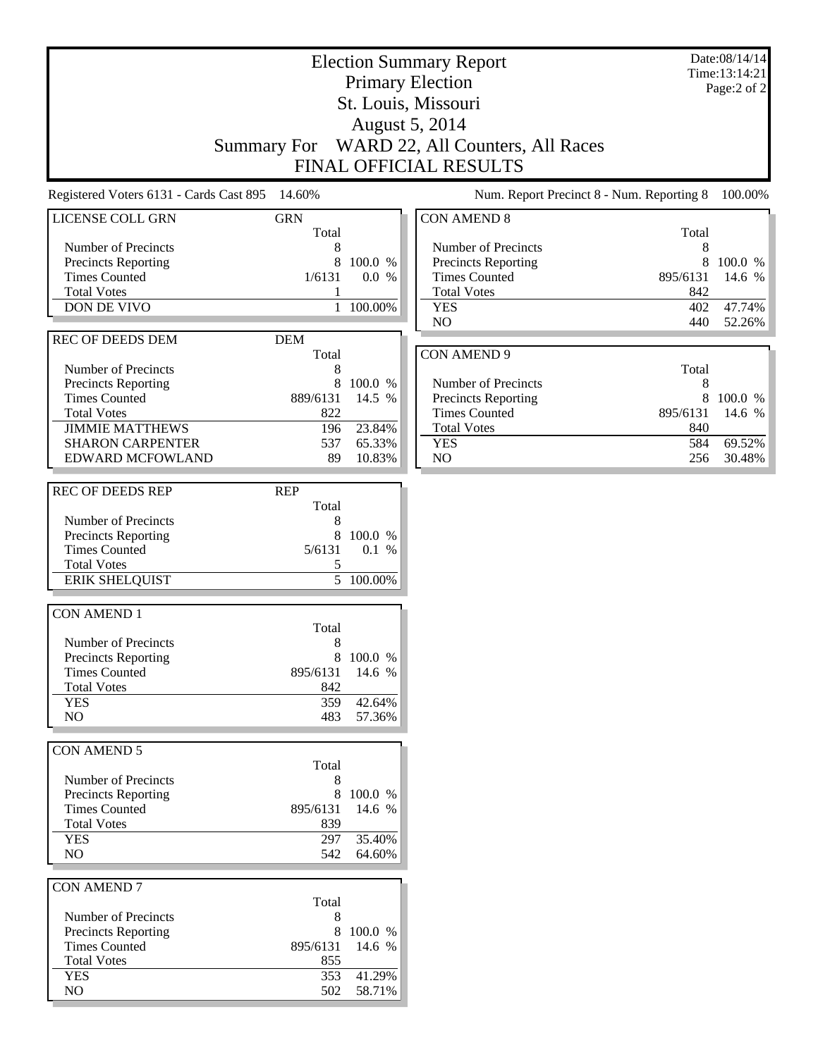# Election Summary Report

Primary Election
St. Louis, Missouri
August 5, 2014
Summary For WARD 22, All Counters, All Races
FINAL OFFICIAL RESULTS

Date:08/14/14
Time:13:14:21

Registered Voters 6131 - Cards Cast 895 14.60%

Num. Report Precinct 8 - Num. Reporting 8 100.00%

| LICENSE COLL GRN | GRN Total | |
|---|---|---|
| Number of Precincts | 8 | |
| Precincts Reporting | 8 | 100.0 % |
| Times Counted | 1/6131 | 0.0 % |
| Total Votes | 1 | |
| DON DE VIVO | 1 | 100.00% |

| REC OF DEEDS DEM | DEM Total | |
|---|---|---|
| Number of Precincts | 8 | |
| Precincts Reporting | 8 | 100.0 % |
| Times Counted | 889/6131 | 14.5 % |
| Total Votes | 822 | |
| JIMMIE MATTHEWS | 196 | 23.84% |
| SHARON CARPENTER | 537 | 65.33% |
| EDWARD MCFOWLAND | 89 | 10.83% |

| REC OF DEEDS REP | REP Total | |
|---|---|---|
| Number of Precincts | 8 | |
| Precincts Reporting | 8 | 100.0 % |
| Times Counted | 5/6131 | 0.1 % |
| Total Votes | 5 | |
| ERIK SHELQUIST | 5 | 100.00% |

| CON AMEND 1 | Total | |
|---|---|---|
| Number of Precincts | 8 | |
| Precincts Reporting | 8 | 100.0 % |
| Times Counted | 895/6131 | 14.6 % |
| Total Votes | 842 | |
| YES | 359 | 42.64% |
| NO | 483 | 57.36% |

| CON AMEND 5 | Total | |
|---|---|---|
| Number of Precincts | 8 | |
| Precincts Reporting | 8 | 100.0 % |
| Times Counted | 895/6131 | 14.6 % |
| Total Votes | 839 | |
| YES | 297 | 35.40% |
| NO | 542 | 64.60% |

| CON AMEND 7 | Total | |
|---|---|---|
| Number of Precincts | 8 | |
| Precincts Reporting | 8 | 100.0 % |
| Times Counted | 895/6131 | 14.6 % |
| Total Votes | 855 | |
| YES | 353 | 41.29% |
| NO | 502 | 58.71% |

| CON AMEND 8 | Total | |
|---|---|---|
| Number of Precincts | 8 | |
| Precincts Reporting | 8 | 100.0 % |
| Times Counted | 895/6131 | 14.6 % |
| Total Votes | 842 | |
| YES | 402 | 47.74% |
| NO | 440 | 52.26% |

| CON AMEND 9 | Total | |
|---|---|---|
| Number of Precincts | 8 | |
| Precincts Reporting | 8 | 100.0 % |
| Times Counted | 895/6131 | 14.6 % |
| Total Votes | 840 | |
| YES | 584 | 69.52% |
| NO | 256 | 30.48% |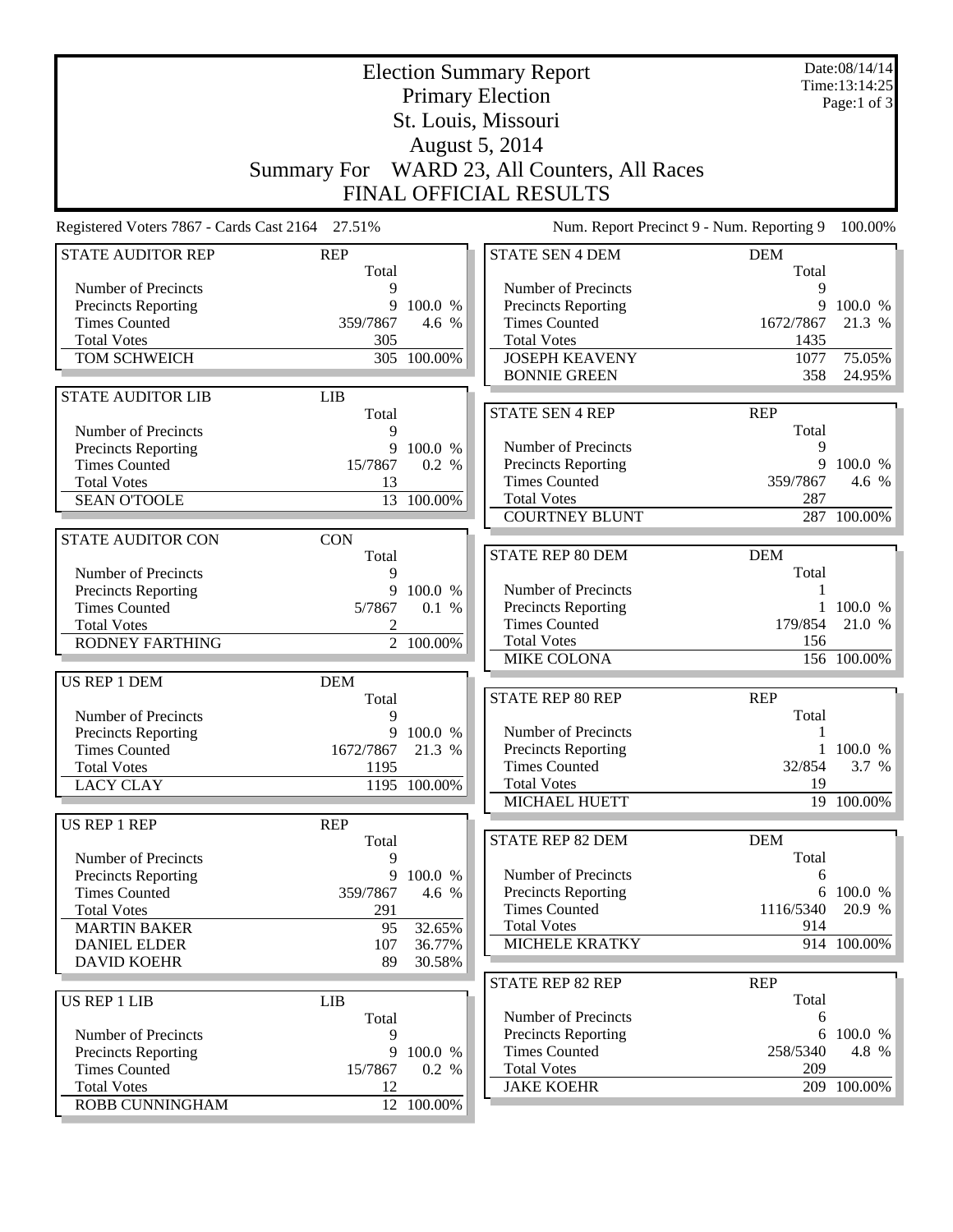# Election Summary Report

## Primary Election

## St. Louis, Missouri

## August 5, 2014

## Summary For WARD 23, All Counters, All Races

## FINAL OFFICIAL RESULTS

Date:08/14/14
Time:13:14:25

Registered Voters 7867 - Cards Cast 2164 27.51%

Num. Report Precinct 9 - Num. Reporting 9 100.00%

| STATE AUDITOR REP | REP Total | |
|---|---|---|
| Number of Precincts | 9 | |
| Precincts Reporting | 9 | 100.0 % |
| Times Counted | 359/7867 | 4.6 % |
| Total Votes | 305 | |
| TOM SCHWEICH | 305 | 100.00% |

| STATE AUDITOR LIB | LIB Total | |
|---|---|---|
| Number of Precincts | 9 | |
| Precincts Reporting | 9 | 100.0 % |
| Times Counted | 15/7867 | 0.2 % |
| Total Votes | 13 | |
| SEAN O'TOOLE | 13 | 100.00% |

| STATE AUDITOR CON | CON Total | |
|---|---|---|
| Number of Precincts | 9 | |
| Precincts Reporting | 9 | 100.0 % |
| Times Counted | 5/7867 | 0.1 % |
| Total Votes | 2 | |
| RODNEY FARTHING | 2 | 100.00% |

| US REP 1 DEM | DEM Total | |
|---|---|---|
| Number of Precincts | 9 | |
| Precincts Reporting | 9 | 100.0 % |
| Times Counted | 1672/7867 | 21.3 % |
| Total Votes | 1195 | |
| LACY CLAY | 1195 | 100.00% |

| US REP 1 REP | REP Total | |
|---|---|---|
| Number of Precincts | 9 | |
| Precincts Reporting | 9 | 100.0 % |
| Times Counted | 359/7867 | 4.6 % |
| Total Votes | 291 | |
| MARTIN BAKER | 95 | 32.65% |
| DANIEL ELDER | 107 | 36.77% |
| DAVID KOEHR | 89 | 30.58% |

| US REP 1 LIB | LIB Total | |
|---|---|---|
| Number of Precincts | 9 | |
| Precincts Reporting | 9 | 100.0 % |
| Times Counted | 15/7867 | 0.2 % |
| Total Votes | 12 | |
| ROBB CUNNINGHAM | 12 | 100.00% |

| STATE SEN 4 DEM | DEM Total | |
|---|---|---|
| Number of Precincts | 9 | |
| Precincts Reporting | 9 | 100.0 % |
| Times Counted | 1672/7867 | 21.3 % |
| Total Votes | 1435 | |
| JOSEPH KEAVENY | 1077 | 75.05% |
| BONNIE GREEN | 358 | 24.95% |

| STATE SEN 4 REP | REP Total | |
|---|---|---|
| Number of Precincts | 9 | |
| Precincts Reporting | 9 | 100.0 % |
| Times Counted | 359/7867 | 4.6 % |
| Total Votes | 287 | |
| COURTNEY BLUNT | 287 | 100.00% |

| STATE REP 80 DEM | DEM Total | |
|---|---|---|
| Number of Precincts | 1 | |
| Precincts Reporting | 1 | 100.0 % |
| Times Counted | 179/854 | 21.0 % |
| Total Votes | 156 | |
| MIKE COLONA | 156 | 100.00% |

| STATE REP 80 REP | REP Total | |
|---|---|---|
| Number of Precincts | 1 | |
| Precincts Reporting | 1 | 100.0 % |
| Times Counted | 32/854 | 3.7 % |
| Total Votes | 19 | |
| MICHAEL HUETT | 19 | 100.00% |

| STATE REP 82 DEM | DEM Total | |
|---|---|---|
| Number of Precincts | 6 | |
| Precincts Reporting | 6 | 100.0 % |
| Times Counted | 1116/5340 | 20.9 % |
| Total Votes | 914 | |
| MICHELE KRATKY | 914 | 100.00% |

| STATE REP 82 REP | REP Total | |
|---|---|---|
| Number of Precincts | 6 | |
| Precincts Reporting | 6 | 100.0 % |
| Times Counted | 258/5340 | 4.8 % |
| Total Votes | 209 | |
| JAKE KOEHR | 209 | 100.00% |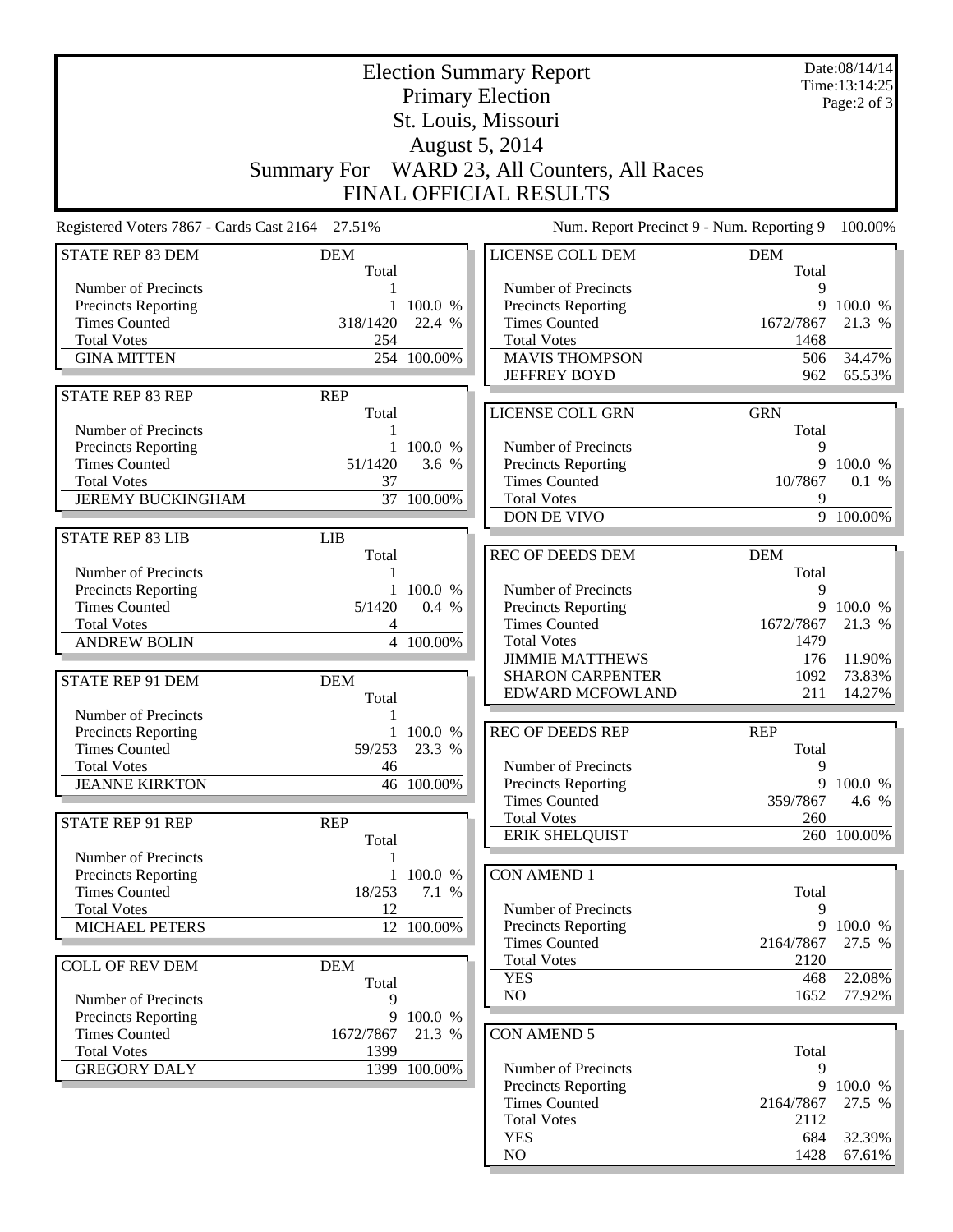# Election Summary Report

## Primary Election

## St. Louis, Missouri

## August 5, 2014

## Summary For WARD 23, All Counters, All Races

## FINAL OFFICIAL RESULTS

Date:08/14/14
Time:13:14:25

Registered Voters 7867 - Cards Cast 2164 27.51%

Num. Report Precinct 9 - Num. Reporting 9 100.00%

| STATE REP 83 DEM | DEM | |
|---|---|---|
| | Total | |
| Number of Precincts | 1 | |
| Precincts Reporting | 1 | 100.0 % |
| Times Counted | 318/1420 | 22.4 % |
| Total Votes | 254 | |
| GINA MITTEN | 254 | 100.00% |

| STATE REP 83 REP | REP | |
|---|---|---|
| | Total | |
| Number of Precincts | 1 | |
| Precincts Reporting | 1 | 100.0 % |
| Times Counted | 51/1420 | 3.6 % |
| Total Votes | 37 | |
| JEREMY BUCKINGHAM | 37 | 100.00% |

| STATE REP 83 LIB | LIB | |
|---|---|---|
| | Total | |
| Number of Precincts | 1 | |
| Precincts Reporting | 1 | 100.0 % |
| Times Counted | 5/1420 | 0.4 % |
| Total Votes | 4 | |
| ANDREW BOLIN | 4 | 100.00% |

| STATE REP 91 DEM | DEM | |
|---|---|---|
| | Total | |
| Number of Precincts | 1 | |
| Precincts Reporting | 1 | 100.0 % |
| Times Counted | 59/253 | 23.3 % |
| Total Votes | 46 | |
| JEANNE KIRKTON | 46 | 100.00% |

| STATE REP 91 REP | REP | |
|---|---|---|
| | Total | |
| Number of Precincts | 1 | |
| Precincts Reporting | 1 | 100.0 % |
| Times Counted | 18/253 | 7.1 % |
| Total Votes | 12 | |
| MICHAEL PETERS | 12 | 100.00% |

| COLL OF REV DEM | DEM | |
|---|---|---|
| | Total | |
| Number of Precincts | 9 | |
| Precincts Reporting | 9 | 100.0 % |
| Times Counted | 1672/7867 | 21.3 % |
| Total Votes | 1399 | |
| GREGORY DALY | 1399 | 100.00% |

| LICENSE COLL DEM | DEM | |
|---|---|---|
| | Total | |
| Number of Precincts | 9 | |
| Precincts Reporting | 9 | 100.0 % |
| Times Counted | 1672/7867 | 21.3 % |
| Total Votes | 1468 | |
| MAVIS THOMPSON | 506 | 34.47% |
| JEFFREY BOYD | 962 | 65.53% |

| LICENSE COLL GRN | GRN | |
|---|---|---|
| | Total | |
| Number of Precincts | 9 | |
| Precincts Reporting | 9 | 100.0 % |
| Times Counted | 10/7867 | 0.1 % |
| Total Votes | 9 | |
| DON DE VIVO | 9 | 100.00% |

| REC OF DEEDS DEM | DEM | |
|---|---|---|
| | Total | |
| Number of Precincts | 9 | |
| Precincts Reporting | 9 | 100.0 % |
| Times Counted | 1672/7867 | 21.3 % |
| Total Votes | 1479 | |
| JIMMIE MATTHEWS | 176 | 11.90% |
| SHARON CARPENTER | 1092 | 73.83% |
| EDWARD MCFOWLAND | 211 | 14.27% |

| REC OF DEEDS REP | REP | |
|---|---|---|
| | Total | |
| Number of Precincts | 9 | |
| Precincts Reporting | 9 | 100.0 % |
| Times Counted | 359/7867 | 4.6 % |
| Total Votes | 260 | |
| ERIK SHELQUIST | 260 | 100.00% |

| CON AMEND 1 | | |
|---|---|---|
| | Total | |
| Number of Precincts | 9 | |
| Precincts Reporting | 9 | 100.0 % |
| Times Counted | 2164/7867 | 27.5 % |
| Total Votes | 2120 | |
| YES | 468 | 22.08% |
| NO | 1652 | 77.92% |

| CON AMEND 5 | | |
|---|---|---|
| | Total | |
| Number of Precincts | 9 | |
| Precincts Reporting | 9 | 100.0 % |
| Times Counted | 2164/7867 | 27.5 % |
| Total Votes | 2112 | |
| YES | 684 | 32.39% |
| NO | 1428 | 67.61% |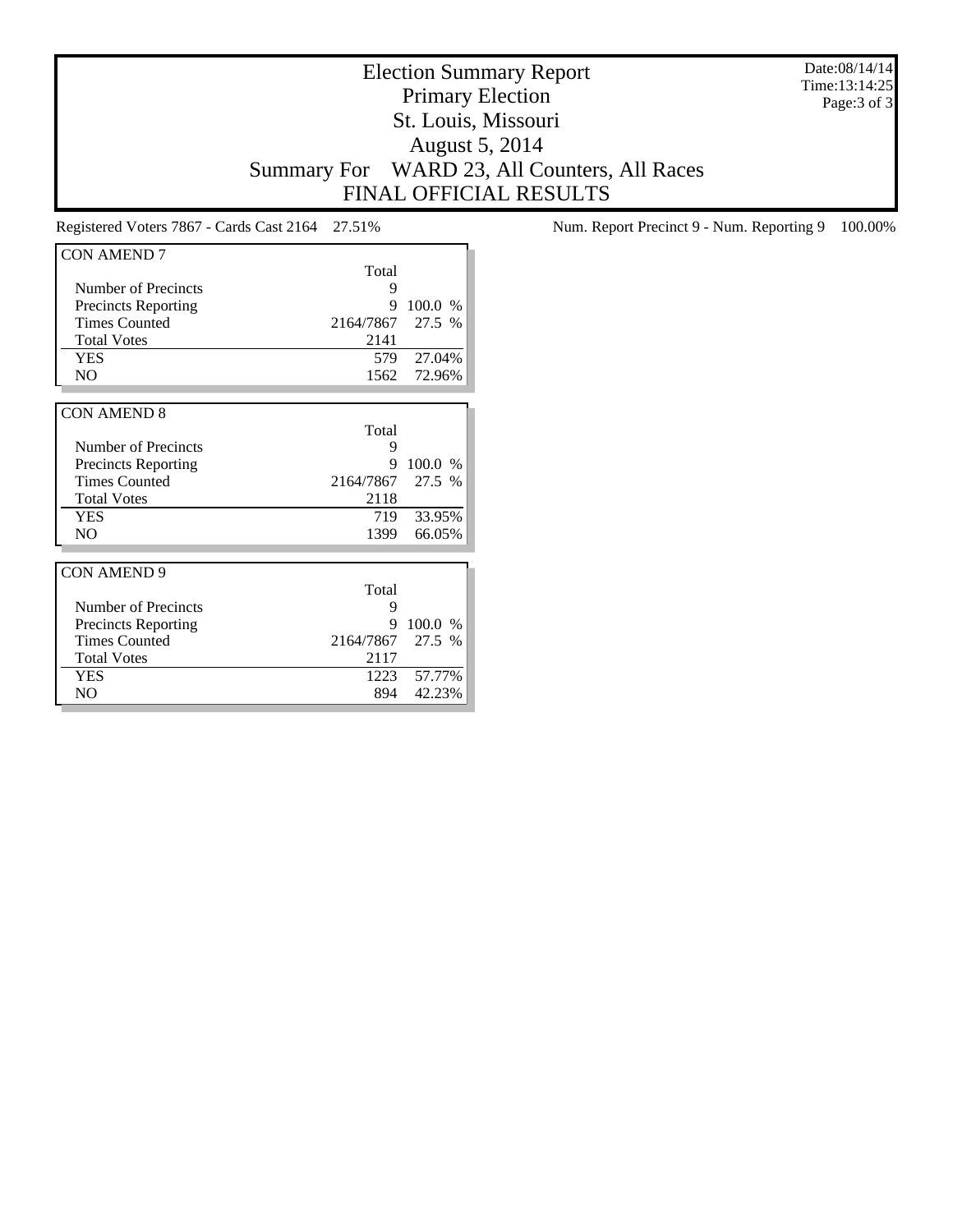# Election Summary Report

Primary Election

St. Louis, Missouri

August 5, 2014

Summary For WARD 23, All Counters, All Races

FINAL OFFICIAL RESULTS

Date:08/14/14
Time:13:14:25

Registered Voters 7867 - Cards Cast 2164 27.51%

Num. Report Precinct 9 - Num. Reporting 9 100.00%

| CON AMEND 7 | Total | |
|---|---|---|
| Number of Precincts | 9 | |
| Precincts Reporting | 9 | 100.0 % |
| Times Counted | 2164/7867 | 27.5 % |
| Total Votes | 2141 | |
| YES | 579 | 27.04% |
| NO | 1562 | 72.96% |

| CON AMEND 8 | Total | |
|---|---|---|
| Number of Precincts | 9 | |
| Precincts Reporting | 9 | 100.0 % |
| Times Counted | 2164/7867 | 27.5 % |
| Total Votes | 2118 | |
| YES | 719 | 33.95% |
| NO | 1399 | 66.05% |

| CON AMEND 9 | Total | |
|---|---|---|
| Number of Precincts | 9 | |
| Precincts Reporting | 9 | 100.0 % |
| Times Counted | 2164/7867 | 27.5 % |
| Total Votes | 2117 | |
| YES | 1223 | 57.77% |
| NO | 894 | 42.23% |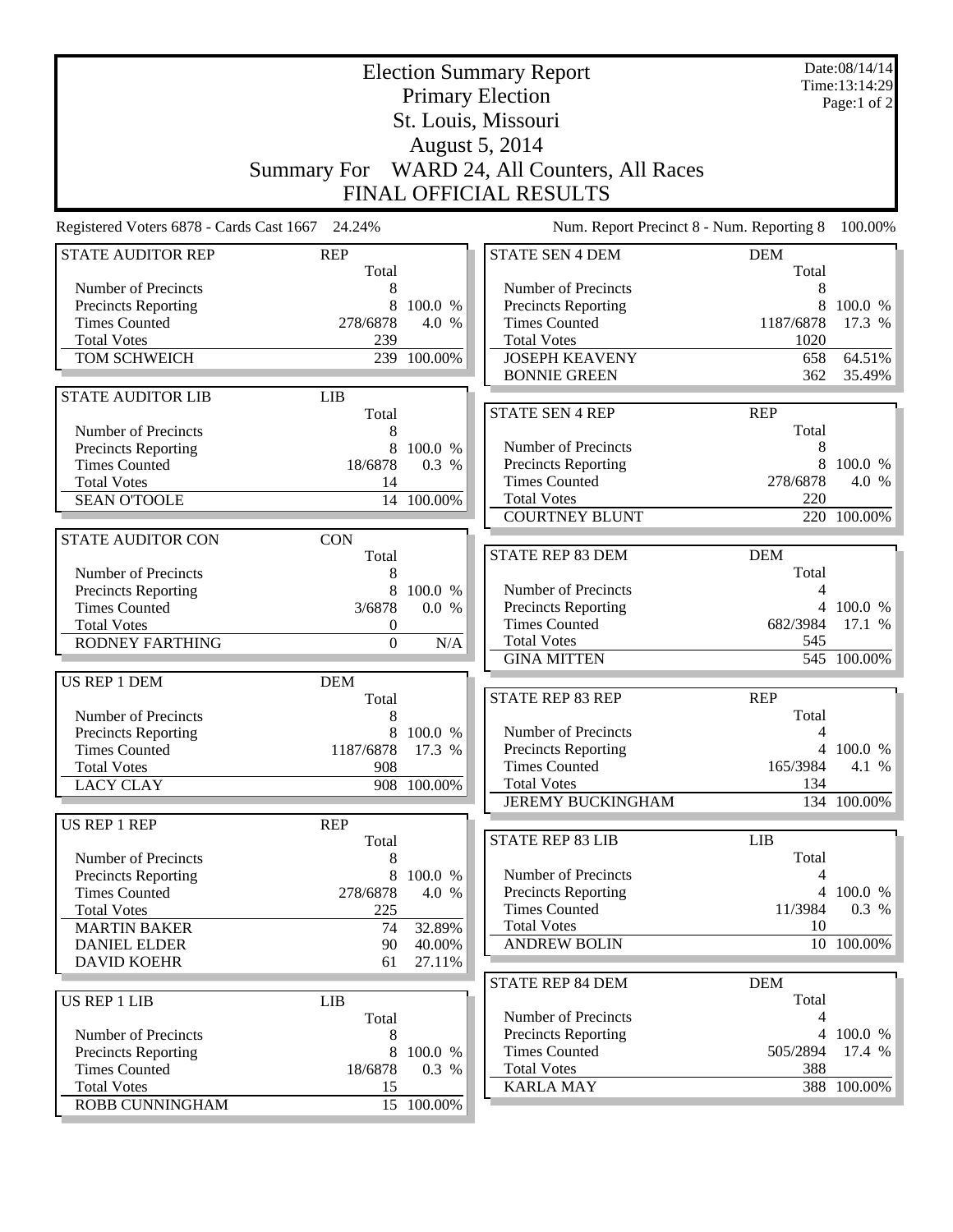# Election Summary Report

Primary Election
St. Louis, Missouri
August 5, 2014

Summary For WARD 24, All Counters, All Races

FINAL OFFICIAL RESULTS

Date:08/14/14
Time:13:14:29

Registered Voters 6878 - Cards Cast 1667 24.24%

Num. Report Precinct 8 - Num. Reporting 8 100.00%

| STATE AUDITOR REP | REP | |
|---|---|---|
| | Total | |
| Number of Precincts | 8 | |
| Precincts Reporting | 8 | 100.0 % |
| Times Counted | 278/6878 | 4.0 % |
| Total Votes | 239 | |
| TOM SCHWEICH | 239 | 100.00% |

| STATE AUDITOR LIB | LIB | |
|---|---|---|
| | Total | |
| Number of Precincts | 8 | |
| Precincts Reporting | 8 | 100.0 % |
| Times Counted | 18/6878 | 0.3 % |
| Total Votes | 14 | |
| SEAN O'TOOLE | 14 | 100.00% |

| STATE AUDITOR CON | CON | |
|---|---|---|
| | Total | |
| Number of Precincts | 8 | |
| Precincts Reporting | 8 | 100.0 % |
| Times Counted | 3/6878 | 0.0 % |
| Total Votes | 0 | |
| RODNEY FARTHING | 0 | N/A |

| US REP 1 DEM | DEM | |
|---|---|---|
| | Total | |
| Number of Precincts | 8 | |
| Precincts Reporting | 8 | 100.0 % |
| Times Counted | 1187/6878 | 17.3 % |
| Total Votes | 908 | |
| LACY CLAY | 908 | 100.00% |

| US REP 1 REP | REP | |
|---|---|---|
| | Total | |
| Number of Precincts | 8 | |
| Precincts Reporting | 8 | 100.0 % |
| Times Counted | 278/6878 | 4.0 % |
| Total Votes | 225 | |
| MARTIN BAKER | 74 | 32.89% |
| DANIEL ELDER | 90 | 40.00% |
| DAVID KOEHR | 61 | 27.11% |

| US REP 1 LIB | LIB | |
|---|---|---|
| | Total | |
| Number of Precincts | 8 | |
| Precincts Reporting | 8 | 100.0 % |
| Times Counted | 18/6878 | 0.3 % |
| Total Votes | 15 | |
| ROBB CUNNINGHAM | 15 | 100.00% |

| STATE SEN 4 DEM | DEM | |
|---|---|---|
| | Total | |
| Number of Precincts | 8 | |
| Precincts Reporting | 8 | 100.0 % |
| Times Counted | 1187/6878 | 17.3 % |
| Total Votes | 1020 | |
| JOSEPH KEAVENY | 658 | 64.51% |
| BONNIE GREEN | 362 | 35.49% |

| STATE SEN 4 REP | REP | |
|---|---|---|
| | Total | |
| Number of Precincts | 8 | |
| Precincts Reporting | 8 | 100.0 % |
| Times Counted | 278/6878 | 4.0 % |
| Total Votes | 220 | |
| COURTNEY BLUNT | 220 | 100.00% |

| STATE REP 83 DEM | DEM | |
|---|---|---|
| | Total | |
| Number of Precincts | 4 | |
| Precincts Reporting | 4 | 100.0 % |
| Times Counted | 682/3984 | 17.1 % |
| Total Votes | 545 | |
| GINA MITTEN | 545 | 100.00% |

| STATE REP 83 REP | REP | |
|---|---|---|
| | Total | |
| Number of Precincts | 4 | |
| Precincts Reporting | 4 | 100.0 % |
| Times Counted | 165/3984 | 4.1 % |
| Total Votes | 134 | |
| JEREMY BUCKINGHAM | 134 | 100.00% |

| STATE REP 83 LIB | LIB | |
|---|---|---|
| | Total | |
| Number of Precincts | 4 | |
| Precincts Reporting | 4 | 100.0 % |
| Times Counted | 11/3984 | 0.3 % |
| Total Votes | 10 | |
| ANDREW BOLIN | 10 | 100.00% |

| STATE REP 84 DEM | DEM | |
|---|---|---|
| | Total | |
| Number of Precincts | 4 | |
| Precincts Reporting | 4 | 100.0 % |
| Times Counted | 505/2894 | 17.4 % |
| Total Votes | 388 | |
| KARLA MAY | 388 | 100.00% |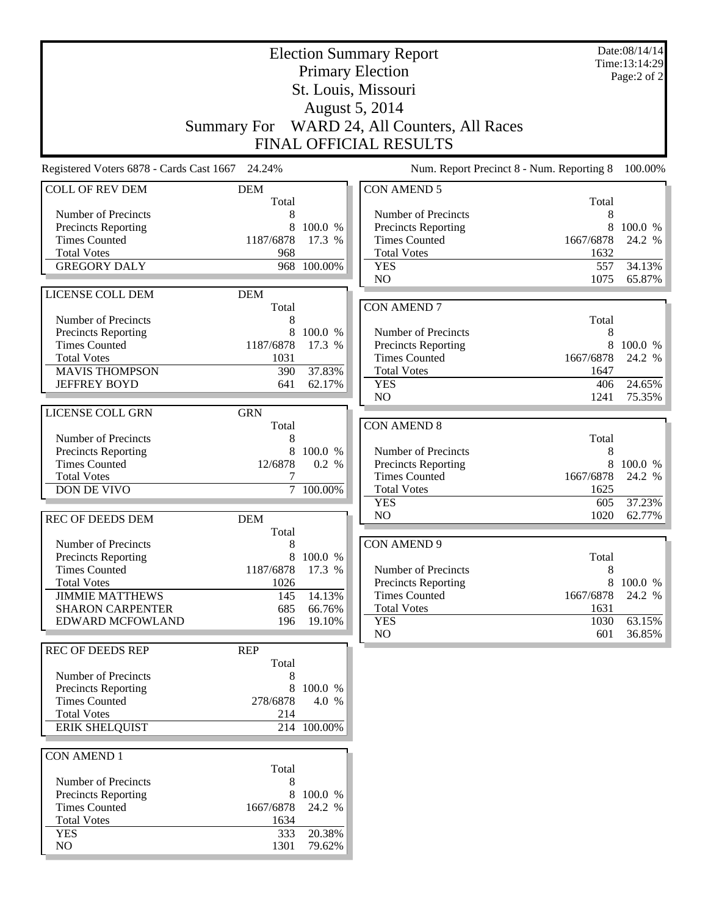# Election Summary Report

Primary Election
St. Louis, Missouri
August 5, 2014
Summary For WARD 24, All Counters, All Races
FINAL OFFICIAL RESULTS

Date:08/14/14
Time:13:14:29

Registered Voters 6878 - Cards Cast 1667 24.24%

Num. Report Precinct 8 - Num. Reporting 8 100.00%

## COLL OF REV DEM

| | DEM Total | |
|---|---|---|
| Number of Precincts | 8 | |
| Precincts Reporting | 8 | 100.0 % |
| Times Counted | 1187/6878 | 17.3 % |
| Total Votes | 968 | |
| GREGORY DALY | 968 | 100.00% |

## LICENSE COLL DEM

| | DEM Total | |
|---|---|---|
| Number of Precincts | 8 | |
| Precincts Reporting | 8 | 100.0 % |
| Times Counted | 1187/6878 | 17.3 % |
| Total Votes | 1031 | |
| MAVIS THOMPSON | 390 | 37.83% |
| JEFFREY BOYD | 641 | 62.17% |

## LICENSE COLL GRN

| | GRN Total | |
|---|---|---|
| Number of Precincts | 8 | |
| Precincts Reporting | 8 | 100.0 % |
| Times Counted | 12/6878 | 0.2 % |
| Total Votes | 7 | |
| DON DE VIVO | 7 | 100.00% |

## REC OF DEEDS DEM

| | DEM Total | |
|---|---|---|
| Number of Precincts | 8 | |
| Precincts Reporting | 8 | 100.0 % |
| Times Counted | 1187/6878 | 17.3 % |
| Total Votes | 1026 | |
| JIMMIE MATTHEWS | 145 | 14.13% |
| SHARON CARPENTER | 685 | 66.76% |
| EDWARD MCFOWLAND | 196 | 19.10% |

## REC OF DEEDS REP

| | REP Total | |
|---|---|---|
| Number of Precincts | 8 | |
| Precincts Reporting | 8 | 100.0 % |
| Times Counted | 278/6878 | 4.0 % |
| Total Votes | 214 | |
| ERIK SHELQUIST | 214 | 100.00% |

## CON AMEND 1

| | Total | |
|---|---|---|
| Number of Precincts | 8 | |
| Precincts Reporting | 8 | 100.0 % |
| Times Counted | 1667/6878 | 24.2 % |
| Total Votes | 1634 | |
| YES | 333 | 20.38% |
| NO | 1301 | 79.62% |

## CON AMEND 5

| | Total | |
|---|---|---|
| Number of Precincts | 8 | |
| Precincts Reporting | 8 | 100.0 % |
| Times Counted | 1667/6878 | 24.2 % |
| Total Votes | 1632 | |
| YES | 557 | 34.13% |
| NO | 1075 | 65.87% |

## CON AMEND 7

| | Total | |
|---|---|---|
| Number of Precincts | 8 | |
| Precincts Reporting | 8 | 100.0 % |
| Times Counted | 1667/6878 | 24.2 % |
| Total Votes | 1647 | |
| YES | 406 | 24.65% |
| NO | 1241 | 75.35% |

## CON AMEND 8

| | Total | |
|---|---|---|
| Number of Precincts | 8 | |
| Precincts Reporting | 8 | 100.0 % |
| Times Counted | 1667/6878 | 24.2 % |
| Total Votes | 1625 | |
| YES | 605 | 37.23% |
| NO | 1020 | 62.77% |

## CON AMEND 9

| | Total | |
|---|---|---|
| Number of Precincts | 8 | |
| Precincts Reporting | 8 | 100.0 % |
| Times Counted | 1667/6878 | 24.2 % |
| Total Votes | 1631 | |
| YES | 1030 | 63.15% |
| NO | 601 | 36.85% |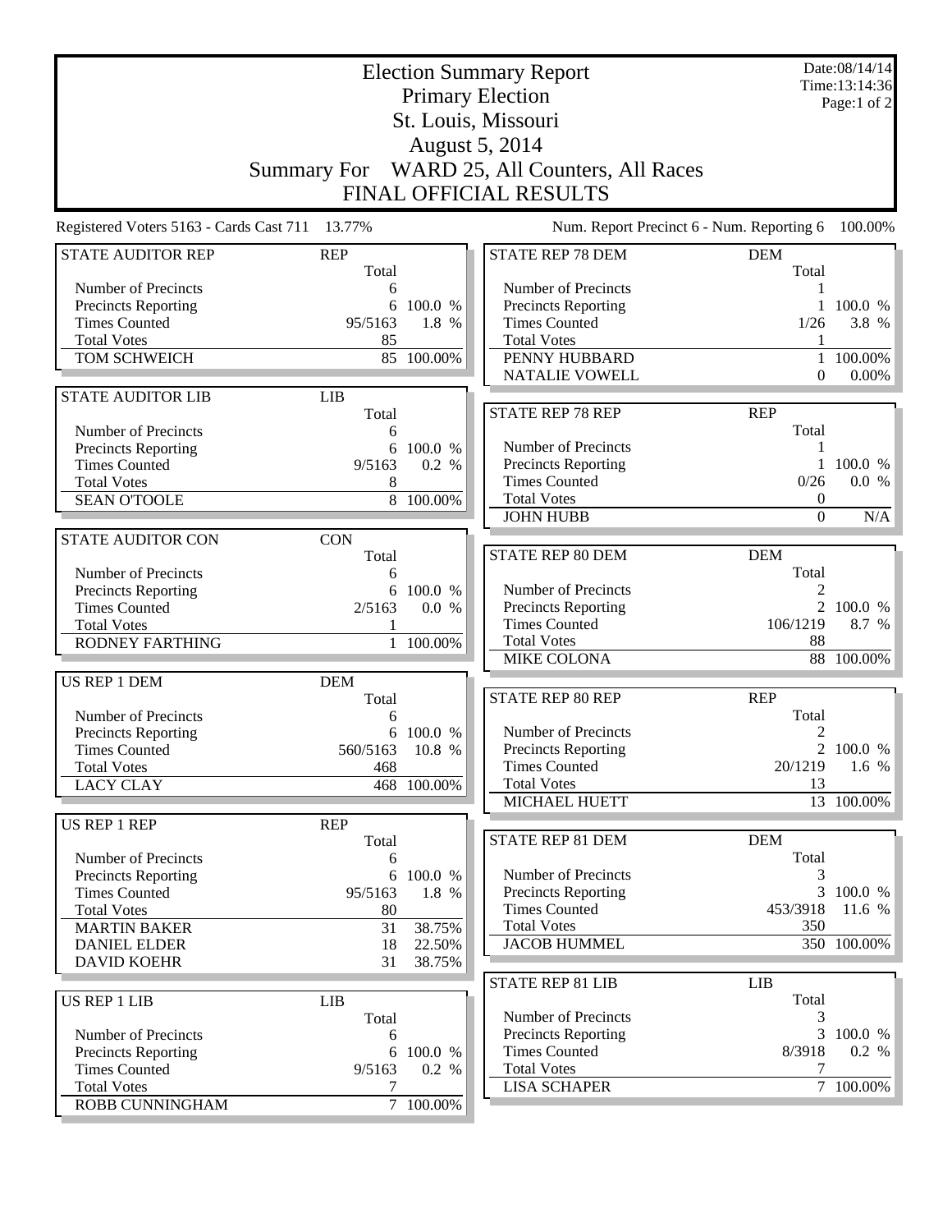# Election Summary Report

## Primary Election

## St. Louis, Missouri

## August 5, 2014

## Summary For WARD 25, All Counters, All Races

## FINAL OFFICIAL RESULTS

Date:08/14/14
Time:13:14:36

Registered Voters 5163 - Cards Cast 711 13.77%

Num. Report Precinct 6 - Num. Reporting 6 100.00%

| STATE AUDITOR REP | REP | |
|---|---|---|
| | Total | |
| Number of Precincts | 6 | |
| Precincts Reporting | 6 | 100.0 % |
| Times Counted | 95/5163 | 1.8 % |
| Total Votes | 85 | |
| TOM SCHWEICH | 85 | 100.00% |

| STATE AUDITOR LIB | LIB | |
|---|---|---|
| | Total | |
| Number of Precincts | 6 | |
| Precincts Reporting | 6 | 100.0 % |
| Times Counted | 9/5163 | 0.2 % |
| Total Votes | 8 | |
| SEAN O'TOOLE | 8 | 100.00% |

| STATE AUDITOR CON | CON | |
|---|---|---|
| | Total | |
| Number of Precincts | 6 | |
| Precincts Reporting | 6 | 100.0 % |
| Times Counted | 2/5163 | 0.0 % |
| Total Votes | 1 | |
| RODNEY FARTHING | 1 | 100.00% |

| US REP 1 DEM | DEM | |
|---|---|---|
| | Total | |
| Number of Precincts | 6 | |
| Precincts Reporting | 6 | 100.0 % |
| Times Counted | 560/5163 | 10.8 % |
| Total Votes | 468 | |
| LACY CLAY | 468 | 100.00% |

| US REP 1 REP | REP | |
|---|---|---|
| | Total | |
| Number of Precincts | 6 | |
| Precincts Reporting | 6 | 100.0 % |
| Times Counted | 95/5163 | 1.8 % |
| Total Votes | 80 | |
| MARTIN BAKER | 31 | 38.75% |
| DANIEL ELDER | 18 | 22.50% |
| DAVID KOEHR | 31 | 38.75% |

| US REP 1 LIB | LIB | |
|---|---|---|
| | Total | |
| Number of Precincts | 6 | |
| Precincts Reporting | 6 | 100.0 % |
| Times Counted | 9/5163 | 0.2 % |
| Total Votes | 7 | |
| ROBB CUNNINGHAM | 7 | 100.00% |

| STATE REP 78 DEM | DEM | |
|---|---|---|
| | Total | |
| Number of Precincts | 1 | |
| Precincts Reporting | 1 | 100.0 % |
| Times Counted | 1/26 | 3.8 % |
| Total Votes | 1 | |
| PENNY HUBBARD | 1 | 100.00% |
| NATALIE VOWELL | 0 | 0.00% |

| STATE REP 78 REP | REP | |
|---|---|---|
| | Total | |
| Number of Precincts | 1 | |
| Precincts Reporting | 1 | 100.0 % |
| Times Counted | 0/26 | 0.0 % |
| Total Votes | 0 | |
| JOHN HUBB | 0 | N/A |

| STATE REP 80 DEM | DEM | |
|---|---|---|
| | Total | |
| Number of Precincts | 2 | |
| Precincts Reporting | 2 | 100.0 % |
| Times Counted | 106/1219 | 8.7 % |
| Total Votes | 88 | |
| MIKE COLONA | 88 | 100.00% |

| STATE REP 80 REP | REP | |
|---|---|---|
| | Total | |
| Number of Precincts | 2 | |
| Precincts Reporting | 2 | 100.0 % |
| Times Counted | 20/1219 | 1.6 % |
| Total Votes | 13 | |
| MICHAEL HUETT | 13 | 100.00% |

| STATE REP 81 DEM | DEM | |
|---|---|---|
| | Total | |
| Number of Precincts | 3 | |
| Precincts Reporting | 3 | 100.0 % |
| Times Counted | 453/3918 | 11.6 % |
| Total Votes | 350 | |
| JACOB HUMMEL | 350 | 100.00% |

| STATE REP 81 LIB | LIB | |
|---|---|---|
| | Total | |
| Number of Precincts | 3 | |
| Precincts Reporting | 3 | 100.0 % |
| Times Counted | 8/3918 | 0.2 % |
| Total Votes | 7 | |
| LISA SCHAPER | 7 | 100.00% |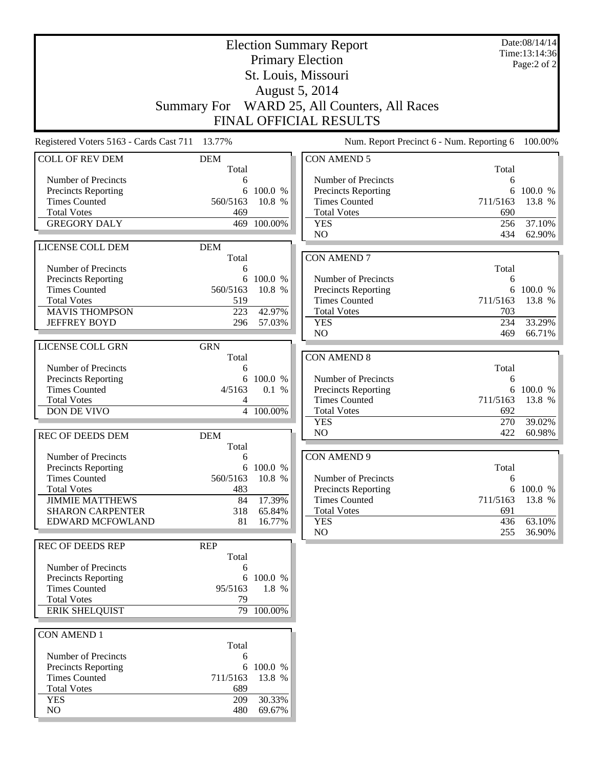# Election Summary Report

## Primary Election

## St. Louis, Missouri

## August 5, 2014

## Summary For WARD 25, All Counters, All Races

## FINAL OFFICIAL RESULTS

Date:08/14/14
Time:13:14:36
Page:2 of 2

Registered Voters 5163 - Cards Cast 711 13.77%

Num. Report Precinct 6 - Num. Reporting 6 100.00%

| COLL OF REV DEM | DEM | |
|---|---|---|
| | Total | |
| Number of Precincts | 6 | |
| Precincts Reporting | 6 | 100.0 % |
| Times Counted | 560/5163 | 10.8 % |
| Total Votes | 469 | |
| GREGORY DALY | 469 | 100.00% |

| LICENSE COLL DEM | DEM | |
|---|---|---|
| | Total | |
| Number of Precincts | 6 | |
| Precincts Reporting | 6 | 100.0 % |
| Times Counted | 560/5163 | 10.8 % |
| Total Votes | 519 | |
| MAVIS THOMPSON | 223 | 42.97% |
| JEFFREY BOYD | 296 | 57.03% |

| LICENSE COLL GRN | GRN | |
|---|---|---|
| | Total | |
| Number of Precincts | 6 | |
| Precincts Reporting | 6 | 100.0 % |
| Times Counted | 4/5163 | 0.1 % |
| Total Votes | 4 | |
| DON DE VIVO | 4 | 100.00% |

| REC OF DEEDS DEM | DEM | |
|---|---|---|
| | Total | |
| Number of Precincts | 6 | |
| Precincts Reporting | 6 | 100.0 % |
| Times Counted | 560/5163 | 10.8 % |
| Total Votes | 483 | |
| JIMMIE MATTHEWS | 84 | 17.39% |
| SHARON CARPENTER | 318 | 65.84% |
| EDWARD MCFOWLAND | 81 | 16.77% |

| REC OF DEEDS REP | REP | |
|---|---|---|
| | Total | |
| Number of Precincts | 6 | |
| Precincts Reporting | 6 | 100.0 % |
| Times Counted | 95/5163 | 1.8 % |
| Total Votes | 79 | |
| ERIK SHELQUIST | 79 | 100.00% |

| CON AMEND 1 | | |
|---|---|---|
| | Total | |
| Number of Precincts | 6 | |
| Precincts Reporting | 6 | 100.0 % |
| Times Counted | 711/5163 | 13.8 % |
| Total Votes | 689 | |
| YES | 209 | 30.33% |
| NO | 480 | 69.67% |

| CON AMEND 5 | | |
|---|---|---|
| | Total | |
| Number of Precincts | 6 | |
| Precincts Reporting | 6 | 100.0 % |
| Times Counted | 711/5163 | 13.8 % |
| Total Votes | 690 | |
| YES | 256 | 37.10% |
| NO | 434 | 62.90% |

| CON AMEND 7 | | |
|---|---|---|
| | Total | |
| Number of Precincts | 6 | |
| Precincts Reporting | 6 | 100.0 % |
| Times Counted | 711/5163 | 13.8 % |
| Total Votes | 703 | |
| YES | 234 | 33.29% |
| NO | 469 | 66.71% |

| CON AMEND 8 | | |
|---|---|---|
| | Total | |
| Number of Precincts | 6 | |
| Precincts Reporting | 6 | 100.0 % |
| Times Counted | 711/5163 | 13.8 % |
| Total Votes | 692 | |
| YES | 270 | 39.02% |
| NO | 422 | 60.98% |

| CON AMEND 9 | | |
|---|---|---|
| | Total | |
| Number of Precincts | 6 | |
| Precincts Reporting | 6 | 100.0 % |
| Times Counted | 711/5163 | 13.8 % |
| Total Votes | 691 | |
| YES | 436 | 63.10% |
| NO | 255 | 36.90% |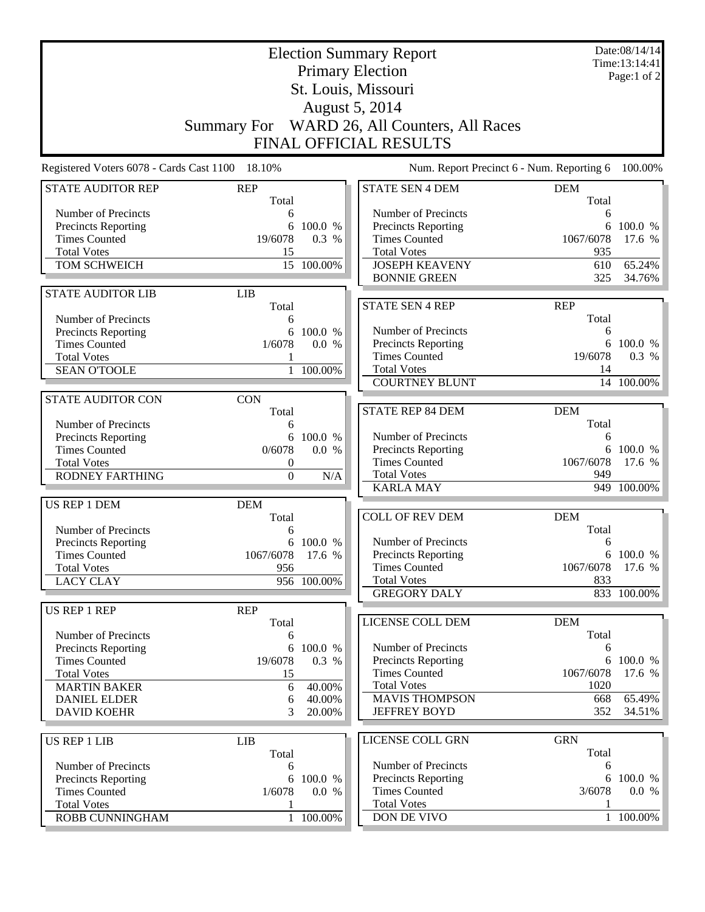# Election Summary Report

## Primary Election

## St. Louis, Missouri

## August 5, 2014

## Summary For WARD 26, All Counters, All Races

## FINAL OFFICIAL RESULTS

Date:08/14/14
Time:13:14:41

Registered Voters 6078 - Cards Cast 1100 18.10%

Num. Report Precinct 6 - Num. Reporting 6 100.00%

| STATE AUDITOR REP | REP Total | |
|---|---|---|
| Number of Precincts | 6 | |
| Precincts Reporting | 6 | 100.0 % |
| Times Counted | 19/6078 | 0.3 % |
| Total Votes | 15 | |
| TOM SCHWEICH | 15 | 100.00% |

| STATE AUDITOR LIB | LIB Total | |
|---|---|---|
| Number of Precincts | 6 | |
| Precincts Reporting | 6 | 100.0 % |
| Times Counted | 1/6078 | 0.0 % |
| Total Votes | 1 | |
| SEAN O'TOOLE | 1 | 100.00% |

| STATE AUDITOR CON | CON Total | |
|---|---|---|
| Number of Precincts | 6 | |
| Precincts Reporting | 6 | 100.0 % |
| Times Counted | 0/6078 | 0.0 % |
| Total Votes | 0 | |
| RODNEY FARTHING | 0 | N/A |

| US REP 1 DEM | DEM Total | |
|---|---|---|
| Number of Precincts | 6 | |
| Precincts Reporting | 6 | 100.0 % |
| Times Counted | 1067/6078 | 17.6 % |
| Total Votes | 956 | |
| LACY CLAY | 956 | 100.00% |

| US REP 1 REP | REP Total | |
|---|---|---|
| Number of Precincts | 6 | |
| Precincts Reporting | 6 | 100.0 % |
| Times Counted | 19/6078 | 0.3 % |
| Total Votes | 15 | |
| MARTIN BAKER | 6 | 40.00% |
| DANIEL ELDER | 6 | 40.00% |
| DAVID KOEHR | 3 | 20.00% |

| US REP 1 LIB | LIB Total | |
|---|---|---|
| Number of Precincts | 6 | |
| Precincts Reporting | 6 | 100.0 % |
| Times Counted | 1/6078 | 0.0 % |
| Total Votes | 1 | |
| ROBB CUNNINGHAM | 1 | 100.00% |

| STATE SEN 4 DEM | DEM Total | |
|---|---|---|
| Number of Precincts | 6 | |
| Precincts Reporting | 6 | 100.0 % |
| Times Counted | 1067/6078 | 17.6 % |
| Total Votes | 935 | |
| JOSEPH KEAVENY | 610 | 65.24% |
| BONNIE GREEN | 325 | 34.76% |

| STATE SEN 4 REP | REP Total | |
|---|---|---|
| Number of Precincts | 6 | |
| Precincts Reporting | 6 | 100.0 % |
| Times Counted | 19/6078 | 0.3 % |
| Total Votes | 14 | |
| COURTNEY BLUNT | 14 | 100.00% |

| STATE REP 84 DEM | DEM Total | |
|---|---|---|
| Number of Precincts | 6 | |
| Precincts Reporting | 6 | 100.0 % |
| Times Counted | 1067/6078 | 17.6 % |
| Total Votes | 949 | |
| KARLA MAY | 949 | 100.00% |

| COLL OF REV DEM | DEM Total | |
|---|---|---|
| Number of Precincts | 6 | |
| Precincts Reporting | 6 | 100.0 % |
| Times Counted | 1067/6078 | 17.6 % |
| Total Votes | 833 | |
| GREGORY DALY | 833 | 100.00% |

| LICENSE COLL DEM | DEM Total | |
|---|---|---|
| Number of Precincts | 6 | |
| Precincts Reporting | 6 | 100.0 % |
| Times Counted | 1067/6078 | 17.6 % |
| Total Votes | 1020 | |
| MAVIS THOMPSON | 668 | 65.49% |
| JEFFREY BOYD | 352 | 34.51% |

| LICENSE COLL GRN | GRN Total | |
|---|---|---|
| Number of Precincts | 6 | |
| Precincts Reporting | 6 | 100.0 % |
| Times Counted | 3/6078 | 0.0 % |
| Total Votes | 1 | |
| DON DE VIVO | 1 | 100.00% |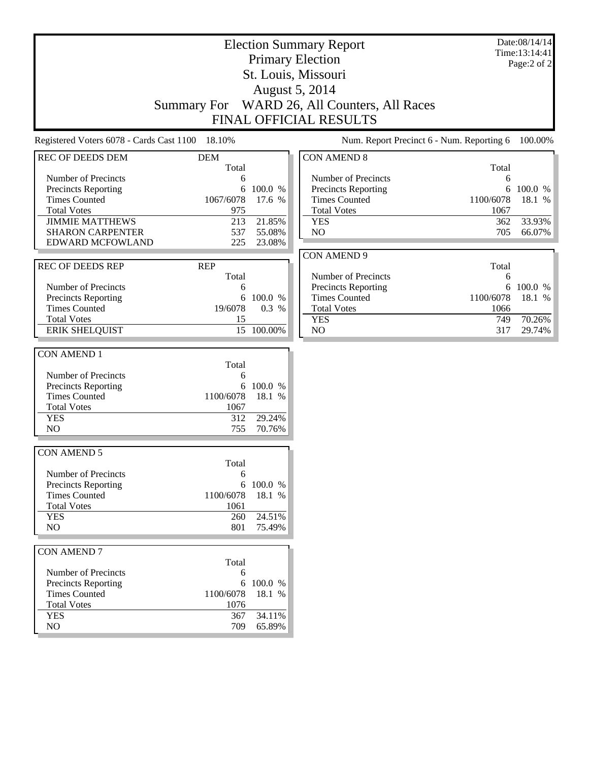# Election Summary Report

## Primary Election

## St. Louis, Missouri

## August 5, 2014

## Summary For WARD 26, All Counters, All Races

## FINAL OFFICIAL RESULTS

Date:08/14/14
Time:13:14:41
Page:2 of 2

Registered Voters 6078 - Cards Cast 1100 18.10%

Num. Report Precinct 6 - Num. Reporting 6 100.00%

| REC OF DEEDS DEM | DEM Total | |
|---|---|---|
| Number of Precincts | 6 | |
| Precincts Reporting | 6 | 100.0 % |
| Times Counted | 1067/6078 | 17.6 % |
| Total Votes | 975 | |
| JIMMIE MATTHEWS | 213 | 21.85% |
| SHARON CARPENTER | 537 | 55.08% |
| EDWARD MCFOWLAND | 225 | 23.08% |

| REC OF DEEDS REP | REP Total | |
|---|---|---|
| Number of Precincts | 6 | |
| Precincts Reporting | 6 | 100.0 % |
| Times Counted | 19/6078 | 0.3 % |
| Total Votes | 15 | |
| ERIK SHELQUIST | 15 | 100.00% |

| CON AMEND 1 | Total | |
|---|---|---|
| Number of Precincts | 6 | |
| Precincts Reporting | 6 | 100.0 % |
| Times Counted | 1100/6078 | 18.1 % |
| Total Votes | 1067 | |
| YES | 312 | 29.24% |
| NO | 755 | 70.76% |

| CON AMEND 5 | Total | |
|---|---|---|
| Number of Precincts | 6 | |
| Precincts Reporting | 6 | 100.0 % |
| Times Counted | 1100/6078 | 18.1 % |
| Total Votes | 1061 | |
| YES | 260 | 24.51% |
| NO | 801 | 75.49% |

| CON AMEND 7 | Total | |
|---|---|---|
| Number of Precincts | 6 | |
| Precincts Reporting | 6 | 100.0 % |
| Times Counted | 1100/6078 | 18.1 % |
| Total Votes | 1076 | |
| YES | 367 | 34.11% |
| NO | 709 | 65.89% |

| CON AMEND 8 | Total | |
|---|---|---|
| Number of Precincts | 6 | |
| Precincts Reporting | 6 | 100.0 % |
| Times Counted | 1100/6078 | 18.1 % |
| Total Votes | 1067 | |
| YES | 362 | 33.93% |
| NO | 705 | 66.07% |

| CON AMEND 9 | Total | |
|---|---|---|
| Number of Precincts | 6 | |
| Precincts Reporting | 6 | 100.0 % |
| Times Counted | 1100/6078 | 18.1 % |
| Total Votes | 1066 | |
| YES | 749 | 70.26% |
| NO | 317 | 29.74% |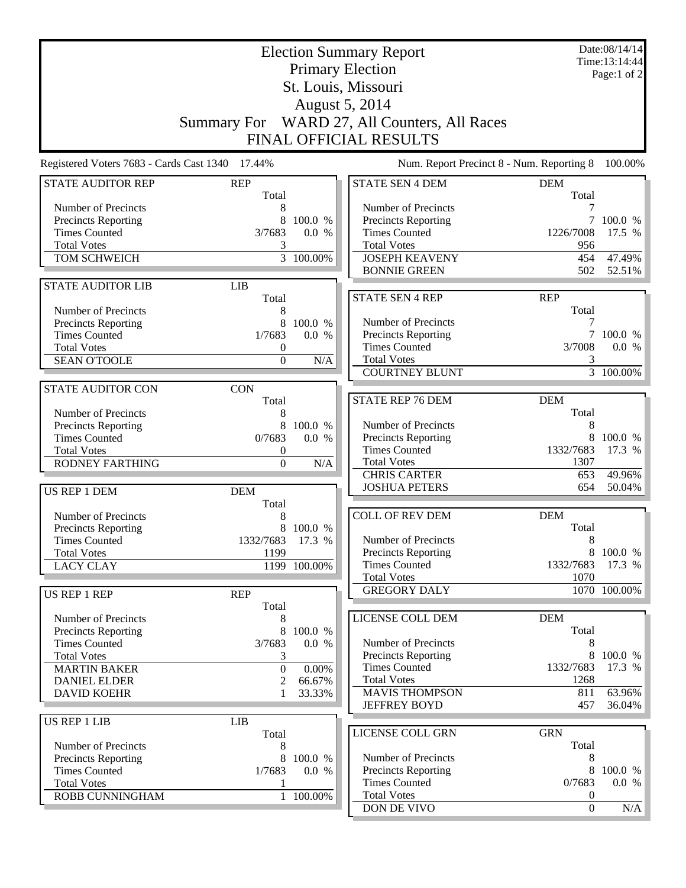# Election Summary Report

Date:08/14/14
Time:13:14:44

## Primary Election
## St. Louis, Missouri
## August 5, 2014
## Summary For WARD 27, All Counters, All Races
## FINAL OFFICIAL RESULTS

Registered Voters 7683 - Cards Cast 1340 17.44%

Num. Report Precinct 8 - Num. Reporting 8 100.00%

| STATE AUDITOR REP | REP | |
|---|---|---|
| | Total | |
| Number of Precincts | 8 | |
| Precincts Reporting | 8 | 100.0 % |
| Times Counted | 3/7683 | 0.0 % |
| Total Votes | 3 | |
| TOM SCHWEICH | 3 | 100.00% |

| STATE AUDITOR LIB | LIB | |
|---|---|---|
| | Total | |
| Number of Precincts | 8 | |
| Precincts Reporting | 8 | 100.0 % |
| Times Counted | 1/7683 | 0.0 % |
| Total Votes | 0 | |
| SEAN O'TOOLE | 0 | N/A |

| STATE AUDITOR CON | CON | |
|---|---|---|
| | Total | |
| Number of Precincts | 8 | |
| Precincts Reporting | 8 | 100.0 % |
| Times Counted | 0/7683 | 0.0 % |
| Total Votes | 0 | |
| RODNEY FARTHING | 0 | N/A |

| US REP 1 DEM | DEM | |
|---|---|---|
| | Total | |
| Number of Precincts | 8 | |
| Precincts Reporting | 8 | 100.0 % |
| Times Counted | 1332/7683 | 17.3 % |
| Total Votes | 1199 | |
| LACY CLAY | 1199 | 100.00% |

| US REP 1 REP | REP | |
|---|---|---|
| | Total | |
| Number of Precincts | 8 | |
| Precincts Reporting | 8 | 100.0 % |
| Times Counted | 3/7683 | 0.0 % |
| Total Votes | 3 | |
| MARTIN BAKER | 0 | 0.00% |
| DANIEL ELDER | 2 | 66.67% |
| DAVID KOEHR | 1 | 33.33% |

| US REP 1 LIB | LIB | |
|---|---|---|
| | Total | |
| Number of Precincts | 8 | |
| Precincts Reporting | 8 | 100.0 % |
| Times Counted | 1/7683 | 0.0 % |
| Total Votes | 1 | |
| ROBB CUNNINGHAM | 1 | 100.00% |

| STATE SEN 4 DEM | DEM | |
|---|---|---|
| | Total | |
| Number of Precincts | 7 | |
| Precincts Reporting | 7 | 100.0 % |
| Times Counted | 1226/7008 | 17.5 % |
| Total Votes | 956 | |
| JOSEPH KEAVENY | 454 | 47.49% |
| BONNIE GREEN | 502 | 52.51% |

| STATE SEN 4 REP | REP | |
|---|---|---|
| | Total | |
| Number of Precincts | 7 | |
| Precincts Reporting | 7 | 100.0 % |
| Times Counted | 3/7008 | 0.0 % |
| Total Votes | 3 | |
| COURTNEY BLUNT | 3 | 100.00% |

| STATE REP 76 DEM | DEM | |
|---|---|---|
| | Total | |
| Number of Precincts | 8 | |
| Precincts Reporting | 8 | 100.0 % |
| Times Counted | 1332/7683 | 17.3 % |
| Total Votes | 1307 | |
| CHRIS CARTER | 653 | 49.96% |
| JOSHUA PETERS | 654 | 50.04% |

| COLL OF REV DEM | DEM | |
|---|---|---|
| | Total | |
| Number of Precincts | 8 | |
| Precincts Reporting | 8 | 100.0 % |
| Times Counted | 1332/7683 | 17.3 % |
| Total Votes | 1070 | |
| GREGORY DALY | 1070 | 100.00% |

| LICENSE COLL DEM | DEM | |
|---|---|---|
| | Total | |
| Number of Precincts | 8 | |
| Precincts Reporting | 8 | 100.0 % |
| Times Counted | 1332/7683 | 17.3 % |
| Total Votes | 1268 | |
| MAVIS THOMPSON | 811 | 63.96% |
| JEFFREY BOYD | 457 | 36.04% |

| LICENSE COLL GRN | GRN | |
|---|---|---|
| | Total | |
| Number of Precincts | 8 | |
| Precincts Reporting | 8 | 100.0 % |
| Times Counted | 0/7683 | 0.0 % |
| Total Votes | 0 | |
| DON DE VIVO | 0 | N/A |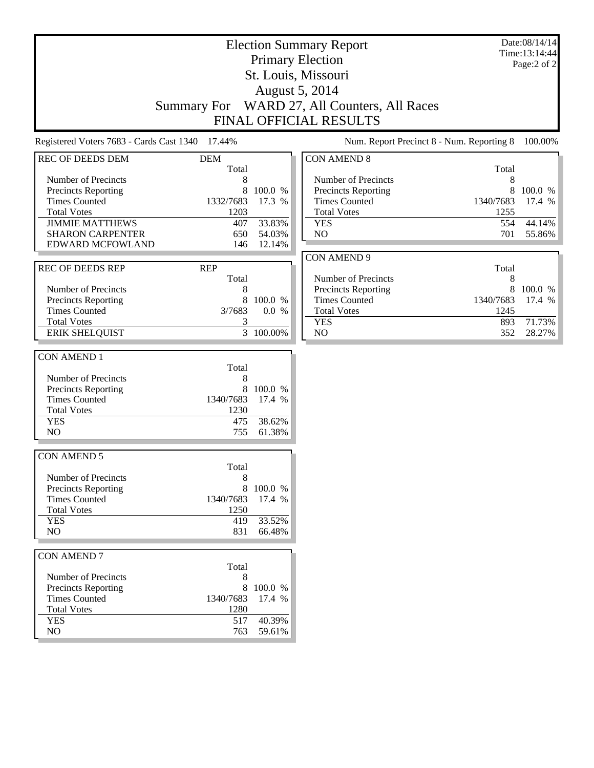# Election Summary Report

Primary Election

St. Louis, Missouri

August 5, 2014

Summary For WARD 27, All Counters, All Races

FINAL OFFICIAL RESULTS

Date:08/14/14
Time:13:14:44

Registered Voters 7683 - Cards Cast 1340 17.44%

Num. Report Precinct 8 - Num. Reporting 8 100.00%

| REC OF DEEDS DEM | DEM | |
|---|---|---|
| | Total | |
| Number of Precincts | 8 | |
| Precincts Reporting | 8 | 100.0 % |
| Times Counted | 1332/7683 | 17.3 % |
| Total Votes | 1203 | |
| JIMMIE MATTHEWS | 407 | 33.83% |
| SHARON CARPENTER | 650 | 54.03% |
| EDWARD MCFOWLAND | 146 | 12.14% |

| REC OF DEEDS REP | REP | |
|---|---|---|
| | Total | |
| Number of Precincts | 8 | |
| Precincts Reporting | 8 | 100.0 % |
| Times Counted | 3/7683 | 0.0 % |
| Total Votes | 3 | |
| ERIK SHELQUIST | 3 | 100.00% |

| CON AMEND 1 | | |
|---|---|---|
| | Total | |
| Number of Precincts | 8 | |
| Precincts Reporting | 8 | 100.0 % |
| Times Counted | 1340/7683 | 17.4 % |
| Total Votes | 1230 | |
| YES | 475 | 38.62% |
| NO | 755 | 61.38% |

| CON AMEND 5 | | |
|---|---|---|
| | Total | |
| Number of Precincts | 8 | |
| Precincts Reporting | 8 | 100.0 % |
| Times Counted | 1340/7683 | 17.4 % |
| Total Votes | 1250 | |
| YES | 419 | 33.52% |
| NO | 831 | 66.48% |

| CON AMEND 7 | | |
|---|---|---|
| | Total | |
| Number of Precincts | 8 | |
| Precincts Reporting | 8 | 100.0 % |
| Times Counted | 1340/7683 | 17.4 % |
| Total Votes | 1280 | |
| YES | 517 | 40.39% |
| NO | 763 | 59.61% |

| CON AMEND 8 | | |
|---|---|---|
| | Total | |
| Number of Precincts | 8 | |
| Precincts Reporting | 8 | 100.0 % |
| Times Counted | 1340/7683 | 17.4 % |
| Total Votes | 1255 | |
| YES | 554 | 44.14% |
| NO | 701 | 55.86% |

| CON AMEND 9 | | |
|---|---|---|
| | Total | |
| Number of Precincts | 8 | |
| Precincts Reporting | 8 | 100.0 % |
| Times Counted | 1340/7683 | 17.4 % |
| Total Votes | 1245 | |
| YES | 893 | 71.73% |
| NO | 352 | 28.27% |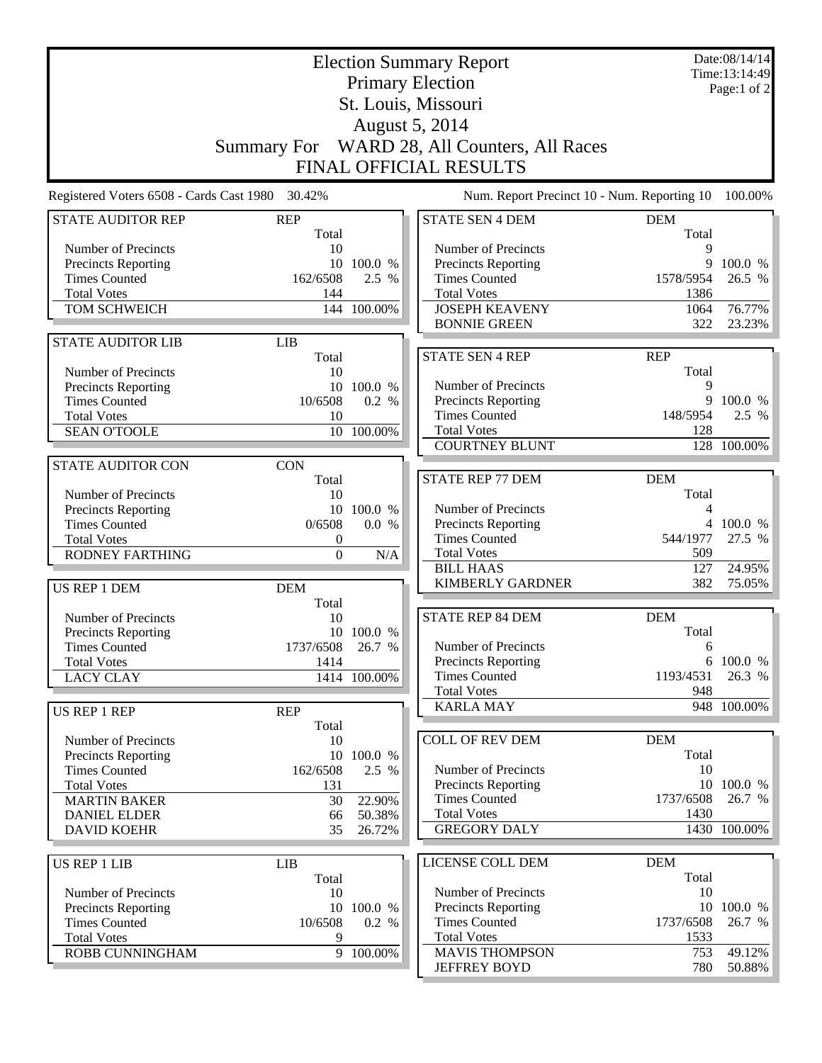# Election Summary Report

## Primary Election

## St. Louis, Missouri

## August 5, 2014

## Summary For WARD 28, All Counters, All Races

## FINAL OFFICIAL RESULTS

Date:08/14/14
Time:13:14:49

Registered Voters 6508 - Cards Cast 1980 30.42%

Num. Report Precinct 10 - Num. Reporting 10 100.00%

| STATE AUDITOR REP | REP | |
|---|---|---|
| | Total | |
| Number of Precincts | 10 | |
| Precincts Reporting | 10 | 100.0 % |
| Times Counted | 162/6508 | 2.5 % |
| Total Votes | 144 | |
| TOM SCHWEICH | 144 | 100.00% |

| STATE AUDITOR LIB | LIB | |
|---|---|---|
| | Total | |
| Number of Precincts | 10 | |
| Precincts Reporting | 10 | 100.0 % |
| Times Counted | 10/6508 | 0.2 % |
| Total Votes | 10 | |
| SEAN O'TOOLE | 10 | 100.00% |

| STATE AUDITOR CON | CON | |
|---|---|---|
| | Total | |
| Number of Precincts | 10 | |
| Precincts Reporting | 10 | 100.0 % |
| Times Counted | 0/6508 | 0.0 % |
| Total Votes | 0 | |
| RODNEY FARTHING | 0 | N/A |

| US REP 1 DEM | DEM | |
|---|---|---|
| | Total | |
| Number of Precincts | 10 | |
| Precincts Reporting | 10 | 100.0 % |
| Times Counted | 1737/6508 | 26.7 % |
| Total Votes | 1414 | |
| LACY CLAY | 1414 | 100.00% |

| US REP 1 REP | REP | |
|---|---|---|
| | Total | |
| Number of Precincts | 10 | |
| Precincts Reporting | 10 | 100.0 % |
| Times Counted | 162/6508 | 2.5 % |
| Total Votes | 131 | |
| MARTIN BAKER | 30 | 22.90% |
| DANIEL ELDER | 66 | 50.38% |
| DAVID KOEHR | 35 | 26.72% |

| US REP 1 LIB | LIB | |
|---|---|---|
| | Total | |
| Number of Precincts | 10 | |
| Precincts Reporting | 10 | 100.0 % |
| Times Counted | 10/6508 | 0.2 % |
| Total Votes | 9 | |
| ROBB CUNNINGHAM | 9 | 100.00% |

| STATE SEN 4 DEM | DEM | |
|---|---|---|
| | Total | |
| Number of Precincts | 9 | |
| Precincts Reporting | 9 | 100.0 % |
| Times Counted | 1578/5954 | 26.5 % |
| Total Votes | 1386 | |
| JOSEPH KEAVENY | 1064 | 76.77% |
| BONNIE GREEN | 322 | 23.23% |

| STATE SEN 4 REP | REP | |
|---|---|---|
| | Total | |
| Number of Precincts | 9 | |
| Precincts Reporting | 9 | 100.0 % |
| Times Counted | 148/5954 | 2.5 % |
| Total Votes | 128 | |
| COURTNEY BLUNT | 128 | 100.00% |

| STATE REP 77 DEM | DEM | |
|---|---|---|
| | Total | |
| Number of Precincts | 4 | |
| Precincts Reporting | 4 | 100.0 % |
| Times Counted | 544/1977 | 27.5 % |
| Total Votes | 509 | |
| BILL HAAS | 127 | 24.95% |
| KIMBERLY GARDNER | 382 | 75.05% |

| STATE REP 84 DEM | DEM | |
|---|---|---|
| | Total | |
| Number of Precincts | 6 | |
| Precincts Reporting | 6 | 100.0 % |
| Times Counted | 1193/4531 | 26.3 % |
| Total Votes | 948 | |
| KARLA MAY | 948 | 100.00% |

| COLL OF REV DEM | DEM | |
|---|---|---|
| | Total | |
| Number of Precincts | 10 | |
| Precincts Reporting | 10 | 100.0 % |
| Times Counted | 1737/6508 | 26.7 % |
| Total Votes | 1430 | |
| GREGORY DALY | 1430 | 100.00% |

| LICENSE COLL DEM | DEM | |
|---|---|---|
| | Total | |
| Number of Precincts | 10 | |
| Precincts Reporting | 10 | 100.0 % |
| Times Counted | 1737/6508 | 26.7 % |
| Total Votes | 1533 | |
| MAVIS THOMPSON | 753 | 49.12% |
| JEFFREY BOYD | 780 | 50.88% |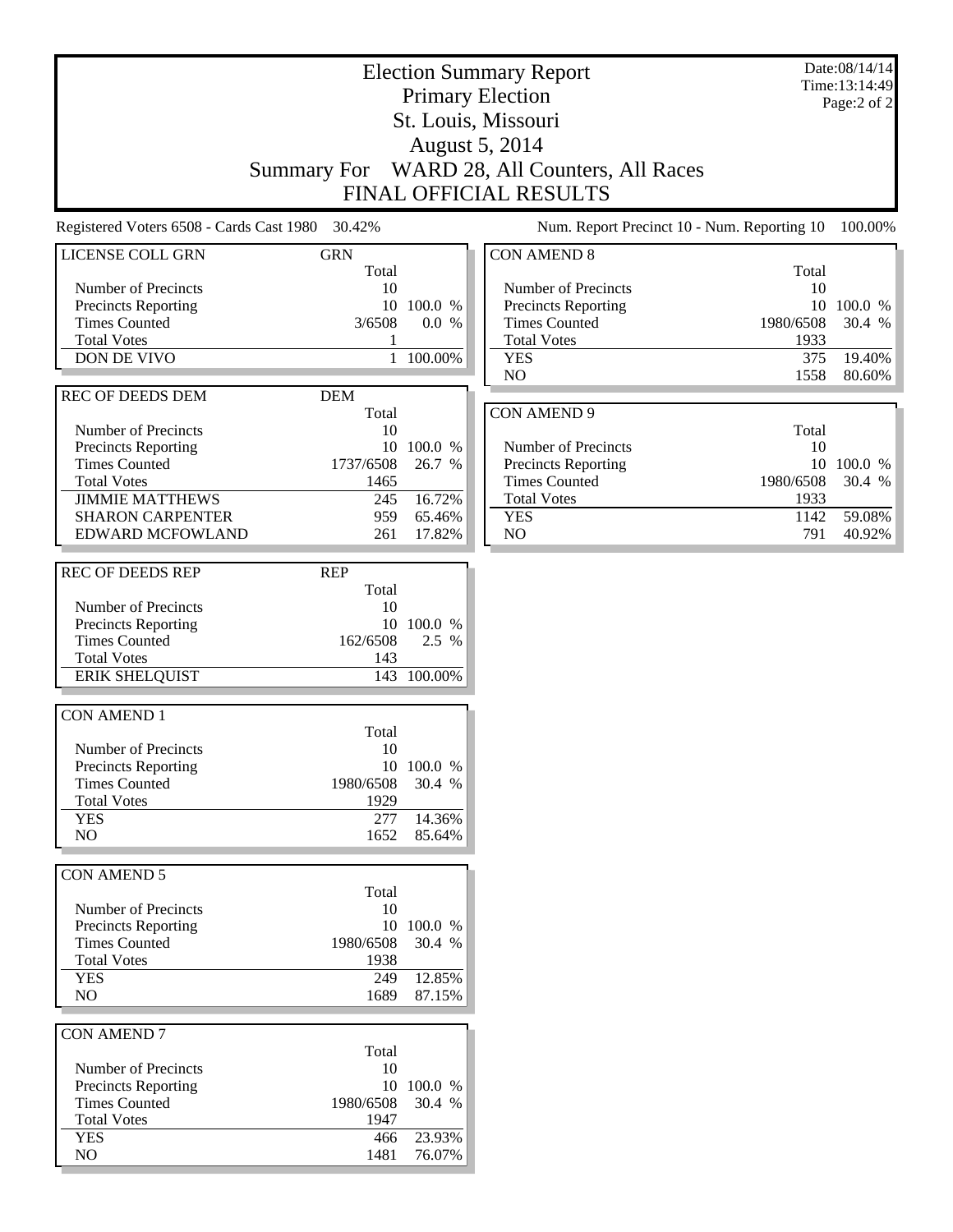# Election Summary Report
## Primary Election
## St. Louis, Missouri
## August 5, 2014
## Summary For WARD 28, All Counters, All Races
## FINAL OFFICIAL RESULTS

Date:08/14/14
Time:13:14:49

Registered Voters 6508 - Cards Cast 1980 30.42%

Num. Report Precinct 10 - Num. Reporting 10 100.00%

| LICENSE COLL GRN | GRN | |
|---|---|---|
| | Total | |
| Number of Precincts | 10 | |
| Precincts Reporting | 10 | 100.0 % |
| Times Counted | 3/6508 | 0.0 % |
| Total Votes | 1 | |
| DON DE VIVO | 1 | 100.00% |

| REC OF DEEDS DEM | DEM | |
|---|---|---|
| | Total | |
| Number of Precincts | 10 | |
| Precincts Reporting | 10 | 100.0 % |
| Times Counted | 1737/6508 | 26.7 % |
| Total Votes | 1465 | |
| JIMMIE MATTHEWS | 245 | 16.72% |
| SHARON CARPENTER | 959 | 65.46% |
| EDWARD MCFOWLAND | 261 | 17.82% |

| REC OF DEEDS REP | REP | |
|---|---|---|
| | Total | |
| Number of Precincts | 10 | |
| Precincts Reporting | 10 | 100.0 % |
| Times Counted | 162/6508 | 2.5 % |
| Total Votes | 143 | |
| ERIK SHELQUIST | 143 | 100.00% |

| CON AMEND 1 | | |
|---|---|---|
| | Total | |
| Number of Precincts | 10 | |
| Precincts Reporting | 10 | 100.0 % |
| Times Counted | 1980/6508 | 30.4 % |
| Total Votes | 1929 | |
| YES | 277 | 14.36% |
| NO | 1652 | 85.64% |

| CON AMEND 5 | | |
|---|---|---|
| | Total | |
| Number of Precincts | 10 | |
| Precincts Reporting | 10 | 100.0 % |
| Times Counted | 1980/6508 | 30.4 % |
| Total Votes | 1938 | |
| YES | 249 | 12.85% |
| NO | 1689 | 87.15% |

| CON AMEND 7 | | |
|---|---|---|
| | Total | |
| Number of Precincts | 10 | |
| Precincts Reporting | 10 | 100.0 % |
| Times Counted | 1980/6508 | 30.4 % |
| Total Votes | 1947 | |
| YES | 466 | 23.93% |
| NO | 1481 | 76.07% |

| CON AMEND 8 | | |
|---|---|---|
| | Total | |
| Number of Precincts | 10 | |
| Precincts Reporting | 10 | 100.0 % |
| Times Counted | 1980/6508 | 30.4 % |
| Total Votes | 1933 | |
| YES | 375 | 19.40% |
| NO | 1558 | 80.60% |

| CON AMEND 9 | | |
|---|---|---|
| | Total | |
| Number of Precincts | 10 | |
| Precincts Reporting | 10 | 100.0 % |
| Times Counted | 1980/6508 | 30.4 % |
| Total Votes | 1933 | |
| YES | 1142 | 59.08% |
| NO | 791 | 40.92% |